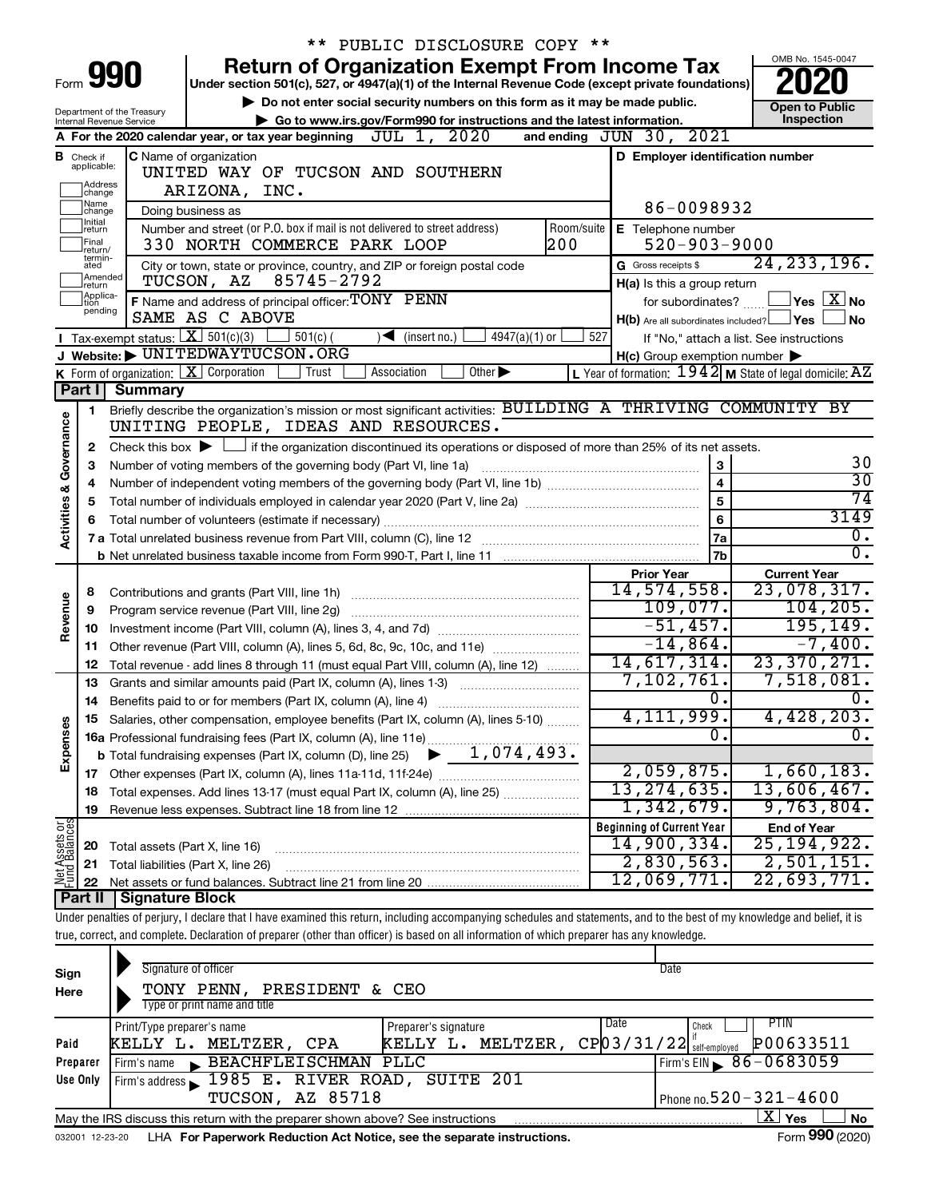** PUBLIC DISCLOSURE COPY **

# Form 990 — Return of Organization Exempt From Income Tax (2020)

Under section 501(c), 527, or 4947(a)(1) of the Internal Revenue Code (except private foundations)

▶ Do not enter social security numbers on this form as it may be made public.

▶ Go to www.irs.gov/Form990 for instructions and the latest information.

Department of the Treasury, Internal Revenue Service

OMB No. 1545-0047 — **Open to Public Inspection**

**A** For the 2020 calendar year, or tax year beginning JUL 1, 2020 and ending JUN 30, 2021

**B** Check if applicable: Address change, Name change, Initial return, Final return/terminated, Amended return, Application pending

**C** Name of organization: UNITED WAY OF TUCSON AND SOUTHERN ARIZONA, INC.

Doing business as

Number and street (or P.O. box if mail is not delivered to street address): 330 NORTH COMMERCE PARK LOOP — Room/suite: 200

City or town, state or province, country, and ZIP or foreign postal code: TUCSON, AZ 85745-2792

**D** Employer identification number: 86-0098932

**E** Telephone number: 520-903-9000

**G** Gross receipts $ 24,233,196.

**F** Name and address of principal officer: TONY PENN, SAME AS C ABOVE

**H(a)** Is this a group return for subordinates? ☐ Yes ☒ No

**H(b)** Are all subordinates included? ☐ Yes ☐ No — If "No," attach a list. See instructions

**H(c)** Group exemption number ▶

**I** Tax-exempt status: ☒ 501(c)(3) ☐ 501(c) ( ) ◀ (insert no.) ☐ 4947(a)(1) or ☐ 527

**J** Website: ▶ UNITEDWAYTUCSON.ORG

**K** Form of organization: ☒ Corporation ☐ Trust ☐ Association ☐ Other ▶

**L** Year of formation: 1942 **M** State of legal domicile: AZ

## Part I Summary

**Activities & Governance**

1. Briefly describe the organization's mission or most significant activities: BUILDING A THRIVING COMMUNITY BY UNITING PEOPLE, IDEAS AND RESOURCES.
2. Check this box ▶ ☐ if the organization discontinued its operations or disposed of more than 25% of its net assets.

| Line | Description | | Value |
|---|---|---|---|
| 3 | Number of voting members of the governing body (Part VI, line 1a) | 3 | 30 |
| 4 | Number of independent voting members of the governing body (Part VI, line 1b) | 4 | 30 |
| 5 | Total number of individuals employed in calendar year 2020 (Part V, line 2a) | 5 | 74 |
| 6 | Total number of volunteers (estimate if necessary) | 6 | 3149 |
| 7a | Total unrelated business revenue from Part VIII, column (C), line 12 | 7a | 0. |
| 7b | Net unrelated business taxable income from Form 990-T, Part I, line 11 | 7b | 0. |

| Section | Line | Description | Prior Year | Current Year |
|---|---|---|---|---|
| Revenue | 8 | Contributions and grants (Part VIII, line 1h) | 14,574,558. | 23,078,317. |
| | 9 | Program service revenue (Part VIII, line 2g) | 109,077. | 104,205. |
| | 10 | Investment income (Part VIII, column (A), lines 3, 4, and 7d) | -51,457. | 195,149. |
| | 11 | Other revenue (Part VIII, column (A), lines 5, 6d, 8c, 9c, 10c, and 11e) | -14,864. | -7,400. |
| | 12 | Total revenue - add lines 8 through 11 (must equal Part VIII, column (A), line 12) | 14,617,314. | 23,370,271. |
| Expenses | 13 | Grants and similar amounts paid (Part IX, column (A), lines 1-3) | 7,102,761. | 7,518,081. |
| | 14 | Benefits paid to or for members (Part IX, column (A), line 4) | 0. | 0. |
| | 15 | Salaries, other compensation, employee benefits (Part IX, column (A), lines 5-10) | 4,111,999. | 4,428,203. |
| | 16a | Professional fundraising fees (Part IX, column (A), line 11e) | 0. | 0. |
| | b | Total fundraising expenses (Part IX, column (D), line 25) ▶ 1,074,493. | | |
| | 17 | Other expenses (Part IX, column (A), lines 11a-11d, 11f-24e) | 2,059,875. | 1,660,183. |
| | 18 | Total expenses. Add lines 13-17 (must equal Part IX, column (A), line 25) | 13,274,635. | 13,606,467. |
| | 19 | Revenue less expenses. Subtract line 18 from line 12 | 1,342,679. | 9,763,804. |

| Section | Line | Description | Beginning of Current Year | End of Year |
|---|---|---|---|---|
| Net Assets or Fund Balances | 20 | Total assets (Part X, line 16) | 14,900,334. | 25,194,922. |
| | 21 | Total liabilities (Part X, line 26) | 2,830,563. | 2,501,151. |
| | 22 | Net assets or fund balances. Subtract line 21 from line 20 | 12,069,771. | 22,693,771. |

## Part II Signature Block

Under penalties of perjury, I declare that I have examined this return, including accompanying schedules and statements, and to the best of my knowledge and belief, it is true, correct, and complete. Declaration of preparer (other than officer) is based on all information of which preparer has any knowledge.

**Sign Here**

Signature of officer — Date

TONY PENN, PRESIDENT & CEO

Type or print name and title

**Paid Preparer Use Only**

| Print/Type preparer's name | Preparer's signature | Date | Check if self-employed | PTIN |
|---|---|---|---|---|
| KELLY L. MELTZER, CPA | KELLY L. MELTZER, CPA | 03/31/22 | ☐ | P00633511 |

Firm's name ▶ BEACHFLEISCHMAN PLLC — Firm's EIN ▶ 86-0683059

Firm's address ▶ 1985 E. RIVER ROAD, SUITE 201, TUCSON, AZ 85718 — Phone no. 520-321-4600

May the IRS discuss this return with the preparer shown above? See instructions ☒ Yes ☐ No

032001 12-23-20 LHA For Paperwork Reduction Act Notice, see the separate instructions. Form **990** (2020)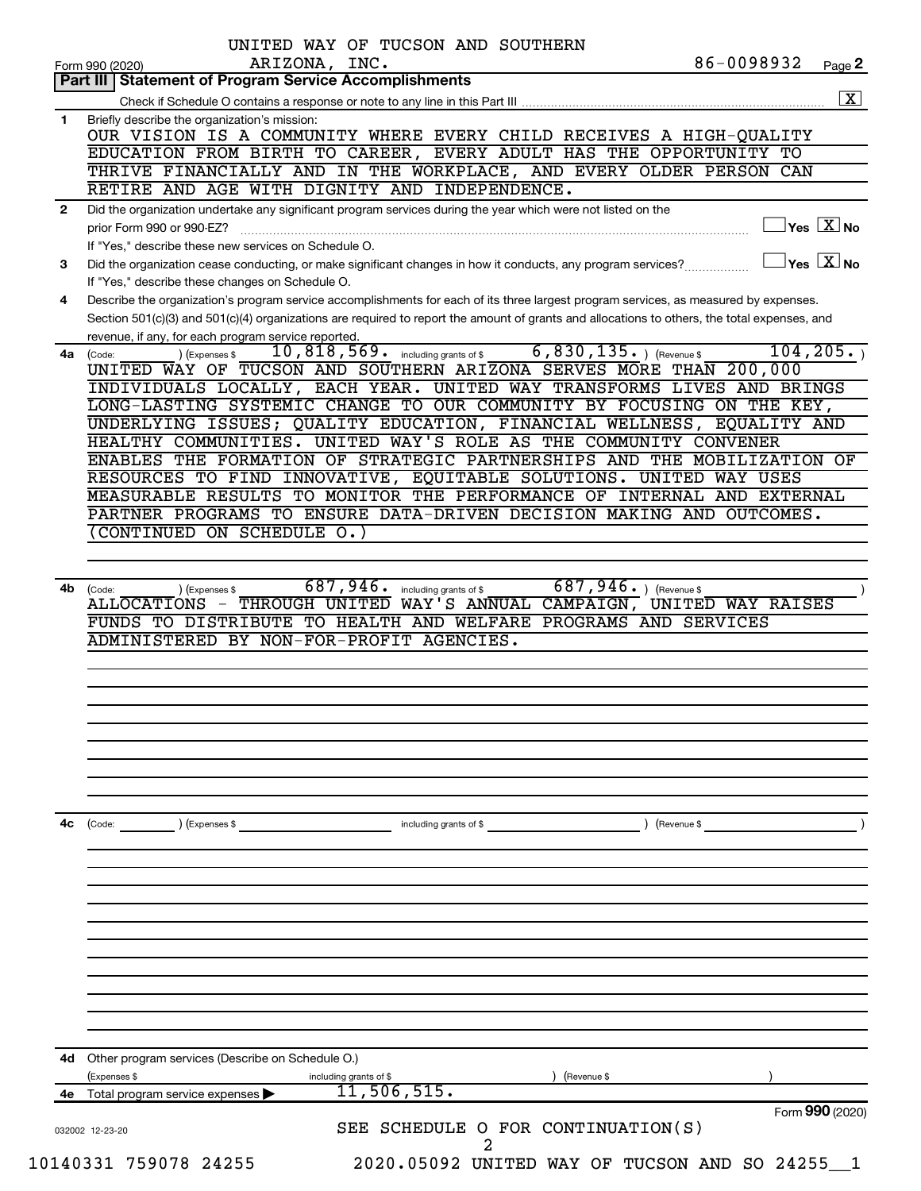UNITED WAY OF TUCSON AND SOUTHERN ARIZONA, INC. 86-0098932

Form 990 (2020)

## Part III | Statement of Program Service Accomplishments

Check if Schedule O contains a response or note to any line in this Part III .......... [X]

**1** Briefly describe the organization's mission:

OUR VISION IS A COMMUNITY WHERE EVERY CHILD RECEIVES A HIGH-QUALITY EDUCATION FROM BIRTH TO CAREER, EVERY ADULT HAS THE OPPORTUNITY TO THRIVE FINANCIALLY AND IN THE WORKPLACE, AND EVERY OLDER PERSON CAN RETIRE AND AGE WITH DIGNITY AND INDEPENDENCE.

**2** Did the organization undertake any significant program services during the year which were not listed on the prior Form 990 or 990-EZ? .......... [ ] Yes [X] No

If "Yes," describe these new services on Schedule O.

**3** Did the organization cease conducting, or make significant changes in how it conducts, any program services? .......... [ ] Yes [X] No

If "Yes," describe these changes on Schedule O.

**4** Describe the organization's program service accomplishments for each of its three largest program services, as measured by expenses. Section 501(c)(3) and 501(c)(4) organizations are required to report the amount of grants and allocations to others, the total expenses, and revenue, if any, for each program service reported.

**4a** (Code: ) (Expenses $ 10,818,569. including grants of $ 6,830,135. ) (Revenue $ 104,205. )

UNITED WAY OF TUCSON AND SOUTHERN ARIZONA SERVES MORE THAN 200,000 INDIVIDUALS LOCALLY, EACH YEAR. UNITED WAY TRANSFORMS LIVES AND BRINGS LONG-LASTING SYSTEMIC CHANGE TO OUR COMMUNITY BY FOCUSING ON THE KEY, UNDERLYING ISSUES; QUALITY EDUCATION, FINANCIAL WELLNESS, EQUALITY AND HEALTHY COMMUNITIES. UNITED WAY'S ROLE AS THE COMMUNITY CONVENER ENABLES THE FORMATION OF STRATEGIC PARTNERSHIPS AND THE MOBILIZATION OF RESOURCES TO FIND INNOVATIVE, EQUITABLE SOLUTIONS. UNITED WAY USES MEASURABLE RESULTS TO MONITOR THE PERFORMANCE OF INTERNAL AND EXTERNAL PARTNER PROGRAMS TO ENSURE DATA-DRIVEN DECISION MAKING AND OUTCOMES. (CONTINUED ON SCHEDULE O.)

**4b** (Code: ) (Expenses $ 687,946. including grants of $ 687,946. ) (Revenue $ )

ALLOCATIONS - THROUGH UNITED WAY'S ANNUAL CAMPAIGN, UNITED WAY RAISES FUNDS TO DISTRIBUTE TO HEALTH AND WELFARE PROGRAMS AND SERVICES ADMINISTERED BY NON-FOR-PROFIT AGENCIES.

**4c** (Code: ) (Expenses $ including grants of $ ) (Revenue $ )

**4d** Other program services (Describe on Schedule O.)

(Expenses $ including grants of $ ) (Revenue $ )

**4e** Total program services expenses ▶ 11,506,515.

Form 990 (2020)

SEE SCHEDULE O FOR CONTINUATION(S)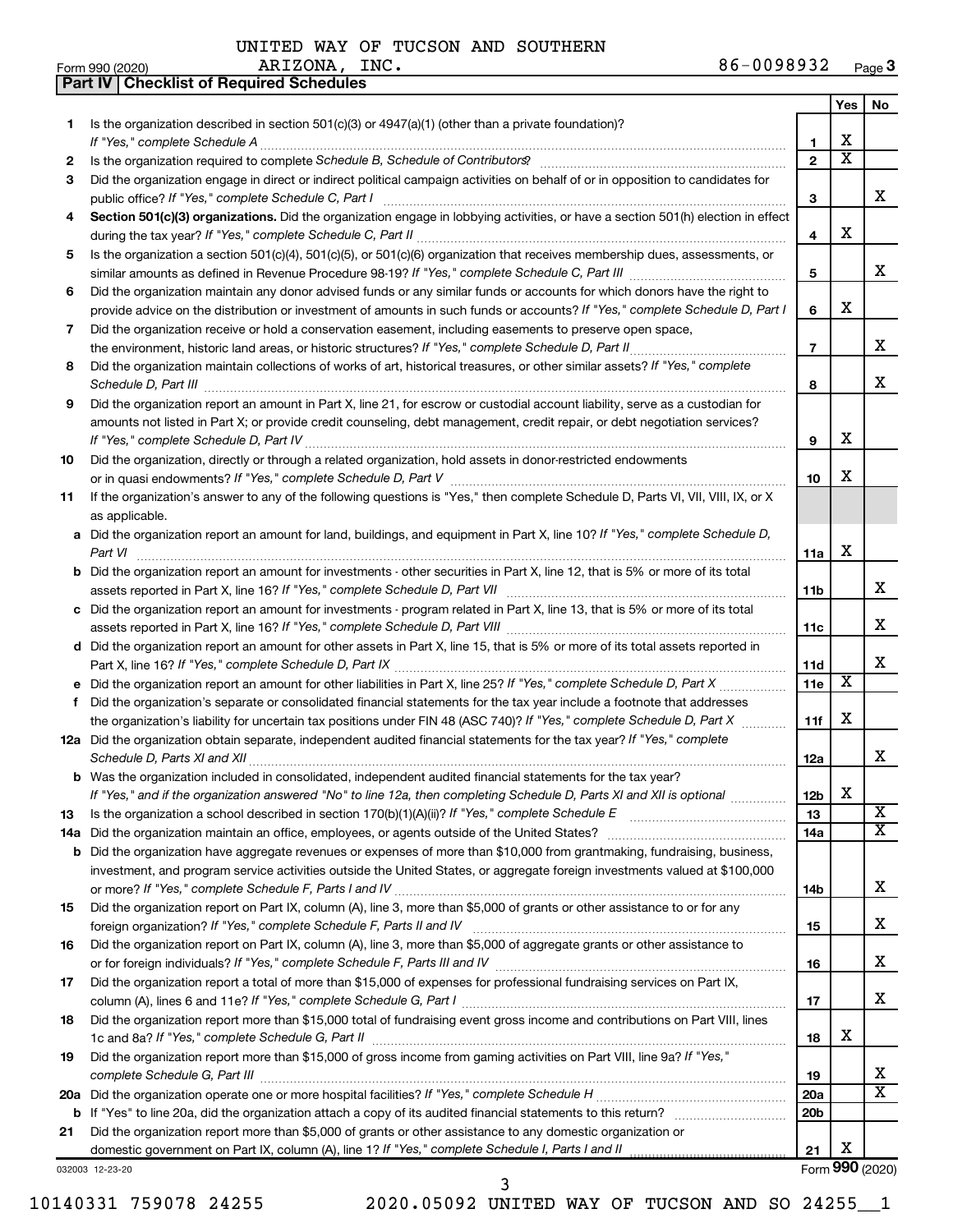UNITED WAY OF TUCSON AND SOUTHERN ARIZONA, INC. 86-0098932

Form 990 (2020)

**Part IV | Checklist of Required Schedules**

| | | | Yes | No |
|---|---|---|---|---|
| 1 | Is the organization described in section 501(c)(3) or 4947(a)(1) (other than a private foundation)? *If "Yes," complete Schedule A* | 1 | X | |
| 2 | Is the organization required to complete *Schedule B, Schedule of Contributors*? | 2 | X | |
| 3 | Did the organization engage in direct or indirect political campaign activities on behalf of or in opposition to candidates for public office? *If "Yes," complete Schedule C, Part I* | 3 | | X |
| 4 | **Section 501(c)(3) organizations.** Did the organization engage in lobbying activities, or have a section 501(h) election in effect during the tax year? *If "Yes," complete Schedule C, Part II* | 4 | X | |
| 5 | Is the organization a section 501(c)(4), 501(c)(5), or 501(c)(6) organization that receives membership dues, assessments, or similar amounts as defined in Revenue Procedure 98-19? *If "Yes," complete Schedule C, Part III* | 5 | | X |
| 6 | Did the organization maintain any donor advised funds or any similar funds or accounts for which donors have the right to provide advice on the distribution or investment of amounts in such funds or accounts? *If "Yes," complete Schedule D, Part I* | 6 | X | |
| 7 | Did the organization receive or hold a conservation easement, including easements to preserve open space, the environment, historic land areas, or historic structures? *If "Yes," complete Schedule D, Part II* | 7 | | X |
| 8 | Did the organization maintain collections of works of art, historical treasures, or other similar assets? *If "Yes," complete Schedule D, Part III* | 8 | | X |
| 9 | Did the organization report an amount in Part X, line 21, for escrow or custodial account liability, serve as a custodian for amounts not listed in Part X; or provide credit counseling, debt management, credit repair, or debt negotiation services? *If "Yes," complete Schedule D, Part IV* | 9 | X | |
| 10 | Did the organization, directly or through a related organization, hold assets in donor-restricted endowments or in quasi endowments? *If "Yes," complete Schedule D, Part V* | 10 | X | |
| 11 | If the organization's answer to any of the following questions is "Yes," then complete Schedule D, Parts VI, VII, VIII, IX, or X as applicable. | | | |
| a | Did the organization report an amount for land, buildings, and equipment in Part X, line 10? *If "Yes," complete Schedule D, Part VI* | 11a | X | |
| b | Did the organization report an amount for investments - other securities in Part X, line 12, that is 5% or more of its total assets reported in Part X, line 16? *If "Yes," complete Schedule D, Part VII* | 11b | | X |
| c | Did the organization report an amount for investments - program related in Part X, line 13, that is 5% or more of its total assets reported in Part X, line 16? *If "Yes," complete Schedule D, Part VIII* | 11c | | X |
| d | Did the organization report an amount for other assets in Part X, line 15, that is 5% or more of its total assets reported in Part X, line 16? *If "Yes," complete Schedule D, Part IX* | 11d | | X |
| e | Did the organization report an amount for other liabilities in Part X, line 25? *If "Yes," complete Schedule D, Part X* | 11e | X | |
| f | Did the organization's separate or consolidated financial statements for the tax year include a footnote that addresses the organization's liability for uncertain tax positions under FIN 48 (ASC 740)? *If "Yes," complete Schedule D, Part X* | 11f | X | |
| 12a | Did the organization obtain separate, independent audited financial statements for the tax year? *If "Yes," complete Schedule D, Parts XI and XII* | 12a | | X |
| b | Was the organization included in consolidated, independent audited financial statements for the tax year? *If "Yes," and if the organization answered "No" to line 12a, then completing Schedule D, Parts XI and XII is optional* | 12b | X | |
| 13 | Is the organization a school described in section 170(b)(1)(A)(ii)? *If "Yes," complete Schedule E* | 13 | | X |
| 14a | Did the organization maintain an office, employees, or agents outside of the United States? | 14a | | X |
| b | Did the organization have aggregate revenues or expenses of more than $10,000 from grantmaking, fundraising, business, investment, and program service activities outside the United States, or aggregate foreign investments valued at $100,000 or more? *If "Yes," complete Schedule F, Parts I and IV* | 14b | | X |
| 15 | Did the organization report on Part IX, column (A), line 3, more than $5,000 of grants or other assistance to or for any foreign organization? *If "Yes," complete Schedule F, Parts II and IV* | 15 | | X |
| 16 | Did the organization report on Part IX, column (A), line 3, more than $5,000 of aggregate grants or other assistance to or for foreign individuals? *If "Yes," complete Schedule F, Parts III and IV* | 16 | | X |
| 17 | Did the organization report a total of more than $15,000 of expenses for professional fundraising services on Part IX, column (A), lines 6 and 11e? *If "Yes," complete Schedule G, Part I* | 17 | | X |
| 18 | Did the organization report more than $15,000 total of fundraising event gross income and contributions on Part VIII, lines 1c and 8a? *If "Yes," complete Schedule G, Part II* | 18 | X | |
| 19 | Did the organization report more than $15,000 of gross income from gaming activities on Part VIII, line 9a? *If "Yes," complete Schedule G, Part III* | 19 | | X |
| 20a | Did the organization operate one or more hospital facilities? *If "Yes," complete Schedule H* | 20a | | X |
| b | If "Yes" to line 20a, did the organization attach a copy of its audited financial statements to this return? | 20b | | |
| 21 | Did the organization report more than $5,000 of grants or other assistance to any domestic organization or domestic government on Part IX, column (A), line 1? *If "Yes," complete Schedule I, Parts I and II* | 21 | X | |

032003 12-23-20

Form **990** (2020)

10140331 759078 24255 2020.05092 UNITED WAY OF TUCSON AND SO 24255__1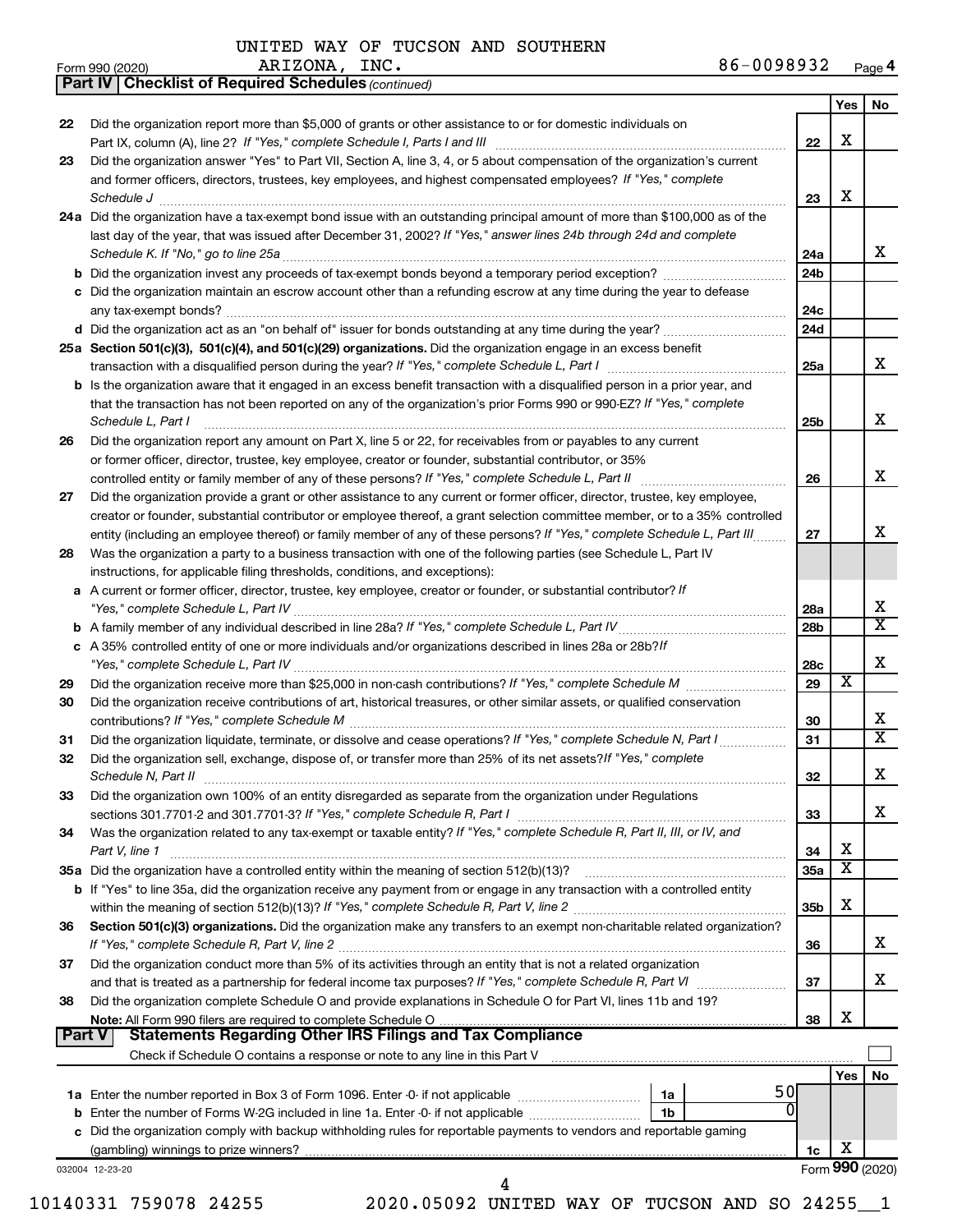UNITED WAY OF TUCSON AND SOUTHERN ARIZONA, INC. 86-0098932

Form 990 (2020) Page 4

**Part IV | Checklist of Required Schedules** *(continued)*

| | | | Yes | No |
|---|---|---|---|---|
| 22 | Did the organization report more than $5,000 of grants or other assistance to or for domestic individuals on Part IX, column (A), line 2? *If "Yes," complete Schedule I, Parts I and III* | 22 | X | |
| 23 | Did the organization answer "Yes" to Part VII, Section A, line 3, 4, or 5 about compensation of the organization's current and former officers, directors, trustees, key employees, and highest compensated employees? *If "Yes," complete Schedule J* | 23 | X | |
| 24a | Did the organization have a tax-exempt bond issue with an outstanding principal amount of more than $100,000 as of the last day of the year, that was issued after December 31, 2002? *If "Yes," answer lines 24b through 24d and complete Schedule K. If "No," go to line 25a* | 24a | | X |
| b | Did the organization invest any proceeds of tax-exempt bonds beyond a temporary period exception? | 24b | | |
| c | Did the organization maintain an escrow account other than a refunding escrow at any time during the year to defease any tax-exempt bonds? | 24c | | |
| d | Did the organization act as an "on behalf of" issuer for bonds outstanding at any time during the year? | 24d | | |
| 25a | **Section 501(c)(3), 501(c)(4), and 501(c)(29) organizations.** Did the organization engage in an excess benefit transaction with a disqualified person during the year? *If "Yes," complete Schedule L, Part I* | 25a | | X |
| b | Is the organization aware that it engaged in an excess benefit transaction with a disqualified person in a prior year, and that the transaction has not been reported on any of the organization's prior Forms 990 or 990-EZ? *If "Yes," complete Schedule L, Part I* | 25b | | X |
| 26 | Did the organization report any amount on Part X, line 5 or 22, for receivables from or payables to any current or former officer, director, trustee, key employee, creator or founder, substantial contributor, or 35% controlled entity or family member of any of these persons? *If "Yes," complete Schedule L, Part II* | 26 | | X |
| 27 | Did the organization provide a grant or other assistance to any current or former officer, director, trustee, key employee, creator or founder, substantial contributor or employee thereof, a grant selection committee member, or to a 35% controlled entity (including an employee thereof) or family member of any of these persons? *If "Yes," complete Schedule L, Part III* | 27 | | X |
| 28 | Was the organization a party to a business transaction with one of the following parties (see Schedule L, Part IV instructions, for applicable filing thresholds, conditions, and exceptions): | | | |
| a | A current or former officer, director, trustee, key employee, creator or founder, or substantial contributor? *If "Yes," complete Schedule L, Part IV* | 28a | | X |
| b | A family member of any individual described in line 28a? *If "Yes," complete Schedule L, Part IV* | 28b | | X |
| c | A 35% controlled entity of one or more individuals and/or organizations described in lines 28a or 28b? *If "Yes," complete Schedule L, Part IV* | 28c | | X |
| 29 | Did the organization receive more than $25,000 in non-cash contributions? *If "Yes," complete Schedule M* | 29 | X | |
| 30 | Did the organization receive contributions of art, historical treasures, or other similar assets, or qualified conservation contributions? *If "Yes," complete Schedule M* | 30 | | X |
| 31 | Did the organization liquidate, terminate, or dissolve and cease operations? *If "Yes," complete Schedule N, Part I* | 31 | | X |
| 32 | Did the organization sell, exchange, dispose of, or transfer more than 25% of its net assets? *If "Yes," complete Schedule N, Part II* | 32 | | X |
| 33 | Did the organization own 100% of an entity disregarded as separate from the organization under Regulations sections 301.7701-2 and 301.7701-3? *If "Yes," complete Schedule R, Part I* | 33 | | X |
| 34 | Was the organization related to any tax-exempt or taxable entity? *If "Yes," complete Schedule R, Part II, III, or IV, and Part V, line 1* | 34 | X | |
| 35a | Did the organization have a controlled entity within the meaning of section 512(b)(13)? | 35a | X | |
| b | If "Yes" to line 35a, did the organization receive any payment from or engage in any transaction with a controlled entity within the meaning of section 512(b)(13)? *If "Yes," complete Schedule R, Part V, line 2* | 35b | X | |
| 36 | **Section 501(c)(3) organizations.** Did the organization make any transfers to an exempt non-charitable related organization? *If "Yes," complete Schedule R, Part V, line 2* | 36 | | X |
| 37 | Did the organization conduct more than 5% of its activities through an entity that is not a related organization and that is treated as a partnership for federal income tax purposes? *If "Yes," complete Schedule R, Part VI* | 37 | | X |
| 38 | Did the organization complete Schedule O and provide explanations in Schedule O for Part VI, lines 11b and 19? **Note:** All Form 990 filers are required to complete Schedule O | 38 | X | |

**Part V | Statements Regarding Other IRS Filings and Tax Compliance**

Check if Schedule O contains a response or note to any line in this Part V ☐

| | | | | Yes | No |
|---|---|---|---|---|---|
| 1a | Enter the number reported in Box 3 of Form 1096. Enter -0- if not applicable | 1a | 50 | | |
| b | Enter the number of Forms W-2G included in line 1a. Enter -0- if not applicable | 1b | 0 | | |
| c | Did the organization comply with backup withholding rules for reportable payments to vendors and reportable gaming (gambling) winnings to prize winners? | | 1c | X | |

032004 12-23-20 Form **990** (2020)

10140331 759078 24255 2020.05092 UNITED WAY OF TUCSON AND SO 24255__1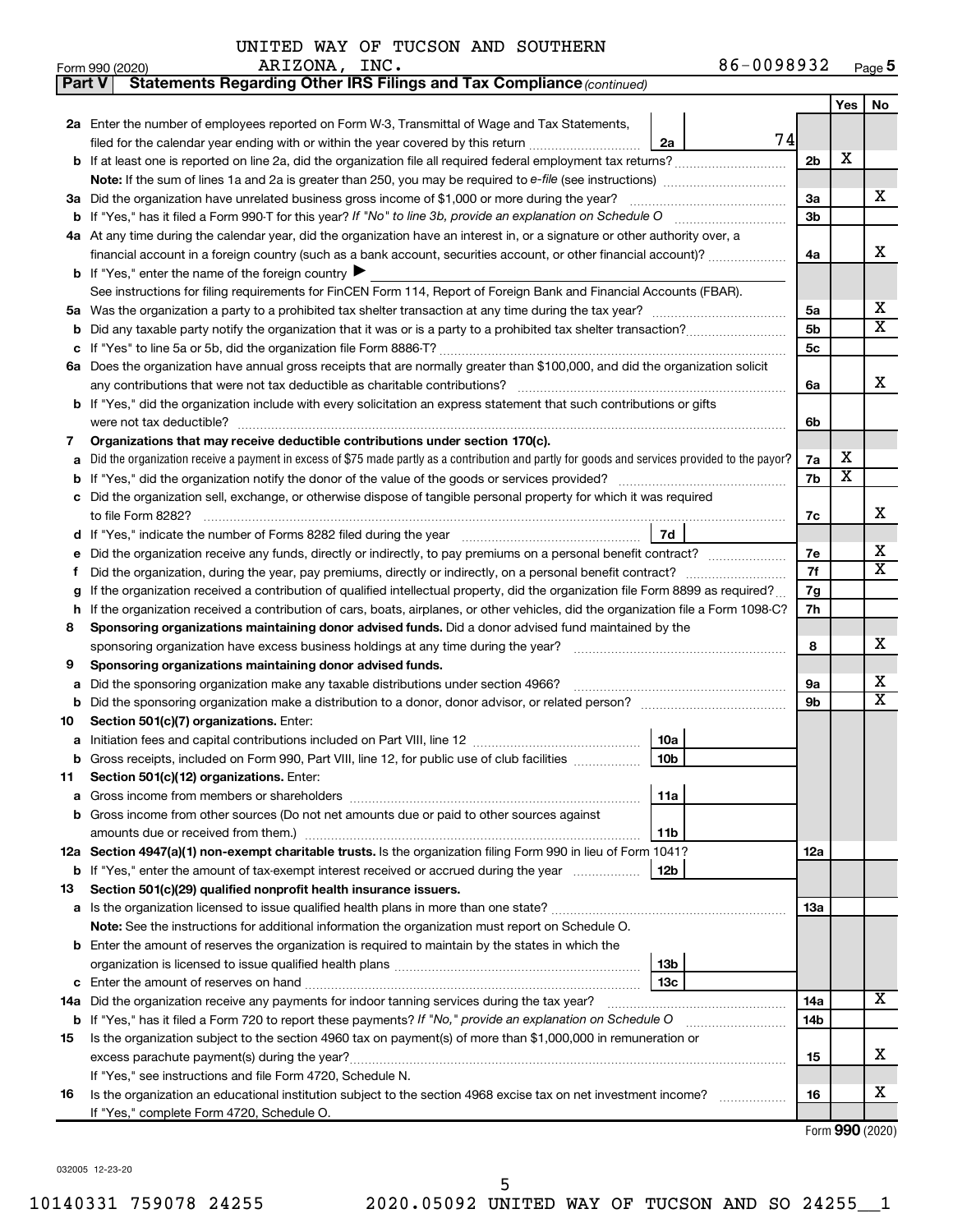UNITED WAY OF TUCSON AND SOUTHERN ARIZONA, INC. 86-0098932

Form 990 (2020) Page 5

**Part V Statements Regarding Other IRS Filings and Tax Compliance** *(continued)*

| | | | | Yes | No |
|---|---|---|---|---|---|
| **2a** | Enter the number of employees reported on Form W-3, Transmittal of Wage and Tax Statements, filed for the calendar year ending with or within the year covered by this return | 2a | 74 | | |
| **b** | If at least one is reported on line 2a, did the organization file all required federal employment tax returns? | | 2b | X | |
| | **Note:** If the sum of lines 1a and 2a is greater than 250, you may be required to *e-file* (see instructions) | | | | |
| **3a** | Did the organization have unrelated business gross income of $1,000 or more during the year? | | 3a | | X |
| **b** | If "Yes," has it filed a Form 990-T for this year? *If "No" to line 3b, provide an explanation on Schedule O* | | 3b | | |
| **4a** | At any time during the calendar year, did the organization have an interest in, or a signature or other authority over, a financial account in a foreign country (such as a bank account, securities account, or other financial account)? | | 4a | | X |
| **b** | If "Yes," enter the name of the foreign country ▶ | | | | |
| | See instructions for filing requirements for FinCEN Form 114, Report of Foreign Bank and Financial Accounts (FBAR). | | | | |
| **5a** | Was the organization a party to a prohibited tax shelter transaction at any time during the tax year? | | 5a | | X |
| **b** | Did any taxable party notify the organization that it was or is a party to a prohibited tax shelter transaction? | | 5b | | X |
| **c** | If "Yes" to line 5a or 5b, did the organization file Form 8886-T? | | 5c | | |
| **6a** | Does the organization have annual gross receipts that are normally greater than $100,000, and did the organization solicit any contributions that were not tax deductible as charitable contributions? | | 6a | | X |
| **b** | If "Yes," did the organization include with every solicitation an express statement that such contributions or gifts were not tax deductible? | | 6b | | |
| **7** | **Organizations that may receive deductible contributions under section 170(c).** | | | | |
| **a** | Did the organization receive a payment in excess of $75 made partly as a contribution and partly for goods and services provided to the payor? | | 7a | X | |
| **b** | If "Yes," did the organization notify the donor of the value of the goods or services provided? | | 7b | X | |
| **c** | Did the organization sell, exchange, or otherwise dispose of tangible personal property for which it was required to file Form 8282? | | 7c | | X |
| **d** | If "Yes," indicate the number of Forms 8282 filed during the year | 7d | | | |
| **e** | Did the organization receive any funds, directly or indirectly, to pay premiums on a personal benefit contract? | | 7e | | X |
| **f** | Did the organization, during the year, pay premiums, directly or indirectly, on a personal benefit contract? | | 7f | | X |
| **g** | If the organization received a contribution of qualified intellectual property, did the organization file Form 8899 as required? | | 7g | | |
| **h** | If the organization received a contribution of cars, boats, airplanes, or other vehicles, did the organization file a Form 1098-C? | | 7h | | |
| **8** | **Sponsoring organizations maintaining donor advised funds.** Did a donor advised fund maintained by the sponsoring organization have excess business holdings at any time during the year? | | 8 | | X |
| **9** | **Sponsoring organizations maintaining donor advised funds.** | | | | |
| **a** | Did the sponsoring organization make any taxable distributions under section 4966? | | 9a | | X |
| **b** | Did the sponsoring organization make a distribution to a donor, donor advisor, or related person? | | 9b | | X |
| **10** | **Section 501(c)(7) organizations.** Enter: | | | | |
| **a** | Initiation fees and capital contributions included on Part VIII, line 12 | 10a | | | |
| **b** | Gross receipts, included on Form 990, Part VIII, line 12, for public use of club facilities | 10b | | | |
| **11** | **Section 501(c)(12) organizations.** Enter: | | | | |
| **a** | Gross income from members or shareholders | 11a | | | |
| **b** | Gross income from other sources (Do not net amounts due or paid to other sources against amounts due or received from them.) | 11b | | | |
| **12a** | **Section 4947(a)(1) non-exempt charitable trusts.** Is the organization filing Form 990 in lieu of Form 1041? | | 12a | | |
| **b** | If "Yes," enter the amount of tax-exempt interest received or accrued during the year | 12b | | | |
| **13** | **Section 501(c)(29) qualified nonprofit health insurance issuers.** | | | | |
| **a** | Is the organization licensed to issue qualified health plans in more than one state? | | 13a | | |
| | **Note:** See the instructions for additional information the organization must report on Schedule O. | | | | |
| **b** | Enter the amount of reserves the organization is required to maintain by the states in which the organization is licensed to issue qualified health plans | 13b | | | |
| **c** | Enter the amount of reserves on hand | 13c | | | |
| **14a** | Did the organization receive any payments for indoor tanning services during the tax year? | | 14a | | X |
| **b** | If "Yes," has it filed a Form 720 to report these payments? *If "No," provide an explanation on Schedule O* | | 14b | | |
| **15** | Is the organization subject to the section 4960 tax on payment(s) of more than $1,000,000 in remuneration or excess parachute payment(s) during the year? | | 15 | | X |
| | If "Yes," see instructions and file Form 4720, Schedule N. | | | | |
| **16** | Is the organization an educational institution subject to the section 4968 excise tax on net investment income? | | 16 | | X |
| | If "Yes," complete Form 4720, Schedule O. | | | | |

Form **990** (2020)

032005 12-23-20

10140331 759078 24255 2020.05092 UNITED WAY OF TUCSON AND SO 24255__1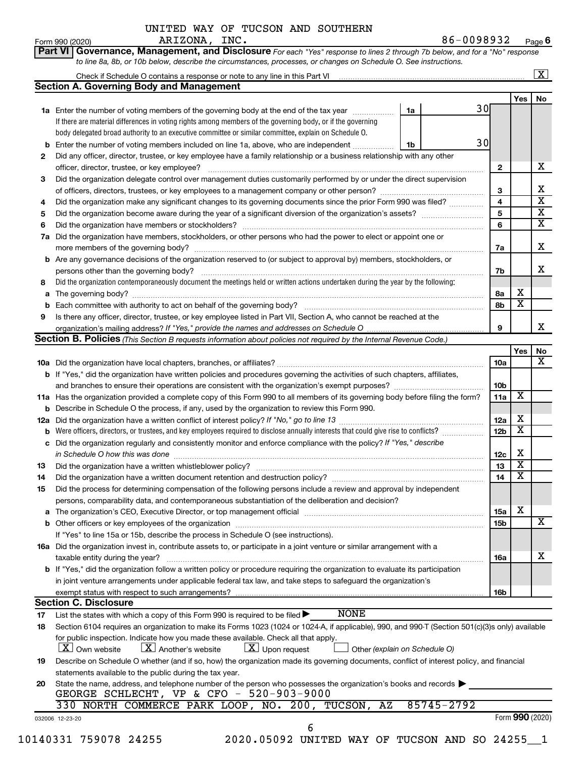UNITED WAY OF TUCSON AND SOUTHERN ARIZONA, INC. 86-0098932

Form 990 (2020) Page 6

**Part VI Governance, Management, and Disclosure** *For each "Yes" response to lines 2 through 7b below, and for a "No" response to line 8a, 8b, or 10b below, describe the circumstances, processes, or changes on Schedule O. See instructions.*

Check if Schedule O contains a response or note to any line in this Part VI [X]

**Section A. Governing Body and Management**

| | | | Yes | No |
|---|---|---|---|---|
| 1a | Enter the number of voting members of the governing body at the end of the tax year — 1a: 30. If there are material differences in voting rights among members of the governing body, or if the governing body delegated broad authority to an executive committee or similar committee, explain on Schedule O. | | | |
| b | Enter the number of voting members included on line 1a, above, who are independent — 1b: 30 | | | |
| 2 | Did any officer, director, trustee, or key employee have a family relationship or a business relationship with any other officer, director, trustee, or key employee? | 2 | | X |
| 3 | Did the organization delegate control over management duties customarily performed by or under the direct supervision of officers, directors, trustees, or key employees to a management company or other person? | 3 | | X |
| 4 | Did the organization make any significant changes to its governing documents since the prior Form 990 was filed? | 4 | | X |
| 5 | Did the organization become aware during the year of a significant diversion of the organization's assets? | 5 | | X |
| 6 | Did the organization have members or stockholders? | 6 | | X |
| 7a | Did the organization have members, stockholders, or other persons who had the power to elect or appoint one or more members of the governing body? | 7a | | X |
| b | Are any governance decisions of the organization reserved to (or subject to approval by) members, stockholders, or persons other than the governing body? | 7b | | X |
| 8 | Did the organization contemporaneously document the meetings held or written actions undertaken during the year by the following: | | | |
| a | The governing body? | 8a | X | |
| b | Each committee with authority to act on behalf of the governing body? | 8b | X | |
| 9 | Is there any officer, director, trustee, or key employee listed in Part VII, Section A, who cannot be reached at the organization's mailing address? *If "Yes," provide the names and addresses on Schedule O* | 9 | | X |

**Section B. Policies** *(This Section B requests information about policies not required by the Internal Revenue Code.)*

| | | | Yes | No |
|---|---|---|---|---|
| 10a | Did the organization have local chapters, branches, or affiliates? | 10a | | X |
| b | If "Yes," did the organization have written policies and procedures governing the activities of such chapters, affiliates, and branches to ensure their operations are consistent with the organization's exempt purposes? | 10b | | |
| 11a | Has the organization provided a complete copy of this Form 990 to all members of its governing body before filing the form? | 11a | X | |
| b | Describe in Schedule O the process, if any, used by the organization to review this Form 990. | | | |
| 12a | Did the organization have a written conflict of interest policy? *If "No," go to line 13* | 12a | X | |
| b | Were officers, directors, or trustees, and key employees required to disclose annually interests that could give rise to conflicts? | 12b | X | |
| c | Did the organization regularly and consistently monitor and enforce compliance with the policy? *If "Yes," describe in Schedule O how this was done* | 12c | X | |
| 13 | Did the organization have a written whistleblower policy? | 13 | X | |
| 14 | Did the organization have a written document retention and destruction policy? | 14 | X | |
| 15 | Did the process for determining compensation of the following persons include a review and approval by independent persons, comparability data, and contemporaneous substantiation of the deliberation and decision? | | | |
| a | The organization's CEO, Executive Director, or top management official | 15a | X | |
| b | Other officers or key employees of the organization | 15b | | X |
| | If "Yes" to line 15a or 15b, describe the process in Schedule O (see instructions). | | | |
| 16a | Did the organization invest in, contribute assets to, or participate in a joint venture or similar arrangement with a taxable entity during the year? | 16a | | X |
| b | If "Yes," did the organization follow a written policy or procedure requiring the organization to evaluate its participation in joint venture arrangements under applicable federal tax law, and take steps to safeguard the organization's exempt status with respect to such arrangements? | 16b | | |

**Section C. Disclosure**

17 List the states with which a copy of this Form 990 is required to be filed ▶ NONE

18 Section 6104 requires an organization to make its Forms 1023 (1024 or 1024-A, if applicable), 990, and 990-T (Section 501(c)(3)s only) available for public inspection. Indicate how you made these available. Check all that apply.
[X] Own website [X] Another's website [X] Upon request [ ] Other *(explain on Schedule O)*

19 Describe on Schedule O whether (and if so, how) the organization made its governing documents, conflict of interest policy, and financial statements available to the public during the tax year.

20 State the name, address, and telephone number of the person who possesses the organization's books and records ▶
GEORGE SCHLECHT, VP & CFO - 520-903-9000
330 NORTH COMMERCE PARK LOOP, NO. 200, TUCSON, AZ 85745-2792

032006 12-23-20 Form **990** (2020)

10140331 759078 24255 2020.05092 UNITED WAY OF TUCSON AND SO 24255__1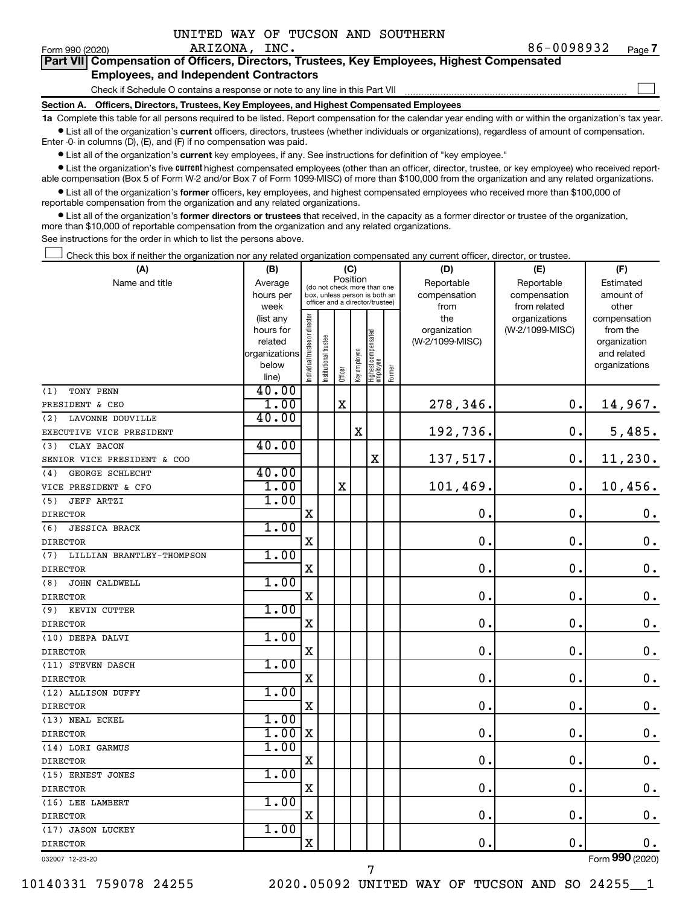UNITED WAY OF TUCSON AND SOUTHERN ARIZONA, INC.

Form 990 (2020) 86-0098932 Page 7

**Part VII Compensation of Officers, Directors, Trustees, Key Employees, Highest Compensated Employees, and Independent Contractors**

Check if Schedule O contains a response or note to any line in this Part VII ☐

**Section A. Officers, Directors, Trustees, Key Employees, and Highest Compensated Employees**

**1a** Complete this table for all persons required to be listed. Report compensation for the calendar year ending with or within the organization's tax year.

- List all of the organization's **current** officers, directors, trustees (whether individuals or organizations), regardless of amount of compensation. Enter -0- in columns (D), (E), and (F) if no compensation was paid.
- List all of the organization's **current** key employees, if any. See instructions for definition of "key employee."
- List the organization's five **current** highest compensated employees (other than an officer, director, trustee, or key employee) who received reportable compensation (Box 5 of Form W-2 and/or Box 7 of Form 1099-MISC) of more than $100,000 from the organization and any related organizations.
- List all of the organization's **former** officers, key employees, and highest compensated employees who received more than $100,000 of reportable compensation from the organization and any related organizations.
- List all of the organization's **former directors or trustees** that received, in the capacity as a former director or trustee of the organization, more than $10,000 of reportable compensation from the organization and any related organizations.

See instructions for the order in which to list the persons above.

☐ Check this box if neither the organization nor any related organization compensated any current officer, director, or trustee.

| (A) Name and title | (B) Average hours per week (list any hours for related organizations below line) | (C) Individual trustee or director | Institutional trustee | Officer | Key employee | Highest compensated employee | Former | (D) Reportable compensation from the organization (W-2/1099-MISC) | (E) Reportable compensation from related organizations (W-2/1099-MISC) | (F) Estimated amount of other compensation from the organization and related organizations |
|---|---|---|---|---|---|---|---|---|---|---|
| (1) TONY PENN<br>PRESIDENT & CEO | 40.00<br>1.00 | | | X | | | | 278,346. | 0. | 14,967. |
| (2) LAVONNE DOUVILLE<br>EXECUTIVE VICE PRESIDENT | 40.00 | | | | X | | | 192,736. | 0. | 5,485. |
| (3) CLAY BACON<br>SENIOR VICE PRESIDENT & COO | 40.00 | | | | | X | | 137,517. | 0. | 11,230. |
| (4) GEORGE SCHLECHT<br>VICE PRESIDENT & CFO | 40.00<br>1.00 | | | X | | | | 101,469. | 0. | 10,456. |
| (5) JEFF ARTZI<br>DIRECTOR | 1.00 | X | | | | | | 0. | 0. | 0. |
| (6) JESSICA BRACK<br>DIRECTOR | 1.00 | X | | | | | | 0. | 0. | 0. |
| (7) LILLIAN BRANTLEY-THOMPSON<br>DIRECTOR | 1.00 | X | | | | | | 0. | 0. | 0. |
| (8) JOHN CALDWELL<br>DIRECTOR | 1.00 | X | | | | | | 0. | 0. | 0. |
| (9) KEVIN CUTTER<br>DIRECTOR | 1.00 | X | | | | | | 0. | 0. | 0. |
| (10) DEEPA DALVI<br>DIRECTOR | 1.00 | X | | | | | | 0. | 0. | 0. |
| (11) STEVEN DASCH<br>DIRECTOR | 1.00 | X | | | | | | 0. | 0. | 0. |
| (12) ALLISON DUFFY<br>DIRECTOR | 1.00 | X | | | | | | 0. | 0. | 0. |
| (13) NEAL ECKEL<br>DIRECTOR | 1.00<br>1.00 | X | | | | | | 0. | 0. | 0. |
| (14) LORI GARMUS<br>DIRECTOR | 1.00 | X | | | | | | 0. | 0. | 0. |
| (15) ERNEST JONES<br>DIRECTOR | 1.00 | X | | | | | | 0. | 0. | 0. |
| (16) LEE LAMBERT<br>DIRECTOR | 1.00 | X | | | | | | 0. | 0. | 0. |
| (17) JASON LUCKEY<br>DIRECTOR | 1.00 | X | | | | | | 0. | 0. | 0. |

032007 12-23-20 Form 990 (2020)

10140331 759078 24255 2020.05092 UNITED WAY OF TUCSON AND SO 24255__1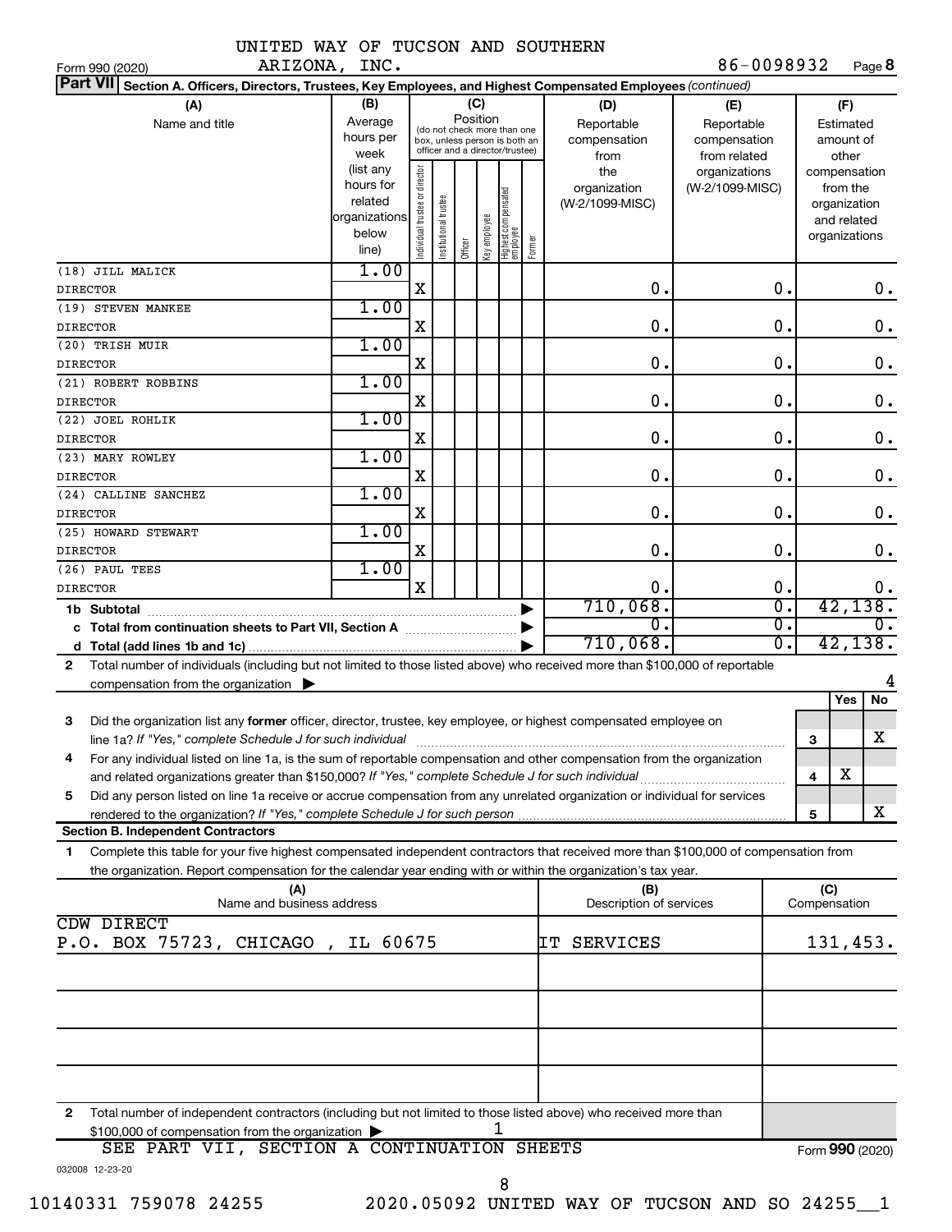UNITED WAY OF TUCSON AND SOUTHERN ARIZONA, INC. 86-0098932

Form 990 (2020) Page **8**

**Part VII** Section A. Officers, Directors, Trustees, Key Employees, and Highest Compensated Employees *(continued)*

| (A) Name and title | (B) Average hours per week (list any hours for related organizations below line) | (C) Position: Individual trustee or director | Institutional trustee | Officer | Key employee | Highest compensated employee | Former | (D) Reportable compensation from the organization (W-2/1099-MISC) | (E) Reportable compensation from related organizations (W-2/1099-MISC) | (F) Estimated amount of other compensation from the organization and related organizations |
|---|---|---|---|---|---|---|---|---|---|---|
| (18) JILL MALICK<br>DIRECTOR | 1.00 | X | | | | | | 0. | 0. | 0. |
| (19) STEVEN MANKEE<br>DIRECTOR | 1.00 | X | | | | | | 0. | 0. | 0. |
| (20) TRISH MUIR<br>DIRECTOR | 1.00 | X | | | | | | 0. | 0. | 0. |
| (21) ROBERT ROBBINS<br>DIRECTOR | 1.00 | X | | | | | | 0. | 0. | 0. |
| (22) JOEL ROHLIK<br>DIRECTOR | 1.00 | X | | | | | | 0. | 0. | 0. |
| (23) MARY ROWLEY<br>DIRECTOR | 1.00 | X | | | | | | 0. | 0. | 0. |
| (24) CALLINE SANCHEZ<br>DIRECTOR | 1.00 | X | | | | | | 0. | 0. | 0. |
| (25) HOWARD STEWART<br>DIRECTOR | 1.00 | X | | | | | | 0. | 0. | 0. |
| (26) PAUL TEES<br>DIRECTOR | 1.00 | X | | | | | | 0. | 0. | 0. |
| **1b Subtotal** | | | | | | | | 710,068. | 0. | 42,138. |
| **c Total from continuation sheets to Part VII, Section A** | | | | | | | | 0. | 0. | 0. |
| **d Total (add lines 1b and 1c)** | | | | | | | | 710,068. | 0. | 42,138. |

**2** Total number of individuals (including but not limited to those listed above) who received more than $100,000 of reportable compensation from the organization ▶ 4

| | | Yes | No |
|---|---|---|---|
| **3** Did the organization list any **former** officer, director, trustee, key employee, or highest compensated employee on line 1a? *If "Yes," complete Schedule J for such individual* | 3 | | X |
| **4** For any individual listed on line 1a, is the sum of reportable compensation and other compensation from the organization and related organizations greater than $150,000? *If "Yes," complete Schedule J for such individual* | 4 | X | |
| **5** Did any person listed on line 1a receive or accrue compensation from any unrelated organization or individual for services rendered to the organization? *If "Yes," complete Schedule J for such person* | 5 | | X |

**Section B. Independent Contractors**

**1** Complete this table for your five highest compensated independent contractors that received more than $100,000 of compensation from the organization. Report compensation for the calendar year ending with or within the organization's tax year.

| (A) Name and business address | (B) Description of services | (C) Compensation |
|---|---|---|
| CDW DIRECT<br>P.O. BOX 75723, CHICAGO , IL 60675 | IT SERVICES | 131,453. |
| | | |
| | | |
| | | |
| | | |

**2** Total number of independent contractors (including but not limited to those listed above) who received more than $100,000 of compensation from the organization ▶ 1

SEE PART VII, SECTION A CONTINUATION SHEETS

Form **990** (2020)

032008 12-23-20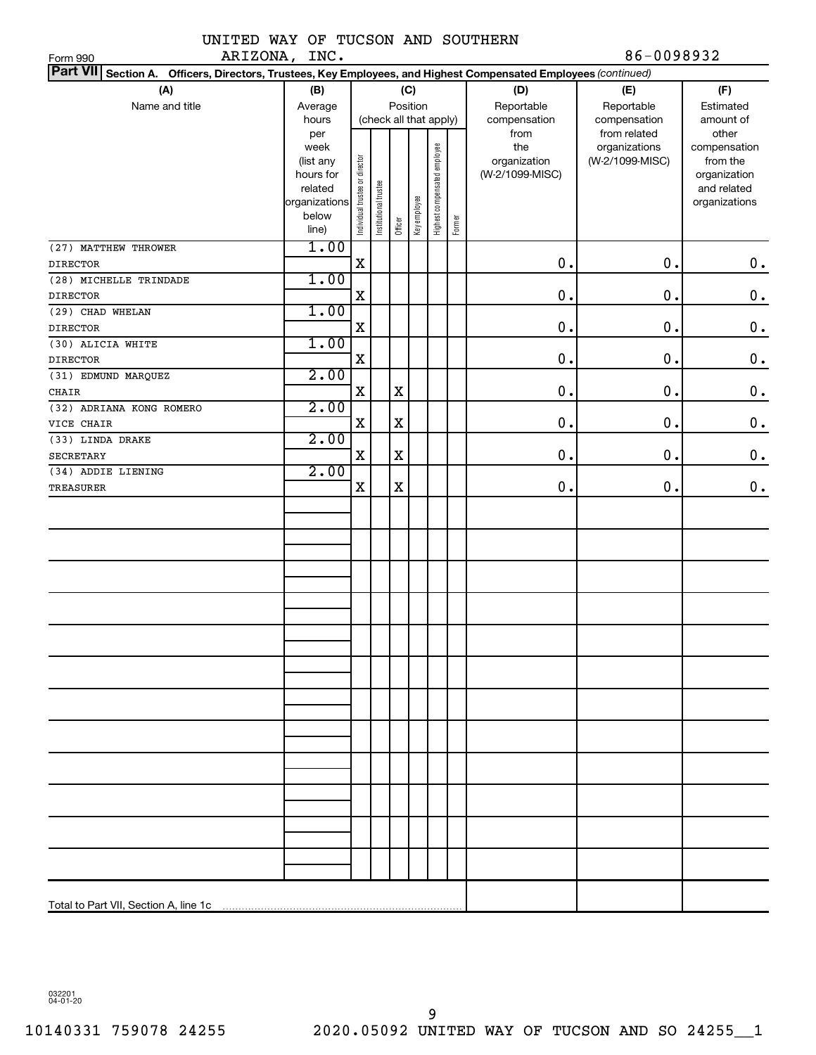UNITED WAY OF TUCSON AND SOUTHERN ARIZONA, INC.

86-0098932

Form 990

**Part VII** **Section A. Officers, Directors, Trustees, Key Employees, and Highest Compensated Employees** *(continued)*

| (A) Name and title | (B) Average hours per week (list any hours for related organizations below line) | (C) Position (check all that apply): Individual trustee or director | Institutional trustee | Officer | Key employee | Highest compensated employee | Former | (D) Reportable compensation from the organization (W-2/1099-MISC) | (E) Reportable compensation from related organizations (W-2/1099-MISC) | (F) Estimated amount of other compensation from the organization and related organizations |
|---|---|---|---|---|---|---|---|---|---|---|
| (27) MATTHEW THROWER<br>DIRECTOR | 1.00 | X | | | | | | 0. | 0. | 0. |
| (28) MICHELLE TRINDADE<br>DIRECTOR | 1.00 | X | | | | | | 0. | 0. | 0. |
| (29) CHAD WHELAN<br>DIRECTOR | 1.00 | X | | | | | | 0. | 0. | 0. |
| (30) ALICIA WHITE<br>DIRECTOR | 1.00 | X | | | | | | 0. | 0. | 0. |
| (31) EDMUND MARQUEZ<br>CHAIR | 2.00 | X | | X | | | | 0. | 0. | 0. |
| (32) ADRIANA KONG ROMERO<br>VICE CHAIR | 2.00 | X | | X | | | | 0. | 0. | 0. |
| (33) LINDA DRAKE<br>SECRETARY | 2.00 | X | | X | | | | 0. | 0. | 0. |
| (34) ADDIE LIENING<br>TREASURER | 2.00 | X | | X | | | | 0. | 0. | 0. |
| Total to Part VII, Section A, line 1c | | | | | | | | | | |

032201 04-01-20

10140331 759078 24255 2020.05092 UNITED WAY OF TUCSON AND SO 24255__1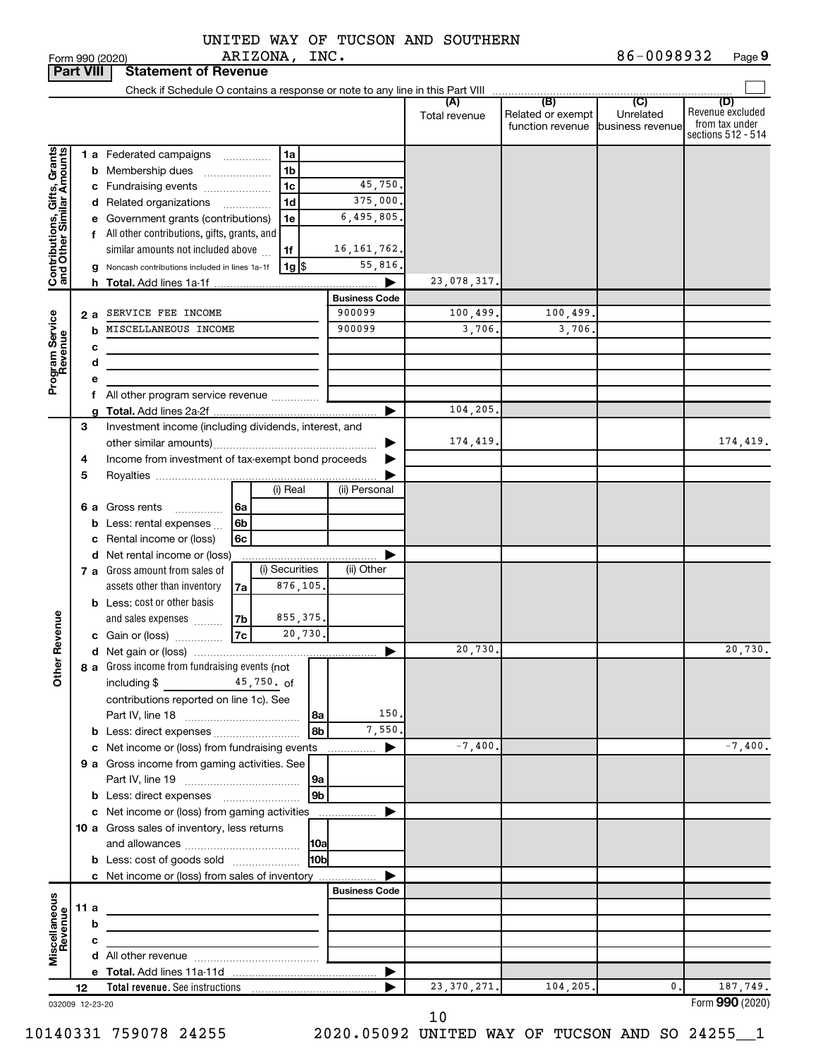UNITED WAY OF TUCSON AND SOUTHERN ARIZONA, INC. 86-0098932

Form 990 (2020) Page 9

## Part VIII Statement of Revenue

Check if Schedule O contains a response or note to any line in this Part VIII

| | | | | (A) Total revenue | (B) Related or exempt function revenue | (C) Unrelated business revenue | (D) Revenue excluded from tax under sections 512 - 514 |
|---|---|---|---|---|---|---|---|
| **Contributions, Gifts, Grants and Other Similar Amounts** | 1 a Federated campaigns | 1a | | | | | |
| | b Membership dues | 1b | | | | | |
| | c Fundraising events | 1c | 45,750. | | | | |
| | d Related organizations | 1d | 375,000. | | | | |
| | e Government grants (contributions) | 1e | 6,495,805. | | | | |
| | f All other contributions, gifts, grants, and similar amounts not included above | 1f | 16,161,762. | | | | |
| | g Noncash contributions included in lines 1a-1f | 1g $ | 55,816. | | | | |
| | h **Total.** Add lines 1a-1f | | | 23,078,317. | | | |
| **Program Service Revenue** | | | Business Code | | | | |
| | 2 a SERVICE FEE INCOME | | 900099 | 100,499. | 100,499. | | |
| | b MISCELLANEOUS INCOME | | 900099 | 3,706. | 3,706. | | |
| | c | | | | | | |
| | d | | | | | | |
| | e | | | | | | |
| | f All other program service revenue | | | | | | |
| | g **Total.** Add lines 2a-2f | | | 104,205. | | | |
| **Other Revenue** | 3 Investment income (including dividends, interest, and other similar amounts) | | | 174,419. | | | 174,419. |
| | 4 Income from investment of tax-exempt bond proceeds | | | | | | |
| | 5 Royalties | | | | | | |
| | | (i) Real | (ii) Personal | | | | |
| | 6 a Gross rents 6a | | | | | | |
| | b Less: rental expenses 6b | | | | | | |
| | c Rental income or (loss) 6c | | | | | | |
| | d Net rental income or (loss) | | | | | | |
| | | (i) Securities | (ii) Other | | | | |
| | 7 a Gross amount from sales of assets other than inventory 7a | 876,105. | | | | | |
| | b Less: cost or other basis and sales expenses 7b | 855,375. | | | | | |
| | c Gain or (loss) 7c | 20,730. | | | | | |
| | d Net gain or (loss) | | | 20,730. | | | 20,730. |
| | 8 a Gross income from fundraising events (not including $ 45,750. of contributions reported on line 1c). See Part IV, line 18 | 8a | 150. | | | | |
| | b Less: direct expenses | 8b | 7,550. | | | | |
| | c Net income or (loss) from fundraising events | | | -7,400. | | | -7,400. |
| | 9 a Gross income from gaming activities. See Part IV, line 19 | 9a | | | | | |
| | b Less: direct expenses | 9b | | | | | |
| | c Net income or (loss) from gaming activities | | | | | | |
| | 10 a Gross sales of inventory, less returns and allowances | 10a | | | | | |
| | b Less: cost of goods sold | 10b | | | | | |
| | c Net income or (loss) from sales of inventory | | | | | | |
| **Miscellaneous Revenue** | | | Business Code | | | | |
| | 11 a | | | | | | |
| | b | | | | | | |
| | c | | | | | | |
| | d All other revenue | | | | | | |
| | e **Total.** Add lines 11a-11d | | | | | | |
| | 12 **Total revenue.** See instructions | | | 23,370,271. | 104,205. | 0. | 187,749. |

032009 12-23-20 Form **990** (2020)

10140331 759078 24255 2020.05092 UNITED WAY OF TUCSON AND SO 24255__1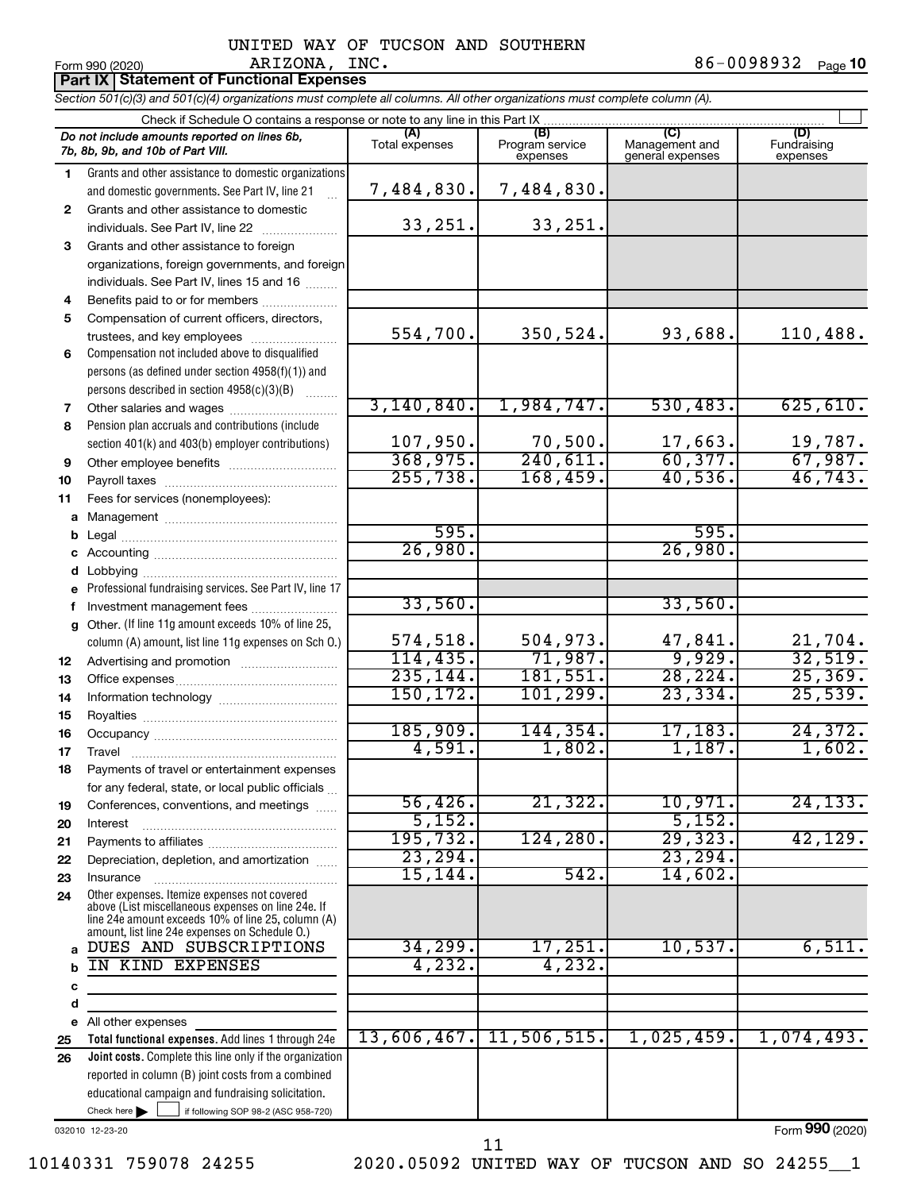UNITED WAY OF TUCSON AND SOUTHERN ARIZONA, INC.

Form 990 (2020) 86-0098932 Page **10**

## Part IX Statement of Functional Expenses

*Section 501(c)(3) and 501(c)(4) organizations must complete all columns. All other organizations must complete column (A).*

Check if Schedule O contains a response or note to any line in this Part IX ☐

| *Do not include amounts reported on lines 6b, 7b, 8b, 9b, and 10b of Part VIII.* | (A) Total expenses | (B) Program service expenses | (C) Management and general expenses | (D) Fundraising expenses |
|---|---|---|---|---|
| 1 Grants and other assistance to domestic organizations and domestic governments. See Part IV, line 21 | 7,484,830. | 7,484,830. | | |
| 2 Grants and other assistance to domestic individuals. See Part IV, line 22 | 33,251. | 33,251. | | |
| 3 Grants and other assistance to foreign organizations, foreign governments, and foreign individuals. See Part IV, lines 15 and 16 | | | | |
| 4 Benefits paid to or for members | | | | |
| 5 Compensation of current officers, directors, trustees, and key employees | 554,700. | 350,524. | 93,688. | 110,488. |
| 6 Compensation not included above to disqualified persons (as defined under section 4958(f)(1)) and persons described in section 4958(c)(3)(B) | | | | |
| 7 Other salaries and wages | 3,140,840. | 1,984,747. | 530,483. | 625,610. |
| 8 Pension plan accruals and contributions (include section 401(k) and 403(b) employer contributions) | 107,950. | 70,500. | 17,663. | 19,787. |
| 9 Other employee benefits | 368,975. | 240,611. | 60,377. | 67,987. |
| 10 Payroll taxes | 255,738. | 168,459. | 40,536. | 46,743. |
| 11 Fees for services (nonemployees): | | | | |
| a Management | | | | |
| b Legal | 595. | | 595. | |
| c Accounting | 26,980. | | 26,980. | |
| d Lobbying | | | | |
| e Professional fundraising services. See Part IV, line 17 | | | | |
| f Investment management fees | 33,560. | | 33,560. | |
| g Other. (If line 11g amount exceeds 10% of line 25, column (A) amount, list line 11g expenses on Sch O.) | 574,518. | 504,973. | 47,841. | 21,704. |
| 12 Advertising and promotion | 114,435. | 71,987. | 9,929. | 32,519. |
| 13 Office expenses | 235,144. | 181,551. | 28,224. | 25,369. |
| 14 Information technology | 150,172. | 101,299. | 23,334. | 25,539. |
| 15 Royalties | | | | |
| 16 Occupancy | 185,909. | 144,354. | 17,183. | 24,372. |
| 17 Travel | 4,591. | 1,802. | 1,187. | 1,602. |
| 18 Payments of travel or entertainment expenses for any federal, state, or local public officials | | | | |
| 19 Conferences, conventions, and meetings | 56,426. | 21,322. | 10,971. | 24,133. |
| 20 Interest | 5,152. | | 5,152. | |
| 21 Payments to affiliates | 195,732. | 124,280. | 29,323. | 42,129. |
| 22 Depreciation, depletion, and amortization | 23,294. | | 23,294. | |
| 23 Insurance | 15,144. | 542. | 14,602. | |
| 24 Other expenses. Itemize expenses not covered above (List miscellaneous expenses on line 24e. If line 24e amount exceeds 10% of line 25, column (A) amount, list line 24e expenses on Schedule O.) | | | | |
| a DUES AND SUBSCRIPTIONS | 34,299. | 17,251. | 10,537. | 6,511. |
| b IN KIND EXPENSES | 4,232. | 4,232. | | |
| c | | | | |
| d | | | | |
| e All other expenses | | | | |
| 25 **Total functional expenses.** Add lines 1 through 24e | 13,606,467. | 11,506,515. | 1,025,459. | 1,074,493. |
| 26 **Joint costs.** Complete this line only if the organization reported in column (B) joint costs from a combined educational campaign and fundraising solicitation. Check here ☐ if following SOP 98-2 (ASC 958-720) | | | | |

032010 12-23-20

Form **990** (2020)

10140331 759078 24255 2020.05092 UNITED WAY OF TUCSON AND SO 24255__1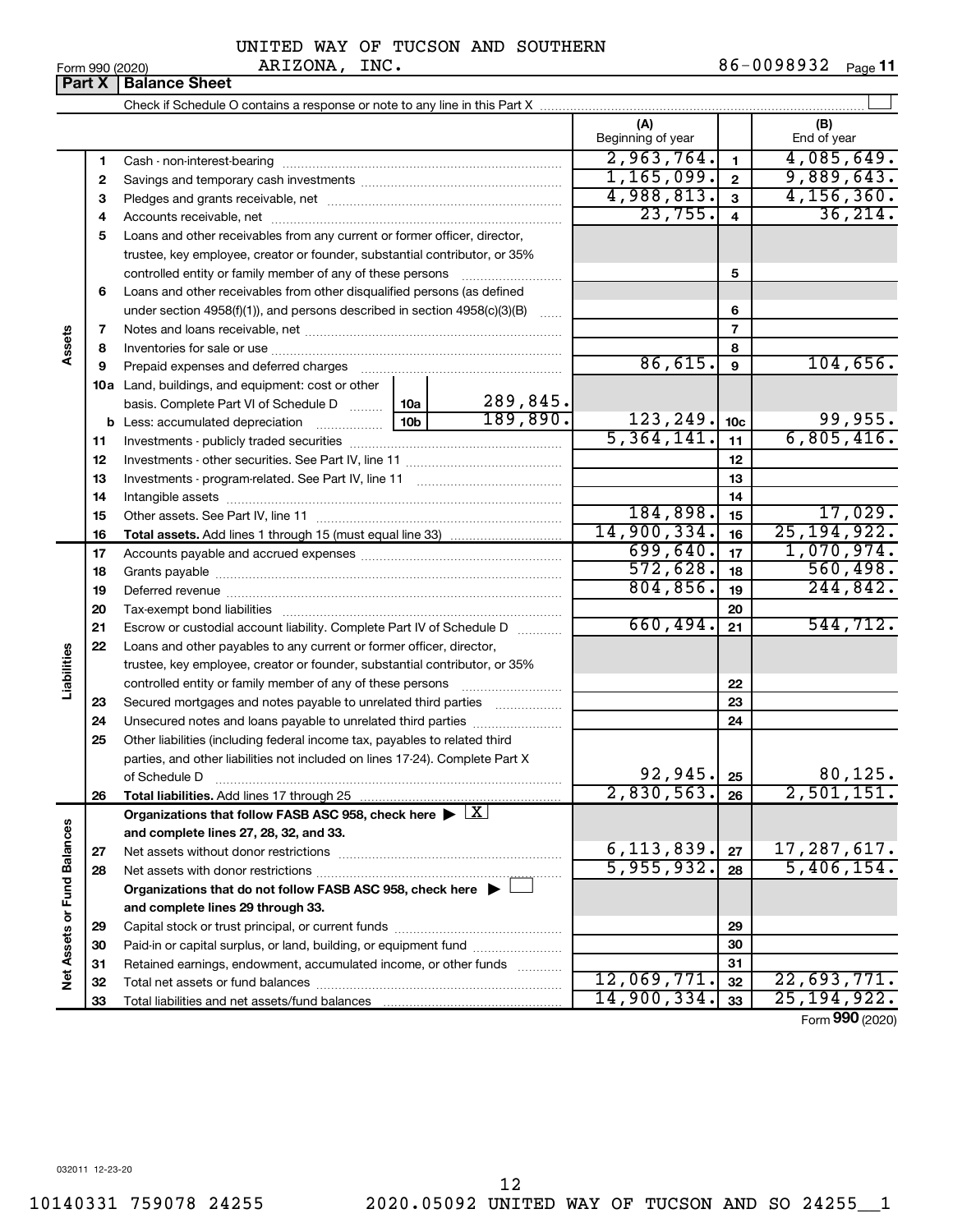UNITED WAY OF TUCSON AND SOUTHERN ARIZONA, INC. 86-0098932

Form 990 (2020) Page 11

## Part X | Balance Sheet

Check if Schedule O contains a response or note to any line in this Part X ☐

| Section | Line | Description | | (A) Beginning of year | Line | (B) End of year |
|---|---|---|---|---|---|---|
| Assets | 1 | Cash - non-interest-bearing | | 2,963,764. | 1 | 4,085,649. |
| | 2 | Savings and temporary cash investments | | 1,165,099. | 2 | 9,889,643. |
| | 3 | Pledges and grants receivable, net | | 4,988,813. | 3 | 4,156,360. |
| | 4 | Accounts receivable, net | | 23,755. | 4 | 36,214. |
| | 5 | Loans and other receivables from any current or former officer, director, trustee, key employee, creator or founder, substantial contributor, or 35% controlled entity or family member of any of these persons | | | 5 | |
| | 6 | Loans and other receivables from other disqualified persons (as defined under section 4958(f)(1)), and persons described in section 4958(c)(3)(B) | | | 6 | |
| | 7 | Notes and loans receivable, net | | | 7 | |
| | 8 | Inventories for sale or use | | | 8 | |
| | 9 | Prepaid expenses and deferred charges | | 86,615. | 9 | 104,656. |
| | 10a | Land, buildings, and equipment: cost or other basis. Complete Part VI of Schedule D | 10a 289,845. | | | |
| | b | Less: accumulated depreciation | 10b 189,890. | 123,249. | 10c | 99,955. |
| | 11 | Investments - publicly traded securities | | 5,364,141. | 11 | 6,805,416. |
| | 12 | Investments - other securities. See Part IV, line 11 | | | 12 | |
| | 13 | Investments - program-related. See Part IV, line 11 | | | 13 | |
| | 14 | Intangible assets | | | 14 | |
| | 15 | Other assets. See Part IV, line 11 | | 184,898. | 15 | 17,029. |
| | 16 | **Total assets.** Add lines 1 through 15 (must equal line 33) | | 14,900,334. | 16 | 25,194,922. |
| Liabilities | 17 | Accounts payable and accrued expenses | | 699,640. | 17 | 1,070,974. |
| | 18 | Grants payable | | 572,628. | 18 | 560,498. |
| | 19 | Deferred revenue | | 804,856. | 19 | 244,842. |
| | 20 | Tax-exempt bond liabilities | | | 20 | |
| | 21 | Escrow or custodial account liability. Complete Part IV of Schedule D | | 660,494. | 21 | 544,712. |
| | 22 | Loans and other payables to any current or former officer, director, trustee, key employee, creator or founder, substantial contributor, or 35% controlled entity or family member of any of these persons | | | 22 | |
| | 23 | Secured mortgages and notes payable to unrelated third parties | | | 23 | |
| | 24 | Unsecured notes and loans payable to unrelated third parties | | | 24 | |
| | 25 | Other liabilities (including federal income tax, payables to related third parties, and other liabilities not included on lines 17-24). Complete Part X of Schedule D | | 92,945. | 25 | 80,125. |
| | 26 | **Total liabilities.** Add lines 17 through 25 | | 2,830,563. | 26 | 2,501,151. |
| Net Assets or Fund Balances | | **Organizations that follow FASB ASC 958, check here ▶ ☒ and complete lines 27, 28, 32, and 33.** | | | | |
| | 27 | Net assets without donor restrictions | | 6,113,839. | 27 | 17,287,617. |
| | 28 | Net assets with donor restrictions | | 5,955,932. | 28 | 5,406,154. |
| | | **Organizations that do not follow FASB ASC 958, check here ▶ ☐ and complete lines 29 through 33.** | | | | |
| | 29 | Capital stock or trust principal, or current funds | | | 29 | |
| | 30 | Paid-in or capital surplus, or land, building, or equipment fund | | | 30 | |
| | 31 | Retained earnings, endowment, accumulated income, or other funds | | | 31 | |
| | 32 | Total net assets or fund balances | | 12,069,771. | 32 | 22,693,771. |
| | 33 | Total liabilities and net assets/fund balances | | 14,900,334. | 33 | 25,194,922. |

Form **990** (2020)

032011 12-23-20

10140331 759078 24255 2020.05092 UNITED WAY OF TUCSON AND SO 24255__1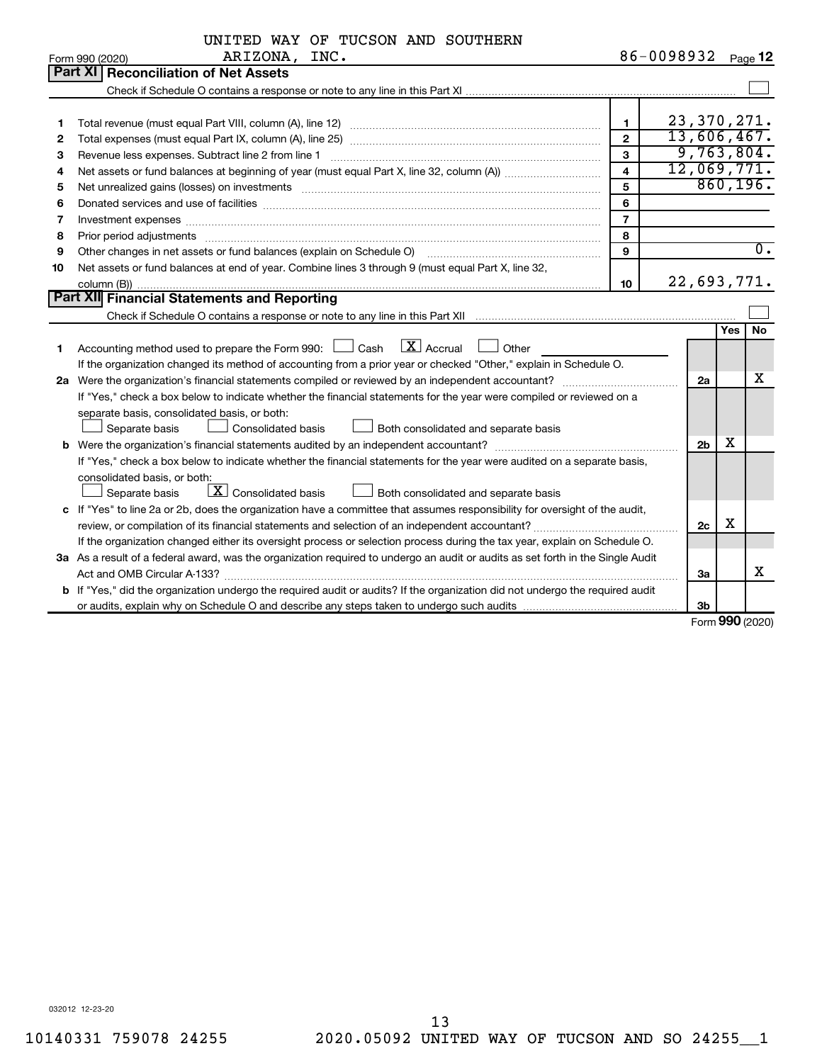UNITED WAY OF TUCSON AND SOUTHERN ARIZONA, INC.

Form 990 (2020) 86-0098932 Page 12

## Part XI Reconciliation of Net Assets

Check if Schedule O contains a response or note to any line in this Part XI ☐

| | | | |
|---|---|---|---|
| 1 | Total revenue (must equal Part VIII, column (A), line 12) | 1 | 23,370,271. |
| 2 | Total expenses (must equal Part IX, column (A), line 25) | 2 | 13,606,467. |
| 3 | Revenue less expenses. Subtract line 2 from line 1 | 3 | 9,763,804. |
| 4 | Net assets or fund balances at beginning of year (must equal Part X, line 32, column (A)) | 4 | 12,069,771. |
| 5 | Net unrealized gains (losses) on investments | 5 | 860,196. |
| 6 | Donated services and use of facilities | 6 | |
| 7 | Investment expenses | 7 | |
| 8 | Prior period adjustments | 8 | |
| 9 | Other changes in net assets or fund balances (explain on Schedule O) | 9 | 0. |
| 10 | Net assets or fund balances at end of year. Combine lines 3 through 9 (must equal Part X, line 32, column (B)) | 10 | 22,693,771. |

## Part XII Financial Statements and Reporting

Check if Schedule O contains a response or note to any line in this Part XII ☐

| | | | Yes | No |
|---|---|---|---|---|
| 1 | Accounting method used to prepare the Form 990: ☐ Cash ☒ Accrual ☐ Other<br>If the organization changed its method of accounting from a prior year or checked "Other," explain in Schedule O. | | | |
| 2a | Were the organization's financial statements compiled or reviewed by an independent accountant?<br>If "Yes," check a box below to indicate whether the financial statements for the year were compiled or reviewed on a separate basis, consolidated basis, or both:<br>☐ Separate basis ☐ Consolidated basis ☐ Both consolidated and separate basis | 2a | | X |
| b | Were the organization's financial statements audited by an independent accountant?<br>If "Yes," check a box below to indicate whether the financial statements for the year were audited on a separate basis, consolidated basis, or both:<br>☐ Separate basis ☒ Consolidated basis ☐ Both consolidated and separate basis | 2b | X | |
| c | If "Yes" to line 2a or 2b, does the organization have a committee that assumes responsibility for oversight of the audit, review, or compilation of its financial statements and selection of an independent accountant?<br>If the organization changed either its oversight process or selection process during the tax year, explain on Schedule O. | 2c | X | |
| 3a | As a result of a federal award, was the organization required to undergo an audit or audits as set forth in the Single Audit Act and OMB Circular A-133? | 3a | | X |
| b | If "Yes," did the organization undergo the required audit or audits? If the organization did not undergo the required audit or audits, explain why on Schedule O and describe any steps taken to undergo such audits | 3b | | |

Form 990 (2020)

032012 12-23-20

10140331 759078 24255 2020.05092 UNITED WAY OF TUCSON AND SO 24255__1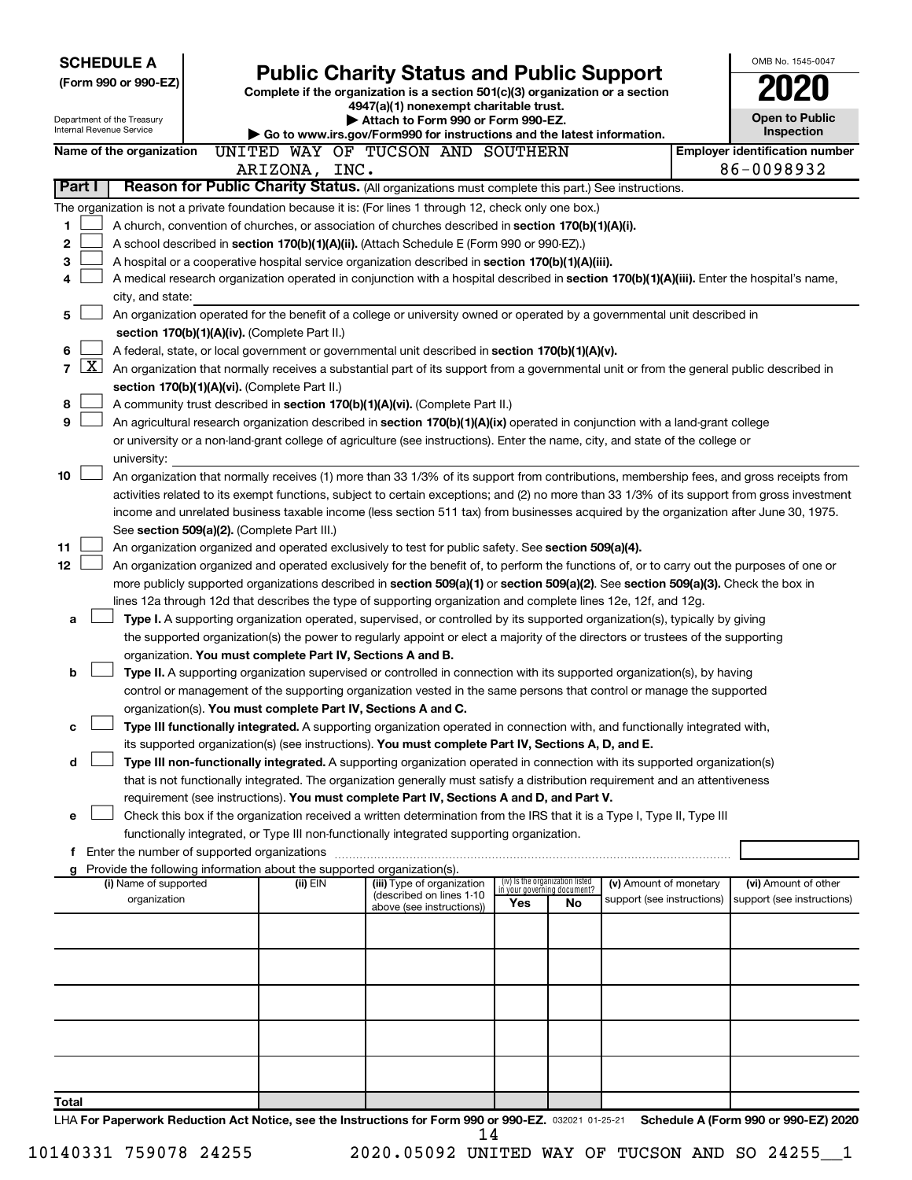**SCHEDULE A**
**(Form 990 or 990-EZ)**

Department of the Treasury
Internal Revenue Service

# Public Charity Status and Public Support

**Complete if the organization is a section 501(c)(3) organization or a section 4947(a)(1) nonexempt charitable trust.**
**▶ Attach to Form 990 or Form 990-EZ.**
**▶ Go to www.irs.gov/Form990 for instructions and the latest information.**

OMB No. 1545-0047

**2020**

**Open to Public Inspection**

**Name of the organization** UNITED WAY OF TUCSON AND SOUTHERN ARIZONA, INC.

**Employer identification number** 86-0098932

## Part I Reason for Public Charity Status. (All organizations must complete this part.) See instructions.

The organization is not a private foundation because it is: (For lines 1 through 12, check only one box.)

1 ☐ A church, convention of churches, or association of churches described in **section 170(b)(1)(A)(i).**

2 ☐ A school described in **section 170(b)(1)(A)(ii).** (Attach Schedule E (Form 990 or 990-EZ).)

3 ☐ A hospital or a cooperative hospital service organization described in **section 170(b)(1)(A)(iii).**

4 ☐ A medical research organization operated in conjunction with a hospital described in **section 170(b)(1)(A)(iii).** Enter the hospital's name, city, and state:

5 ☐ An organization operated for the benefit of a college or university owned or operated by a governmental unit described in **section 170(b)(1)(A)(iv).** (Complete Part II.)

6 ☐ A federal, state, or local government or governmental unit described in **section 170(b)(1)(A)(v).**

7 ☒ An organization that normally receives a substantial part of its support from a governmental unit or from the general public described in **section 170(b)(1)(A)(vi).** (Complete Part II.)

8 ☐ A community trust described in **section 170(b)(1)(A)(vi).** (Complete Part II.)

9 ☐ An agricultural research organization described in **section 170(b)(1)(A)(ix)** operated in conjunction with a land-grant college or university or a non-land-grant college of agriculture (see instructions). Enter the name, city, and state of the college or university:

10 ☐ An organization that normally receives (1) more than 33 1/3% of its support from contributions, membership fees, and gross receipts from activities related to its exempt functions, subject to certain exceptions; and (2) no more than 33 1/3% of its support from gross investment income and unrelated business taxable income (less section 511 tax) from businesses acquired by the organization after June 30, 1975. See **section 509(a)(2).** (Complete Part III.)

11 ☐ An organization organized and operated exclusively to test for public safety. See **section 509(a)(4).**

12 ☐ An organization organized and operated exclusively for the benefit of, to perform the functions of, or to carry out the purposes of one or more publicly supported organizations described in **section 509(a)(1)** or **section 509(a)(2).** See **section 509(a)(3).** Check the box in lines 12a through 12d that describes the type of supporting organization and complete lines 12e, 12f, and 12g.

a ☐ **Type I.** A supporting organization operated, supervised, or controlled by its supported organization(s), typically by giving the supported organization(s) the power to regularly appoint or elect a majority of the directors or trustees of the supporting organization. **You must complete Part IV, Sections A and B.**

b ☐ **Type II.** A supporting organization supervised or controlled in connection with its supported organization(s), by having control or management of the supporting organization vested in the same persons that control or manage the supported organization(s). **You must complete Part IV, Sections A and C.**

c ☐ **Type III functionally integrated.** A supporting organization operated in connection with, and functionally integrated with, its supported organization(s) (see instructions). **You must complete Part IV, Sections A, D, and E.**

d ☐ **Type III non-functionally integrated.** A supporting organization operated in connection with its supported organization(s) that is not functionally integrated. The organization generally must satisfy a distribution requirement and an attentiveness requirement (see instructions). **You must complete Part IV, Sections A and D, and Part V.**

e ☐ Check this box if the organization received a written determination from the IRS that it is a Type I, Type II, Type III functionally integrated, or Type III non-functionally integrated supporting organization.

f Enter the number of supported organizations

g Provide the following information about the supported organization(s).

| (i) Name of supported organization | (ii) EIN | (iii) Type of organization (described on lines 1-10 above (see instructions)) | (iv) Is the organization listed in your governing document? Yes | No | (v) Amount of monetary support (see instructions) | (vi) Amount of other support (see instructions) |
|---|---|---|---|---|---|---|
| | | | | | | |
| | | | | | | |
| | | | | | | |
| | | | | | | |
| | | | | | | |
| **Total** | | | | | | |

LHA **For Paperwork Reduction Act Notice, see the Instructions for Form 990 or 990-EZ.** 032021 01-25-21 **Schedule A (Form 990 or 990-EZ) 2020**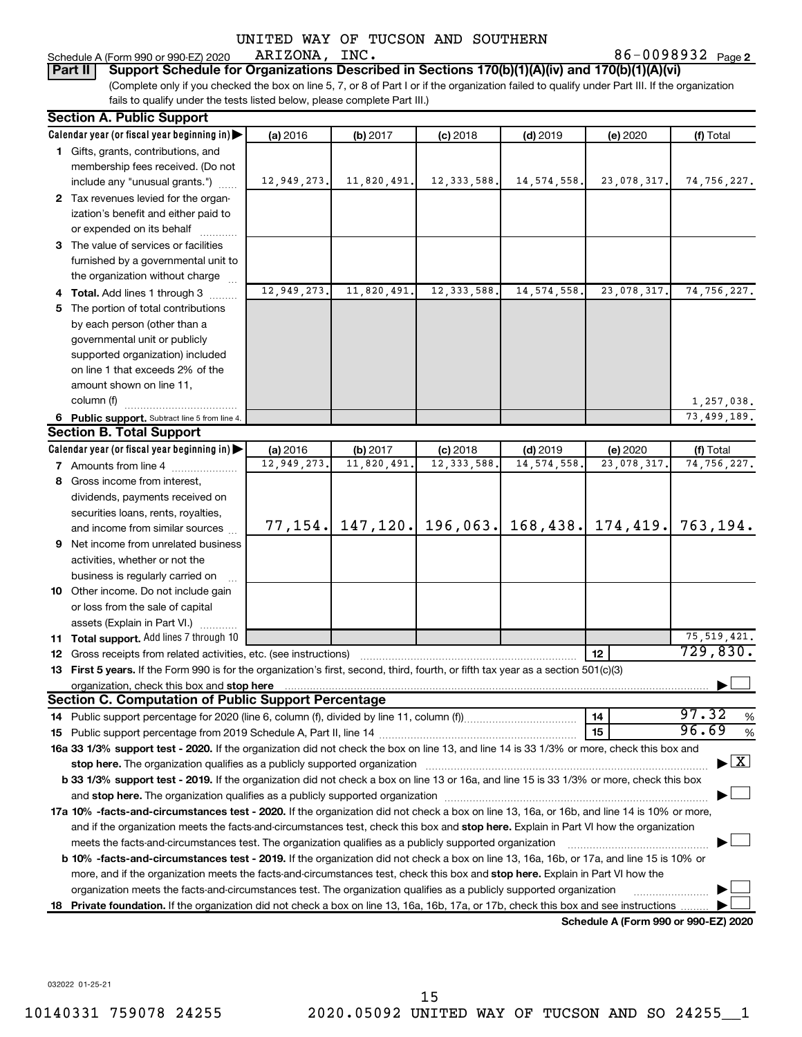UNITED WAY OF TUCSON AND SOUTHERN ARIZONA, INC. 86-0098932

Schedule A (Form 990 or 990-EZ) 2020

## Part II Support Schedule for Organizations Described in Sections 170(b)(1)(A)(iv) and 170(b)(1)(A)(vi)

(Complete only if you checked the box on line 5, 7, or 8 of Part I or if the organization failed to qualify under Part III. If the organization fails to qualify under the tests listed below, please complete Part III.)

### Section A. Public Support

| Calendar year (or fiscal year beginning in) ▶ | (a) 2016 | (b) 2017 | (c) 2018 | (d) 2019 | (e) 2020 | (f) Total |
|---|---|---|---|---|---|---|
| **1** Gifts, grants, contributions, and membership fees received. (Do not include any "unusual grants.") | 12,949,273. | 11,820,491. | 12,333,588. | 14,574,558. | 23,078,317. | 74,756,227. |
| **2** Tax revenues levied for the organization's benefit and either paid to or expended on its behalf | | | | | | |
| **3** The value of services or facilities furnished by a governmental unit to the organization without charge | | | | | | |
| **4 Total.** Add lines 1 through 3 | 12,949,273. | 11,820,491. | 12,333,588. | 14,574,558. | 23,078,317. | 74,756,227. |
| **5** The portion of total contributions by each person (other than a governmental unit or publicly supported organization) included on line 1 that exceeds 2% of the amount shown on line 11, column (f) | | | | | | 1,257,038. |
| **6 Public support.** Subtract line 5 from line 4. | | | | | | 73,499,189. |

### Section B. Total Support

| Calendar year (or fiscal year beginning in) ▶ | (a) 2016 | (b) 2017 | (c) 2018 | (d) 2019 | (e) 2020 | (f) Total |
|---|---|---|---|---|---|---|
| **7** Amounts from line 4 | 12,949,273. | 11,820,491. | 12,333,588. | 14,574,558. | 23,078,317. | 74,756,227. |
| **8** Gross income from interest, dividends, payments received on securities loans, rents, royalties, and income from similar sources | 77,154. | 147,120. | 196,063. | 168,438. | 174,419. | 763,194. |
| **9** Net income from unrelated business activities, whether or not the business is regularly carried on | | | | | | |
| **10** Other income. Do not include gain or loss from the sale of capital assets (Explain in Part VI.) | | | | | | |
| **11 Total support.** Add lines 7 through 10 | | | | | | 75,519,421. |

**12** Gross receipts from related activities, etc. (see instructions) — **12** 729,830.

**13 First 5 years.** If the Form 990 is for the organization's first, second, third, fourth, or fifth tax year as a section 501(c)(3) organization, check this box and **stop here** ▶ ☐

### Section C. Computation of Public Support Percentage

**14** Public support percentage for 2020 (line 6, column (f), divided by line 11, column (f)) — **14** 97.32 %

**15** Public support percentage from 2019 Schedule A, Part II, line 14 — **15** 96.69 %

**16a 33 1/3% support test - 2020.** If the organization did not check the box on line 13, and line 14 is 33 1/3% or more, check this box and **stop here.** The organization qualifies as a publicly supported organization ▶ ☒

**b 33 1/3% support test - 2019.** If the organization did not check a box on line 13 or 16a, and line 15 is 33 1/3% or more, check this box and **stop here.** The organization qualifies as a publicly supported organization ▶ ☐

**17a 10% -facts-and-circumstances test - 2020.** If the organization did not check a box on line 13, 16a, or 16b, and line 14 is 10% or more, and if the organization meets the facts-and-circumstances test, check this box and **stop here.** Explain in Part VI how the organization meets the facts-and-circumstances test. The organization qualifies as a publicly supported organization ▶ ☐

**b 10% -facts-and-circumstances test - 2019.** If the organization did not check a box on line 13, 16a, 16b, or 17a, and line 15 is 10% or more, and if the organization meets the facts-and-circumstances test, check this box and **stop here.** Explain in Part VI how the organization meets the facts-and-circumstances test. The organization qualifies as a publicly supported organization ▶ ☐

**18 Private foundation.** If the organization did not check a box on line 13, 16a, 16b, 17a, or 17b, check this box and see instructions ▶ ☐

**Schedule A (Form 990 or 990-EZ) 2020**

032022 01-25-21

10140331 759078 24255 2020.05092 UNITED WAY OF TUCSON AND SO 24255__1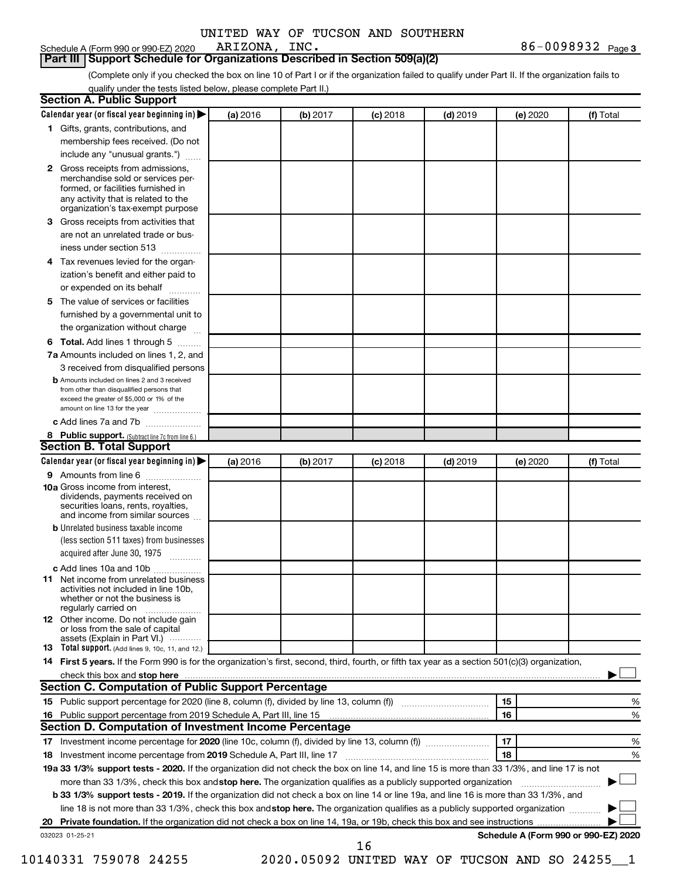UNITED WAY OF TUCSON AND SOUTHERN ARIZONA, INC.

Schedule A (Form 990 or 990-EZ) 2020 86-0098932 Page 3

## Part III Support Schedule for Organizations Described in Section 509(a)(2)

(Complete only if you checked the box on line 10 of Part I or if the organization failed to qualify under Part II. If the organization fails to qualify under the tests listed below, please complete Part II.)

### Section A. Public Support

| Calendar year (or fiscal year beginning in) ▶ | (a) 2016 | (b) 2017 | (c) 2018 | (d) 2019 | (e) 2020 | (f) Total |
|---|---|---|---|---|---|---|
| **1** Gifts, grants, contributions, and membership fees received. (Do not include any "unusual grants.") | | | | | | |
| **2** Gross receipts from admissions, merchandise sold or services performed, or facilities furnished in any activity that is related to the organization's tax-exempt purpose | | | | | | |
| **3** Gross receipts from activities that are not an unrelated trade or business under section 513 | | | | | | |
| **4** Tax revenues levied for the organization's benefit and either paid to or expended on its behalf | | | | | | |
| **5** The value of services or facilities furnished by a governmental unit to the organization without charge | | | | | | |
| **6 Total.** Add lines 1 through 5 | | | | | | |
| **7a** Amounts included on lines 1, 2, and 3 received from disqualified persons | | | | | | |
| **b** Amounts included on lines 2 and 3 received from other than disqualified persons that exceed the greater of $5,000 or 1% of the amount on line 13 for the year | | | | | | |
| **c** Add lines 7a and 7b | | | | | | |
| **8 Public support.** (Subtract line 7c from line 6.) | | | | | | |

### Section B. Total Support

| Calendar year (or fiscal year beginning in) ▶ | (a) 2016 | (b) 2017 | (c) 2018 | (d) 2019 | (e) 2020 | (f) Total |
|---|---|---|---|---|---|---|
| **9** Amounts from line 6 | | | | | | |
| **10a** Gross income from interest, dividends, payments received on securities loans, rents, royalties, and income from similar sources | | | | | | |
| **b** Unrelated business taxable income (less section 511 taxes) from businesses acquired after June 30, 1975 | | | | | | |
| **c** Add lines 10a and 10b | | | | | | |
| **11** Net income from unrelated business activities not included in line 10b, whether or not the business is regularly carried on | | | | | | |
| **12** Other income. Do not include gain or loss from the sale of capital assets (Explain in Part VI.) | | | | | | |
| **13 Total support.** (Add lines 9, 10c, 11, and 12.) | | | | | | |

**14 First 5 years.** If the Form 990 is for the organization's first, second, third, fourth, or fifth tax year as a section 501(c)(3) organization, check this box and **stop here** ▶ ☐

### Section C. Computation of Public Support Percentage

| | | | |
|---|---|---|---|
| **15** | Public support percentage for 2020 (line 8, column (f), divided by line 13, column (f)) | 15 | % |
| **16** | Public support percentage from 2019 Schedule A, Part III, line 15 | 16 | % |

### Section D. Computation of Investment Income Percentage

| | | | |
|---|---|---|---|
| **17** | Investment income percentage for **2020** (line 10c, column (f), divided by line 13, column (f)) | 17 | % |
| **18** | Investment income percentage from **2019** Schedule A, Part III, line 17 | 18 | % |

**19a 33 1/3% support tests - 2020.** If the organization did not check the box on line 14, and line 15 is more than 33 1/3%, and line 17 is not more than 33 1/3%, check this box and **stop here.** The organization qualifies as a publicly supported organization ▶ ☐

**b 33 1/3% support tests - 2019.** If the organization did not check a box on line 14 or line 19a, and line 16 is more than 33 1/3%, and line 18 is not more than 33 1/3%, check this box and **stop here.** The organization qualifies as a publicly supported organization ▶ ☐

**20 Private foundation.** If the organization did not check a box on line 14, 19a, or 19b, check this box and see instructions ▶ ☐

032023 01-25-21 **Schedule A (Form 990 or 990-EZ) 2020**

10140331 759078 24255 2020.05092 UNITED WAY OF TUCSON AND SO 24255__1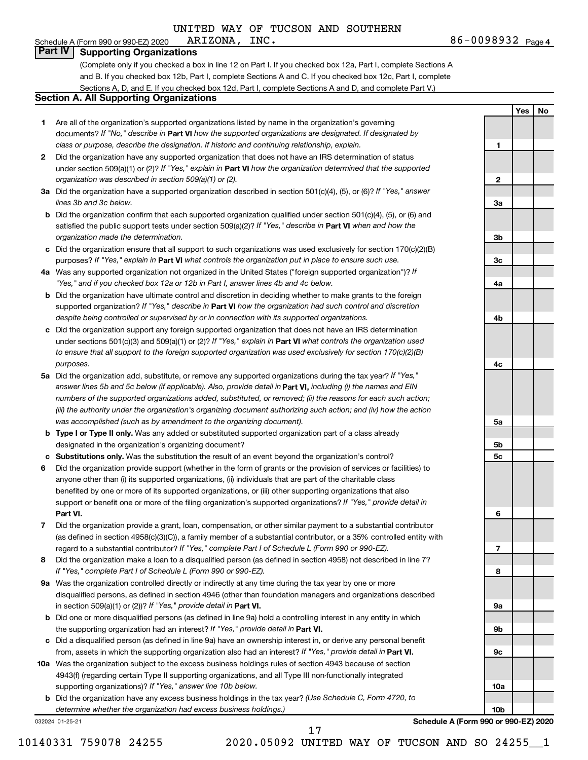UNITED WAY OF TUCSON AND SOUTHERN

Schedule A (Form 990 or 990-EZ) 2020 ARIZONA, INC. 86-0098932 Page 4

## Part IV Supporting Organizations

(Complete only if you checked a box in line 12 on Part I. If you checked box 12a, Part I, complete Sections A and B. If you checked box 12b, Part I, complete Sections A and C. If you checked box 12c, Part I, complete Sections A, D, and E. If you checked box 12d, Part I, complete Sections A and D, and complete Part V.)

### Section A. All Supporting Organizations

| | | | Yes | No |
|---|---|---|---|---|
| **1** | Are all of the organization's supported organizations listed by name in the organization's governing documents? *If "No," describe in* **Part VI** *how the supported organizations are designated. If designated by class or purpose, describe the designation. If historic and continuing relationship, explain.* | 1 | | |
| **2** | Did the organization have any supported organization that does not have an IRS determination of status under section 509(a)(1) or (2)? *If "Yes," explain in* **Part VI** *how the organization determined that the supported organization was described in section 509(a)(1) or (2).* | 2 | | |
| **3a** | Did the organization have a supported organization described in section 501(c)(4), (5), or (6)? *If "Yes," answer lines 3b and 3c below.* | 3a | | |
| **b** | Did the organization confirm that each supported organization qualified under section 501(c)(4), (5), or (6) and satisfied the public support tests under section 509(a)(2)? *If "Yes," describe in* **Part VI** *when and how the organization made the determination.* | 3b | | |
| **c** | Did the organization ensure that all support to such organizations was used exclusively for section 170(c)(2)(B) purposes? *If "Yes," explain in* **Part VI** *what controls the organization put in place to ensure such use.* | 3c | | |
| **4a** | Was any supported organization not organized in the United States ("foreign supported organization")? *If "Yes," and if you checked box 12a or 12b in Part I, answer lines 4b and 4c below.* | 4a | | |
| **b** | Did the organization have ultimate control and discretion in deciding whether to make grants to the foreign supported organization? *If "Yes," describe in* **Part VI** *how the organization had such control and discretion despite being controlled or supervised by or in connection with its supported organizations.* | 4b | | |
| **c** | Did the organization support any foreign supported organization that does not have an IRS determination under sections 501(c)(3) and 509(a)(1) or (2)? *If "Yes," explain in* **Part VI** *what controls the organization used to ensure that all support to the foreign supported organization was used exclusively for section 170(c)(2)(B) purposes.* | 4c | | |
| **5a** | Did the organization add, substitute, or remove any supported organizations during the tax year? *If "Yes," answer lines 5b and 5c below (if applicable). Also, provide detail in* **Part VI,** *including (i) the names and EIN numbers of the supported organizations added, substituted, or removed; (ii) the reasons for each such action; (iii) the authority under the organization's organizing document authorizing such action; and (iv) how the action was accomplished (such as by amendment to the organizing document).* | 5a | | |
| **b** | **Type I or Type II only.** Was any added or substituted supported organization part of a class already designated in the organization's organizing document? | 5b | | |
| **c** | **Substitutions only.** Was the substitution the result of an event beyond the organization's control? | 5c | | |
| **6** | Did the organization provide support (whether in the form of grants or the provision of services or facilities) to anyone other than (i) its supported organizations, (ii) individuals that are part of the charitable class benefited by one or more of its supported organizations, or (iii) other supporting organizations that also support or benefit one or more of the filing organization's supported organizations? *If "Yes," provide detail in* **Part VI.** | 6 | | |
| **7** | Did the organization provide a grant, loan, compensation, or other similar payment to a substantial contributor (as defined in section 4958(c)(3)(C)), a family member of a substantial contributor, or a 35% controlled entity with regard to a substantial contributor? *If "Yes," complete Part I of Schedule L (Form 990 or 990-EZ).* | 7 | | |
| **8** | Did the organization make a loan to a disqualified person (as defined in section 4958) not described in line 7? *If "Yes," complete Part I of Schedule L (Form 990 or 990-EZ).* | 8 | | |
| **9a** | Was the organization controlled directly or indirectly at any time during the tax year by one or more disqualified persons, as defined in section 4946 (other than foundation managers and organizations described in section 509(a)(1) or (2))? *If "Yes," provide detail in* **Part VI.** | 9a | | |
| **b** | Did one or more disqualified persons (as defined in line 9a) hold a controlling interest in any entity in which the supporting organization had an interest? *If "Yes," provide detail in* **Part VI.** | 9b | | |
| **c** | Did a disqualified person (as defined in line 9a) have an ownership interest in, or derive any personal benefit from, assets in which the supporting organization also had an interest? *If "Yes," provide detail in* **Part VI.** | 9c | | |
| **10a** | Was the organization subject to the excess business holdings rules of section 4943 because of section 4943(f) (regarding certain Type II supporting organizations, and all Type III non-functionally integrated supporting organizations)? *If "Yes," answer line 10b below.* | 10a | | |
| **b** | Did the organization have any excess business holdings in the tax year? *(Use Schedule C, Form 4720, to determine whether the organization had excess business holdings.)* | 10b | | |

032024 01-25-21 **Schedule A (Form 990 or 990-EZ) 2020**

10140331 759078 24255 2020.05092 UNITED WAY OF TUCSON AND SO 24255__1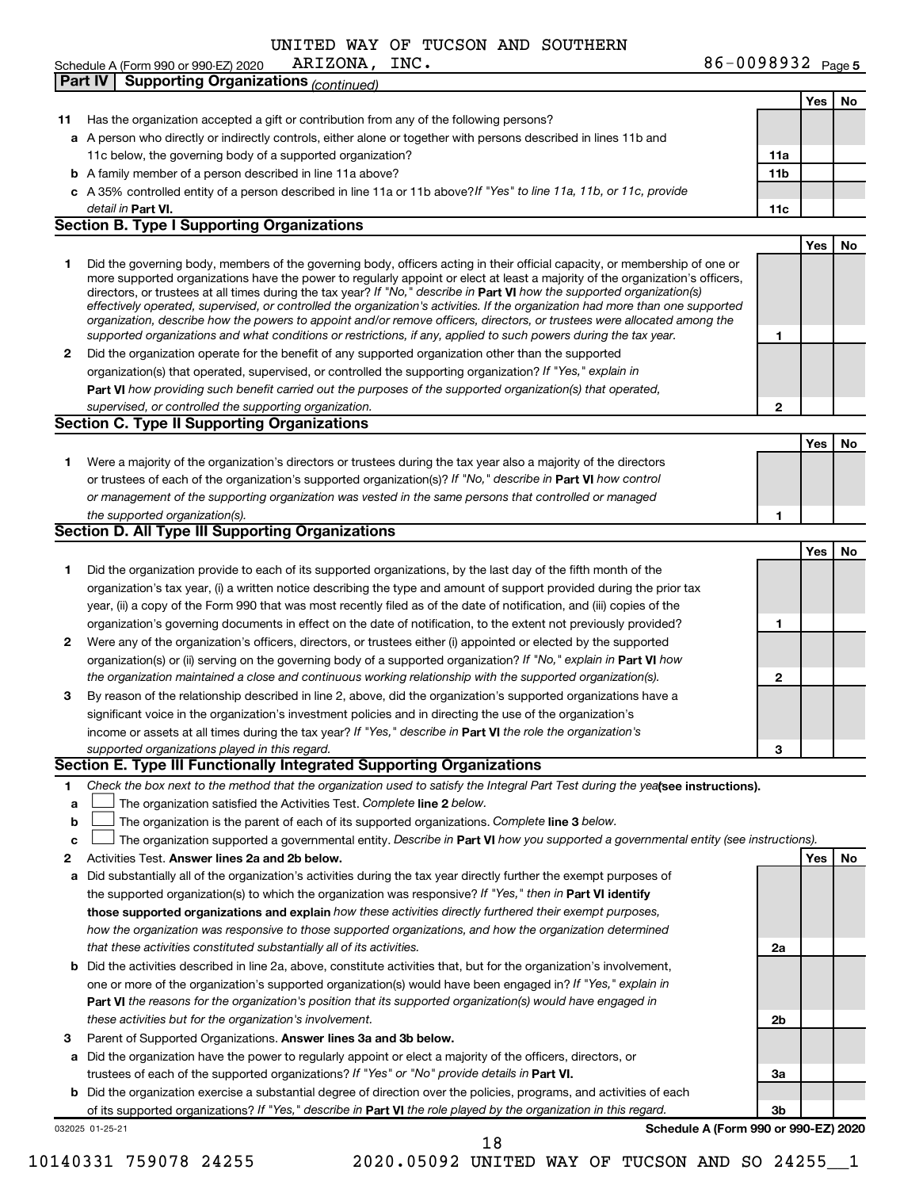UNITED WAY OF TUCSON AND SOUTHERN ARIZONA, INC.

Schedule A (Form 990 or 990-EZ) 2020 — 86-0098932 Page 5

**Part IV | Supporting Organizations** *(continued)*

| | | | Yes | No |
|---|---|---|---|---|
| **11** | Has the organization accepted a gift or contribution from any of the following persons? | | | |
| **a** | A person who directly or indirectly controls, either alone or together with persons described in lines 11b and 11c below, the governing body of a supported organization? | **11a** | | |
| **b** | A family member of a person described in line 11a above? | **11b** | | |
| **c** | A 35% controlled entity of a person described in line 11a or 11b above? *If "Yes" to line 11a, 11b, or 11c, provide detail in* **Part VI.** | **11c** | | |

## Section B. Type I Supporting Organizations

| | | | Yes | No |
|---|---|---|---|---|
| **1** | Did the governing body, members of the governing body, officers acting in their official capacity, or membership of one or more supported organizations have the power to regularly appoint or elect at least a majority of the organization's officers, directors, or trustees at all times during the tax year? *If "No," describe in* **Part VI** *how the supported organization(s) effectively operated, supervised, or controlled the organization's activities. If the organization had more than one supported organization, describe how the powers to appoint and/or remove officers, directors, or trustees were allocated among the supported organizations and what conditions or restrictions, if any, applied to such powers during the tax year.* | **1** | | |
| **2** | Did the organization operate for the benefit of any supported organization other than the supported organization(s) that operated, supervised, or controlled the supporting organization? *If "Yes," explain in* **Part VI** *how providing such benefit carried out the purposes of the supported organization(s) that operated, supervised, or controlled the supporting organization.* | **2** | | |

## Section C. Type II Supporting Organizations

| | | | Yes | No |
|---|---|---|---|---|
| **1** | Were a majority of the organization's directors or trustees during the tax year also a majority of the directors or trustees of each of the organization's supported organization(s)? *If "No," describe in* **Part VI** *how control or management of the supporting organization was vested in the same persons that controlled or managed the supported organization(s).* | **1** | | |

## Section D. All Type III Supporting Organizations

| | | | Yes | No |
|---|---|---|---|---|
| **1** | Did the organization provide to each of its supported organizations, by the last day of the fifth month of the organization's tax year, (i) a written notice describing the type and amount of support provided during the prior tax year, (ii) a copy of the Form 990 that was most recently filed as of the date of notification, and (iii) copies of the organization's governing documents in effect on the date of notification, to the extent not previously provided? | **1** | | |
| **2** | Were any of the organization's officers, directors, or trustees either (i) appointed or elected by the supported organization(s) or (ii) serving on the governing body of a supported organization? *If "No," explain in* **Part VI** *how the organization maintained a close and continuous working relationship with the supported organization(s).* | **2** | | |
| **3** | By reason of the relationship described in line 2, above, did the organization's supported organizations have a significant voice in the organization's investment policies and in directing the use of the organization's income or assets at all times during the tax year? *If "Yes," describe in* **Part VI** *the role the organization's supported organizations played in this regard.* | **3** | | |

## Section E. Type III Functionally Integrated Supporting Organizations

**1** *Check the box next to the method that the organization used to satisfy the Integral Part Test during the year* **(see instructions).**

- **a** ☐ The organization satisfied the Activities Test. *Complete* **line 2** *below.*
- **b** ☐ The organization is the parent of each of its supported organizations. *Complete* **line 3** *below.*
- **c** ☐ The organization supported a governmental entity. *Describe in* **Part VI** *how you supported a governmental entity (see instructions).*

| | | | Yes | No |
|---|---|---|---|---|
| **2** | Activities Test. **Answer lines 2a and 2b below.** | | | |
| **a** | Did substantially all of the organization's activities during the tax year directly further the exempt purposes of the supported organization(s) to which the organization was responsive? *If "Yes," then in* **Part VI identify those supported organizations and explain** *how these activities directly furthered their exempt purposes, how the organization was responsive to those supported organizations, and how the organization determined that these activities constituted substantially all of its activities.* | **2a** | | |
| **b** | Did the activities described in line 2a, above, constitute activities that, but for the organization's involvement, one or more of the organization's supported organization(s) would have been engaged in? *If "Yes," explain in* **Part VI** *the reasons for the organization's position that its supported organization(s) would have engaged in these activities but for the organization's involvement.* | **2b** | | |
| **3** | Parent of Supported Organizations. **Answer lines 3a and 3b below.** | | | |
| **a** | Did the organization have the power to regularly appoint or elect a majority of the officers, directors, or trustees of each of the supported organizations? *If "Yes" or "No" provide details in* **Part VI.** | **3a** | | |
| **b** | Did the organization exercise a substantial degree of direction over the policies, programs, and activities of each of its supported organizations? *If "Yes," describe in* **Part VI** *the role played by the organization in this regard.* | **3b** | | |

032025 01-25-21 **Schedule A (Form 990 or 990-EZ) 2020**

10140331 759078 24255 2020.05092 UNITED WAY OF TUCSON AND SO 24255__1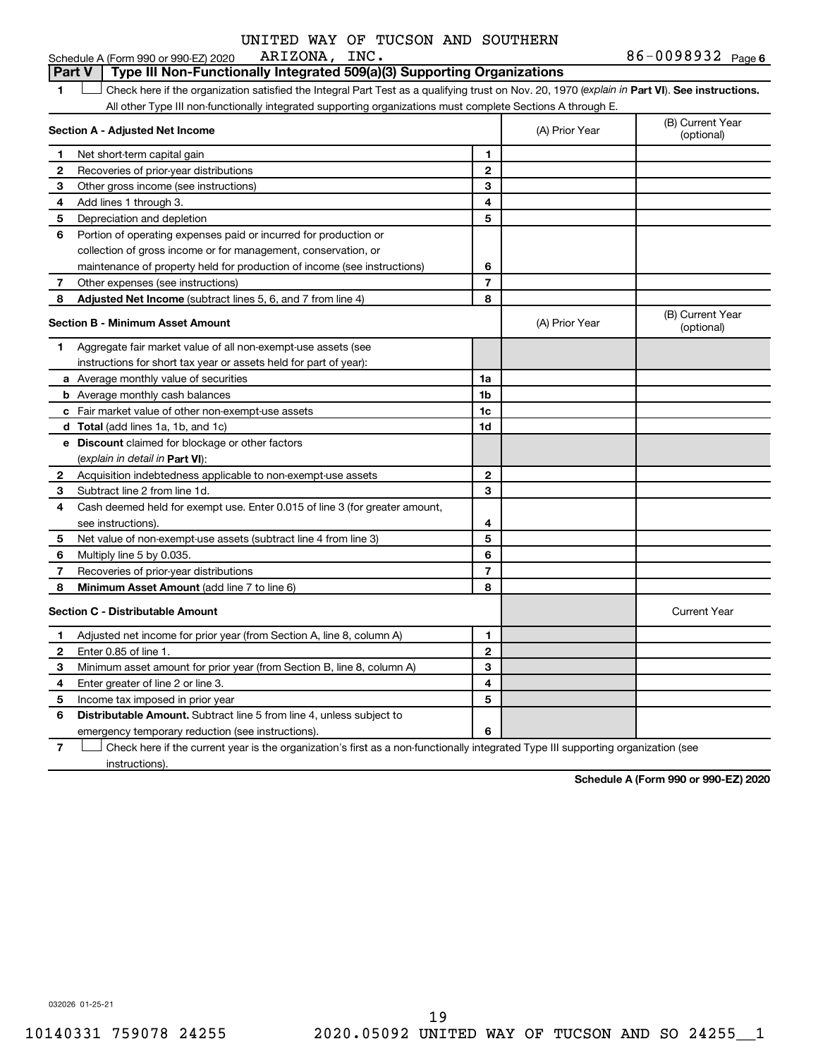UNITED WAY OF TUCSON AND SOUTHERN ARIZONA, INC.

Schedule A (Form 990 or 990-EZ) 2020 — 86-0098932 Page 6

## Part V — Type III Non-Functionally Integrated 509(a)(3) Supporting Organizations

1 ☐ Check here if the organization satisfied the Integral Part Test as a qualifying trust on Nov. 20, 1970 (*explain in* **Part VI**). **See instructions.** All other Type III non-functionally integrated supporting organizations must complete Sections A through E.

| **Section A - Adjusted Net Income** | | (A) Prior Year | (B) Current Year (optional) |
|---|---|---|---|
| **1** Net short-term capital gain | 1 | | |
| **2** Recoveries of prior-year distributions | 2 | | |
| **3** Other gross income (see instructions) | 3 | | |
| **4** Add lines 1 through 3. | 4 | | |
| **5** Depreciation and depletion | 5 | | |
| **6** Portion of operating expenses paid or incurred for production or collection of gross income or for management, conservation, or maintenance of property held for production of income (see instructions) | 6 | | |
| **7** Other expenses (see instructions) | 7 | | |
| **8** **Adjusted Net Income** (subtract lines 5, 6, and 7 from line 4) | 8 | | |

| **Section B - Minimum Asset Amount** | | (A) Prior Year | (B) Current Year (optional) |
|---|---|---|---|
| **1** Aggregate fair market value of all non-exempt-use assets (see instructions for short tax year or assets held for part of year): | | | |
| **a** Average monthly value of securities | 1a | | |
| **b** Average monthly cash balances | 1b | | |
| **c** Fair market value of other non-exempt-use assets | 1c | | |
| **d** **Total** (add lines 1a, 1b, and 1c) | 1d | | |
| **e** **Discount** claimed for blockage or other factors (*explain in detail in* **Part VI**): | | | |
| **2** Acquisition indebtedness applicable to non-exempt-use assets | 2 | | |
| **3** Subtract line 2 from line 1d. | 3 | | |
| **4** Cash deemed held for exempt use. Enter 0.015 of line 3 (for greater amount, see instructions). | 4 | | |
| **5** Net value of non-exempt-use assets (subtract line 4 from line 3) | 5 | | |
| **6** Multiply line 5 by 0.035. | 6 | | |
| **7** Recoveries of prior-year distributions | 7 | | |
| **8** **Minimum Asset Amount** (add line 7 to line 6) | 8 | | |

| **Section C - Distributable Amount** | | | Current Year |
|---|---|---|---|
| **1** Adjusted net income for prior year (from Section A, line 8, column A) | 1 | | |
| **2** Enter 0.85 of line 1. | 2 | | |
| **3** Minimum asset amount for prior year (from Section B, line 8, column A) | 3 | | |
| **4** Enter greater of line 2 or line 3. | 4 | | |
| **5** Income tax imposed in prior year | 5 | | |
| **6** **Distributable Amount.** Subtract line 5 from line 4, unless subject to emergency temporary reduction (see instructions). | 6 | | |

7 ☐ Check here if the current year is the organization's first as a non-functionally integrated Type III supporting organization (see instructions).

**Schedule A (Form 990 or 990-EZ) 2020**

032026 01-25-21

10140331 759078 24255 2020.05092 UNITED WAY OF TUCSON AND SO 24255__1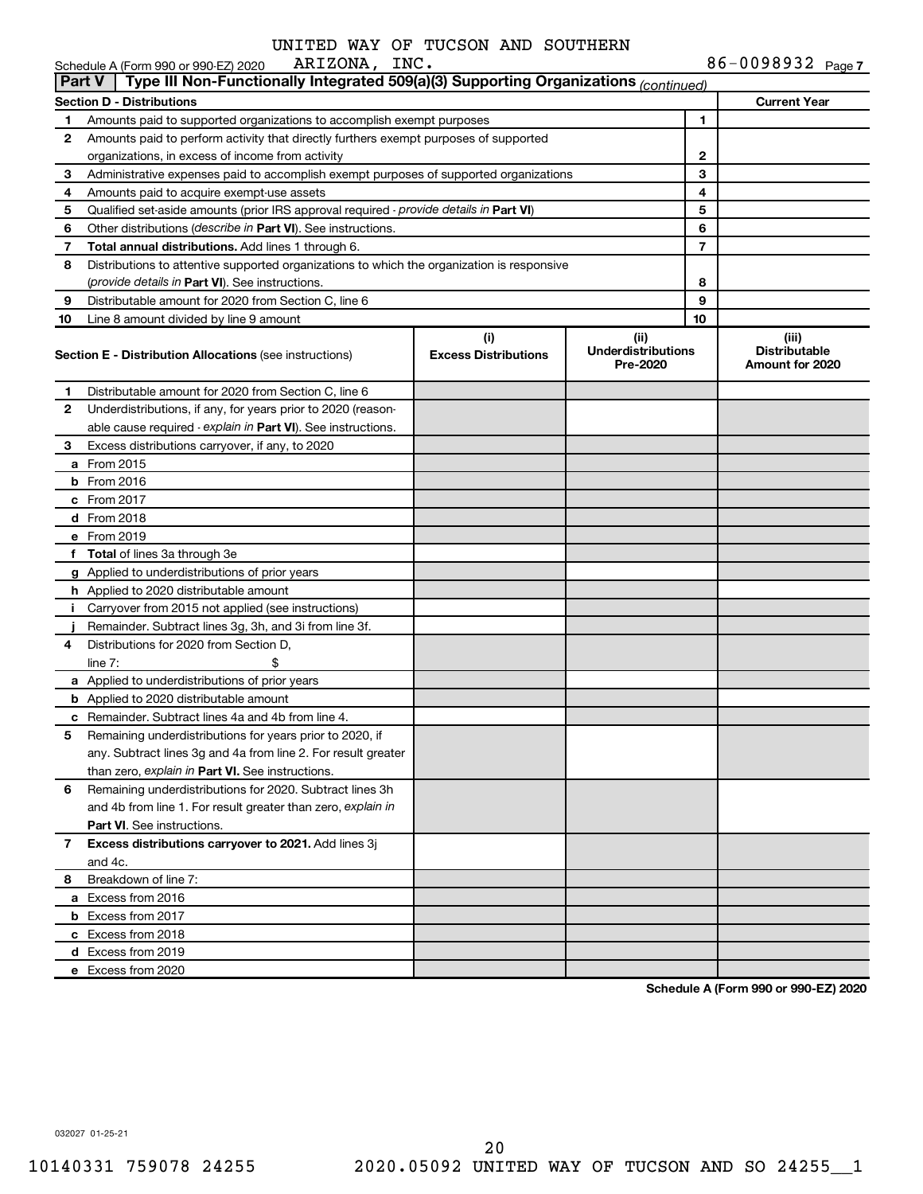UNITED WAY OF TUCSON AND SOUTHERN ARIZONA, INC.

Schedule A (Form 990 or 990-EZ) 2020 — 86-0098932 Page 7

**Part V — Type III Non-Functionally Integrated 509(a)(3) Supporting Organizations** *(continued)*

| Section D - Distributions | | | Current Year |
|---|---|---|---|
| 1 | Amounts paid to supported organizations to accomplish exempt purposes | 1 | |
| 2 | Amounts paid to perform activity that directly furthers exempt purposes of supported organizations, in excess of income from activity | 2 | |
| 3 | Administrative expenses paid to accomplish exempt purposes of supported organizations | 3 | |
| 4 | Amounts paid to acquire exempt-use assets | 4 | |
| 5 | Qualified set-aside amounts (prior IRS approval required - *provide details in* **Part VI**) | 5 | |
| 6 | Other distributions (*describe in* **Part VI**). See instructions. | 6 | |
| 7 | **Total annual distributions.** Add lines 1 through 6. | 7 | |
| 8 | Distributions to attentive supported organizations to which the organization is responsive (*provide details in* **Part VI**). See instructions. | 8 | |
| 9 | Distributable amount for 2020 from Section C, line 6 | 9 | |
| 10 | Line 8 amount divided by line 9 amount | 10 | |

| Section E - Distribution Allocations (see instructions) | (i) Excess Distributions | (ii) Underdistributions Pre-2020 | (iii) Distributable Amount for 2020 |
|---|---|---|---|
| **1** Distributable amount for 2020 from Section C, line 6 | | | |
| **2** Underdistributions, if any, for years prior to 2020 (reasonable cause required - *explain in* **Part VI**). See instructions. | | | |
| **3** Excess distributions carryover, if any, to 2020 | | | |
| **a** From 2015 | | | |
| **b** From 2016 | | | |
| **c** From 2017 | | | |
| **d** From 2018 | | | |
| **e** From 2019 | | | |
| **f Total** of lines 3a through 3e | | | |
| **g** Applied to underdistributions of prior years | | | |
| **h** Applied to 2020 distributable amount | | | |
| **i** Carryover from 2015 not applied (see instructions) | | | |
| **j** Remainder. Subtract lines 3g, 3h, and 3i from line 3f. | | | |
| **4** Distributions for 2020 from Section D, line 7: $ | | | |
| **a** Applied to underdistributions of prior years | | | |
| **b** Applied to 2020 distributable amount | | | |
| **c** Remainder. Subtract lines 4a and 4b from line 4. | | | |
| **5** Remaining underdistributions for years prior to 2020, if any. Subtract lines 3g and 4a from line 2. For result greater than zero, *explain in* **Part VI.** See instructions. | | | |
| **6** Remaining underdistributions for 2020. Subtract lines 3h and 4b from line 1. For result greater than zero, *explain in* **Part VI**. See instructions. | | | |
| **7 Excess distributions carryover to 2021.** Add lines 3j and 4c. | | | |
| **8** Breakdown of line 7: | | | |
| **a** Excess from 2016 | | | |
| **b** Excess from 2017 | | | |
| **c** Excess from 2018 | | | |
| **d** Excess from 2019 | | | |
| **e** Excess from 2020 | | | |

**Schedule A (Form 990 or 990-EZ) 2020**

032027 01-25-21

10140331 759078 24255 2020.05092 UNITED WAY OF TUCSON AND SO 24255__1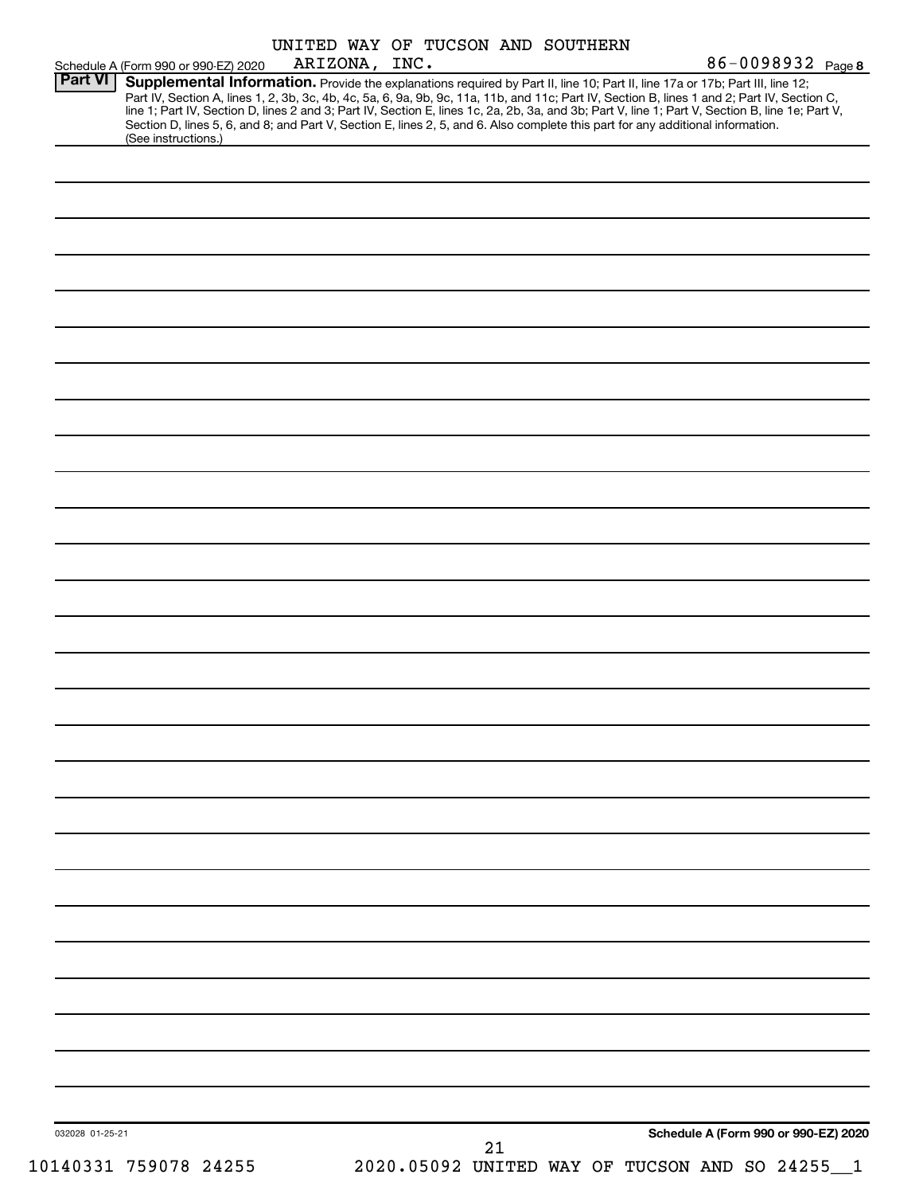UNITED WAY OF TUCSON AND SOUTHERN

Schedule A (Form 990 or 990-EZ) 2020 ARIZONA, INC. 86-0098932 Page **8**

**Part VI** **Supplemental Information.** Provide the explanations required by Part II, line 10; Part II, line 17a or 17b; Part III, line 12; Part IV, Section A, lines 1, 2, 3b, 3c, 4b, 4c, 5a, 6, 9a, 9b, 9c, 11a, 11b, and 11c; Part IV, Section B, lines 1 and 2; Part IV, Section C, line 1; Part IV, Section D, lines 2 and 3; Part IV, Section E, lines 1c, 2a, 2b, 3a, and 3b; Part V, line 1; Part V, Section B, line 1e; Part V, Section D, lines 5, 6, and 8; and Part V, Section E, lines 2, 5, and 6. Also complete this part for any additional information. (See instructions.)

032028 01-25-21 **Schedule A (Form 990 or 990-EZ) 2020**

10140331 759078 24255 2020.05092 UNITED WAY OF TUCSON AND SO 24255__1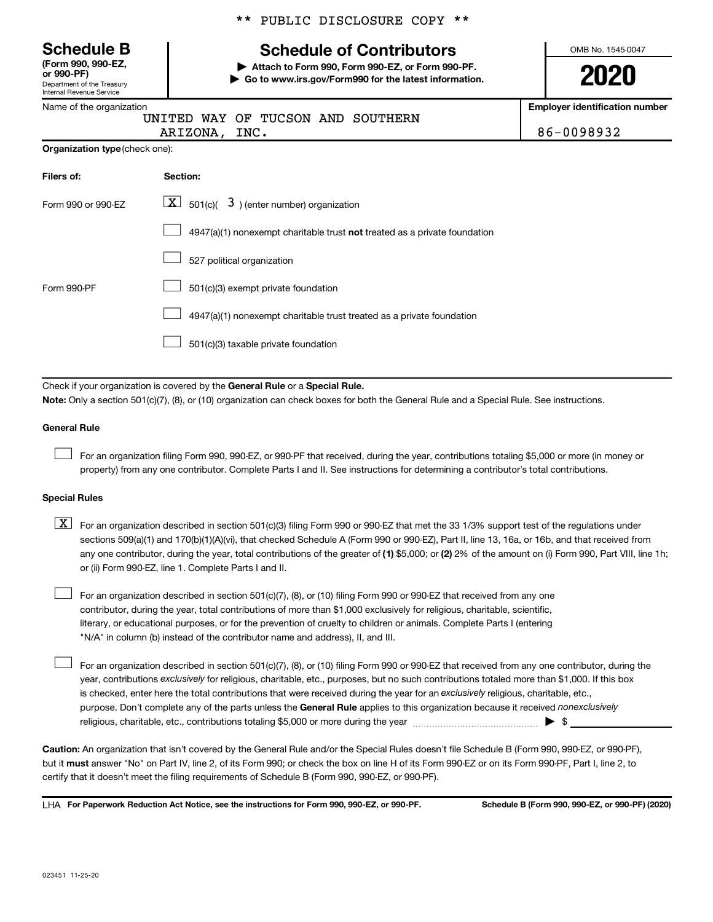\*\* PUBLIC DISCLOSURE COPY \*\*

**Schedule B**
**(Form 990, 990-EZ, or 990-PF)**
Department of the Treasury
Internal Revenue Service

# Schedule of Contributors

▶ **Attach to Form 990, Form 990-EZ, or Form 990-PF.**
▶ **Go to www.irs.gov/Form990 for the latest information.**

OMB No. 1545-0047

**2020**

| Name of the organization | Employer identification number |
|---|---|
| UNITED WAY OF TUCSON AND SOUTHERN ARIZONA, INC. | 86-0098932 |

**Organization type** (check one):

| Filers of: | Section: |
|---|---|
| Form 990 or 990-EZ | [X] 501(c)( 3 ) (enter number) organization |
| | [ ] 4947(a)(1) nonexempt charitable trust **not** treated as a private foundation |
| | [ ] 527 political organization |
| Form 990-PF | [ ] 501(c)(3) exempt private foundation |
| | [ ] 4947(a)(1) nonexempt charitable trust treated as a private foundation |
| | [ ] 501(c)(3) taxable private foundation |

Check if your organization is covered by the **General Rule** or a **Special Rule.**

**Note:** Only a section 501(c)(7), (8), or (10) organization can check boxes for both the General Rule and a Special Rule. See instructions.

**General Rule**

[ ] For an organization filing Form 990, 990-EZ, or 990-PF that received, during the year, contributions totaling $5,000 or more (in money or property) from any one contributor. Complete Parts I and II. See instructions for determining a contributor's total contributions.

**Special Rules**

[X] For an organization described in section 501(c)(3) filing Form 990 or 990-EZ that met the 33 1/3% support test of the regulations under sections 509(a)(1) and 170(b)(1)(A)(vi), that checked Schedule A (Form 990 or 990-EZ), Part II, line 13, 16a, or 16b, and that received from any one contributor, during the year, total contributions of the greater of **(1)** $5,000; or **(2)** 2% of the amount on (i) Form 990, Part VIII, line 1h; or (ii) Form 990-EZ, line 1. Complete Parts I and II.

[ ] For an organization described in section 501(c)(7), (8), or (10) filing Form 990 or 990-EZ that received from any one contributor, during the year, total contributions of more than $1,000 exclusively for religious, charitable, scientific, literary, or educational purposes, or for the prevention of cruelty to children or animals. Complete Parts I (entering "N/A" in column (b) instead of the contributor name and address), II, and III.

[ ] For an organization described in section 501(c)(7), (8), or (10) filing Form 990 or 990-EZ that received from any one contributor, during the year, contributions *exclusively* for religious, charitable, etc., purposes, but no such contributions totaled more than $1,000. If this box is checked, enter here the total contributions that were received during the year for an *exclusively* religious, charitable, etc., purpose. Don't complete any of the parts unless the **General Rule** applies to this organization because it received *nonexclusively* religious, charitable, etc., contributions totaling $5,000 or more during the year ........ ▶ $ ______

**Caution:** An organization that isn't covered by the General Rule and/or the Special Rules doesn't file Schedule B (Form 990, 990-EZ, or 990-PF), but it **must** answer "No" on Part IV, line 2, of its Form 990; or check the box on line H of its Form 990-EZ or on its Form 990-PF, Part I, line 2, to certify that it doesn't meet the filing requirements of Schedule B (Form 990, 990-EZ, or 990-PF).

LHA **For Paperwork Reduction Act Notice, see the instructions for Form 990, 990-EZ, or 990-PF.** **Schedule B (Form 990, 990-EZ, or 990-PF) (2020)**

023451 11-25-20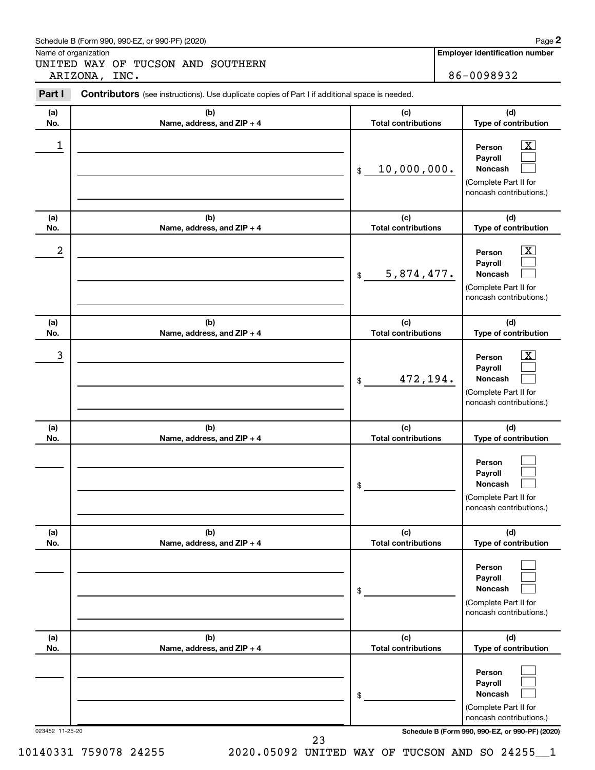Schedule B (Form 990, 990-EZ, or 990-PF) (2020)

Name of organization

UNITED WAY OF TUCSON AND SOUTHERN ARIZONA, INC.

**Employer identification number**

86-0098932

**Part I** **Contributors** (see instructions). Use duplicate copies of Part I if additional space is needed.

| (a) No. | (b) Name, address, and ZIP + 4 | (c) Total contributions | (d) Type of contribution |
|---|---|---|---|
| 1 | | $ 10,000,000. | Person [X] Payroll [ ] Noncash [ ] (Complete Part II for noncash contributions.) |
| 2 | | $ 5,874,477. | Person [X] Payroll [ ] Noncash [ ] (Complete Part II for noncash contributions.) |
| 3 | | $ 472,194. | Person [X] Payroll [ ] Noncash [ ] (Complete Part II for noncash contributions.) |
| | | $ | Person [ ] Payroll [ ] Noncash [ ] (Complete Part II for noncash contributions.) |
| | | $ | Person [ ] Payroll [ ] Noncash [ ] (Complete Part II for noncash contributions.) |
| | | $ | Person [ ] Payroll [ ] Noncash [ ] (Complete Part II for noncash contributions.) |

023452 11-25-20

Schedule B (Form 990, 990-EZ, or 990-PF) (2020)

10140331 759078 24255 2020.05092 UNITED WAY OF TUCSON AND SO 24255__1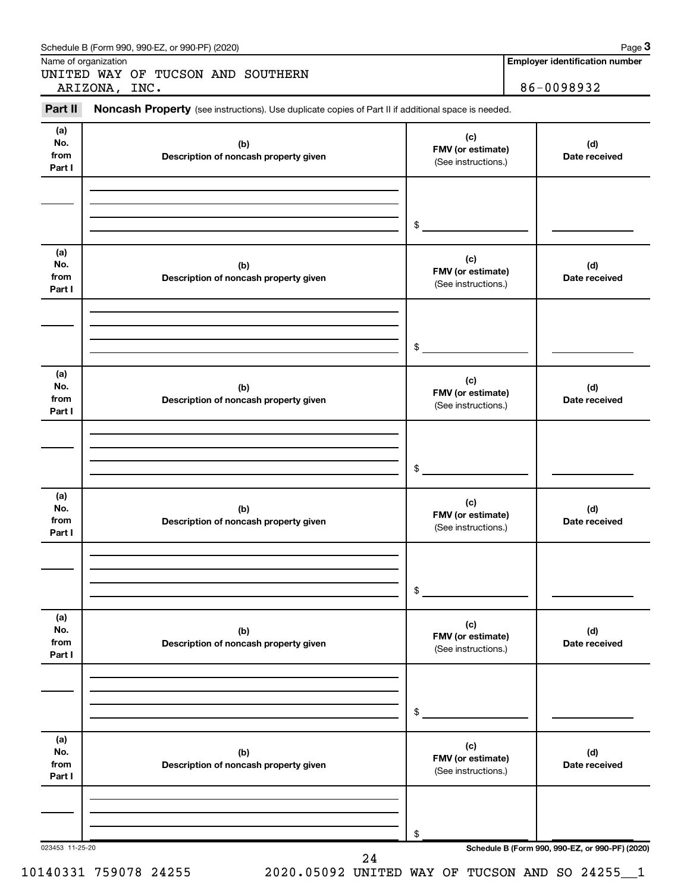Schedule B (Form 990, 990-EZ, or 990-PF) (2020) Page **3**

Name of organization

UNITED WAY OF TUCSON AND SOUTHERN ARIZONA, INC.

**Employer identification number**

86-0098932

**Part II** **Noncash Property** (see instructions). Use duplicate copies of Part II if additional space is needed.

| (a) No. from Part I | (b) Description of noncash property given | (c) FMV (or estimate) (See instructions.) | (d) Date received |
|---|---|---|---|
| | | $ | |

| (a) No. from Part I | (b) Description of noncash property given | (c) FMV (or estimate) (See instructions.) | (d) Date received |
|---|---|---|---|
| | | $ | |

| (a) No. from Part I | (b) Description of noncash property given | (c) FMV (or estimate) (See instructions.) | (d) Date received |
|---|---|---|---|
| | | $ | |

| (a) No. from Part I | (b) Description of noncash property given | (c) FMV (or estimate) (See instructions.) | (d) Date received |
|---|---|---|---|
| | | $ | |

| (a) No. from Part I | (b) Description of noncash property given | (c) FMV (or estimate) (See instructions.) | (d) Date received |
|---|---|---|---|
| | | $ | |

| (a) No. from Part I | (b) Description of noncash property given | (c) FMV (or estimate) (See instructions.) | (d) Date received |
|---|---|---|---|
| | | $ | |

023453 11-25-20 **Schedule B (Form 990, 990-EZ, or 990-PF) (2020)**

10140331 759078 24255 2020.05092 UNITED WAY OF TUCSON AND SO 24255__1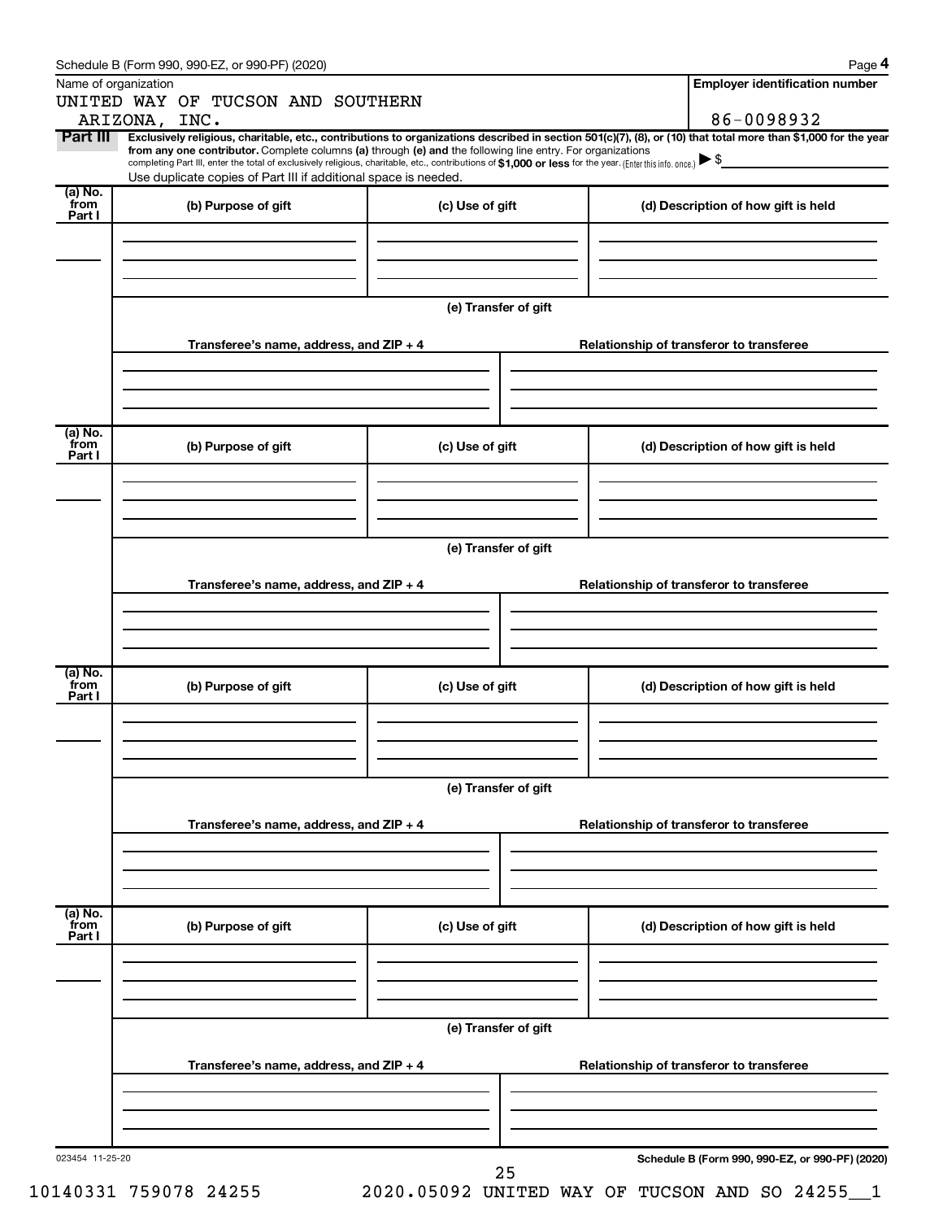Schedule B (Form 990, 990-EZ, or 990-PF) (2020)

Name of organization: UNITED WAY OF TUCSON AND SOUTHERN ARIZONA, INC.

Employer identification number: 86-0098932

**Part III** **Exclusively religious, charitable, etc., contributions to organizations described in section 501(c)(7), (8), or (10) that total more than $1,000 for the year from any one contributor.** Complete columns **(a)** through **(e)** and the following line entry. For organizations completing Part III, enter the total of exclusively religious, charitable, etc., contributions of **$1,000 or less** for the year. (Enter this info. once.) ▶ $

Use duplicate copies of Part III if additional space is needed.

| (a) No. from Part I | (b) Purpose of gift | (c) Use of gift | (d) Description of how gift is held |
|---|---|---|---|
| | | | |

**(e) Transfer of gift**

| Transferee's name, address, and ZIP + 4 | Relationship of transferor to transferee |
|---|---|
| | |

| (a) No. from Part I | (b) Purpose of gift | (c) Use of gift | (d) Description of how gift is held |
|---|---|---|---|
| | | | |

**(e) Transfer of gift**

| Transferee's name, address, and ZIP + 4 | Relationship of transferor to transferee |
|---|---|
| | |

| (a) No. from Part I | (b) Purpose of gift | (c) Use of gift | (d) Description of how gift is held |
|---|---|---|---|
| | | | |

**(e) Transfer of gift**

| Transferee's name, address, and ZIP + 4 | Relationship of transferor to transferee |
|---|---|
| | |

| (a) No. from Part I | (b) Purpose of gift | (c) Use of gift | (d) Description of how gift is held |
|---|---|---|---|
| | | | |

**(e) Transfer of gift**

| Transferee's name, address, and ZIP + 4 | Relationship of transferor to transferee |
|---|---|
| | |

023454 11-25-20

**Schedule B (Form 990, 990-EZ, or 990-PF) (2020)**

10140331 759078 24255 2020.05092 UNITED WAY OF TUCSON AND SO 24255__1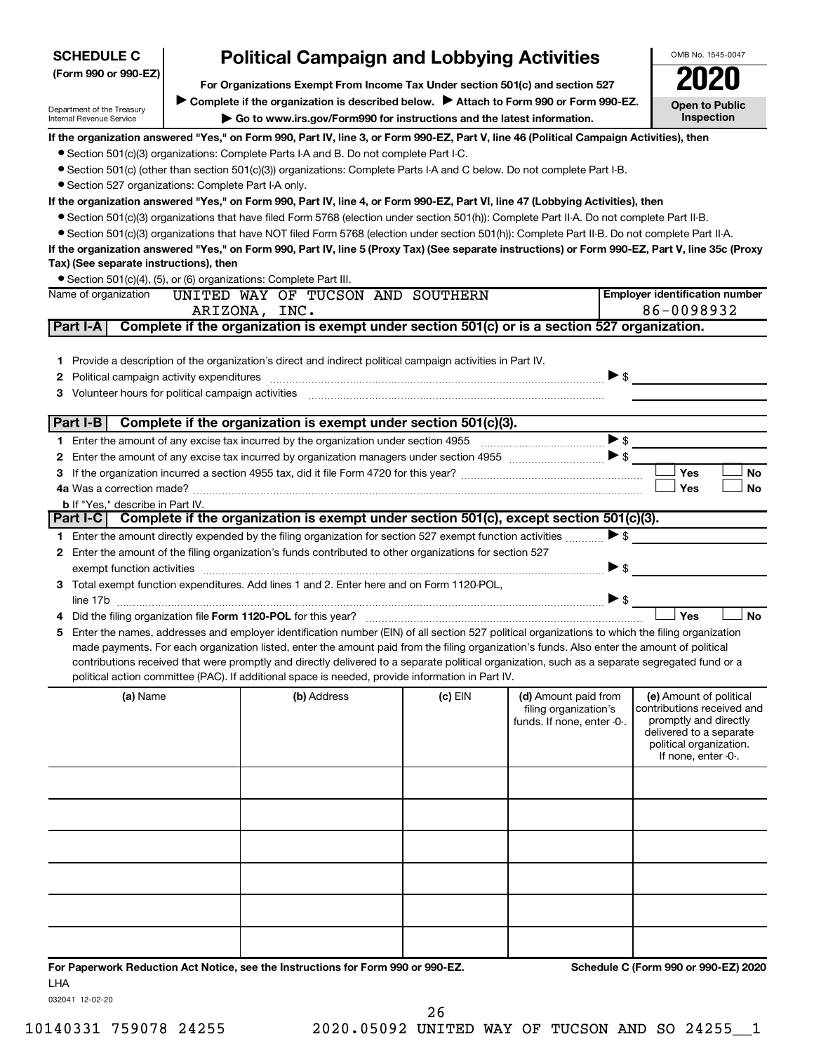**SCHEDULE C**
**(Form 990 or 990-EZ)**

Department of the Treasury
Internal Revenue Service

# Political Campaign and Lobbying Activities

**For Organizations Exempt From Income Tax Under section 501(c) and section 527**

▶ **Complete if the organization is described below.** ▶ **Attach to Form 990 or Form 990-EZ.**

▶ **Go to www.irs.gov/Form990 for instructions and the latest information.**

OMB No. 1545-0047

**2020**

**Open to Public Inspection**

**If the organization answered "Yes," on Form 990, Part IV, line 3, or Form 990-EZ, Part V, line 46 (Political Campaign Activities), then**

- Section 501(c)(3) organizations: Complete Parts I-A and B. Do not complete Part I-C.
- Section 501(c) (other than section 501(c)(3)) organizations: Complete Parts I-A and C below. Do not complete Part I-B.
- Section 527 organizations: Complete Part I-A only.

**If the organization answered "Yes," on Form 990, Part IV, line 4, or Form 990-EZ, Part VI, line 47 (Lobbying Activities), then**

- Section 501(c)(3) organizations that have filed Form 5768 (election under section 501(h)): Complete Part II-A. Do not complete Part II-B.
- Section 501(c)(3) organizations that have NOT filed Form 5768 (election under section 501(h)): Complete Part II-B. Do not complete Part II-A.

**If the organization answered "Yes," on Form 990, Part IV, line 5 (Proxy Tax) (See separate instructions) or Form 990-EZ, Part V, line 35c (Proxy Tax) (See separate instructions), then**

- Section 501(c)(4), (5), or (6) organizations: Complete Part III.

| Name of organization | Employer identification number |
|---|---|
| UNITED WAY OF TUCSON AND SOUTHERN ARIZONA, INC. | 86-0098932 |

**Part I-A** **Complete if the organization is exempt under section 501(c) or is a section 527 organization.**

1. Provide a description of the organization's direct and indirect political campaign activities in Part IV.
2. Political campaign activity expenditures ▶ $ ______
3. Volunteer hours for political campaign activities ______

**Part I-B** **Complete if the organization is exempt under section 501(c)(3).**

1. Enter the amount of any excise tax incurred by the organization under section 4955 ▶ $ ______
2. Enter the amount of any excise tax incurred by organization managers under section 4955 ▶ $ ______
3. If the organization incurred a section 4955 tax, did it file Form 4720 for this year? ☐ Yes ☐ No

4a Was a correction made? ☐ Yes ☐ No

**b** If "Yes," describe in Part IV.

**Part I-C** **Complete if the organization is exempt under section 501(c), except section 501(c)(3).**

1. Enter the amount directly expended by the filing organization for section 527 exempt function activities ▶ $ ______
2. Enter the amount of the filing organization's funds contributed to other organizations for section 527 exempt function activities ▶ $ ______
3. Total exempt function expenditures. Add lines 1 and 2. Enter here and on Form 1120-POL, line 17b ▶ $ ______
4. Did the filing organization file **Form 1120-POL** for this year? ☐ Yes ☐ No
5. Enter the names, addresses and employer identification number (EIN) of all section 527 political organizations to which the filing organization made payments. For each organization listed, enter the amount paid from the filing organization's funds. Also enter the amount of political contributions received that were promptly and directly delivered to a separate political organization, such as a separate segregated fund or a political action committee (PAC). If additional space is needed, provide information in Part IV.

| (a) Name | (b) Address | (c) EIN | (d) Amount paid from filing organization's funds. If none, enter -0-. | (e) Amount of political contributions received and promptly and directly delivered to a separate political organization. If none, enter -0-. |
|---|---|---|---|---|
| | | | | |
| | | | | |
| | | | | |
| | | | | |
| | | | | |
| | | | | |

**For Paperwork Reduction Act Notice, see the Instructions for Form 990 or 990-EZ.** **Schedule C (Form 990 or 990-EZ) 2020**

LHA

032041 12-02-20

10140331 759078 24255 2020.05092 UNITED WAY OF TUCSON AND SO 24255__1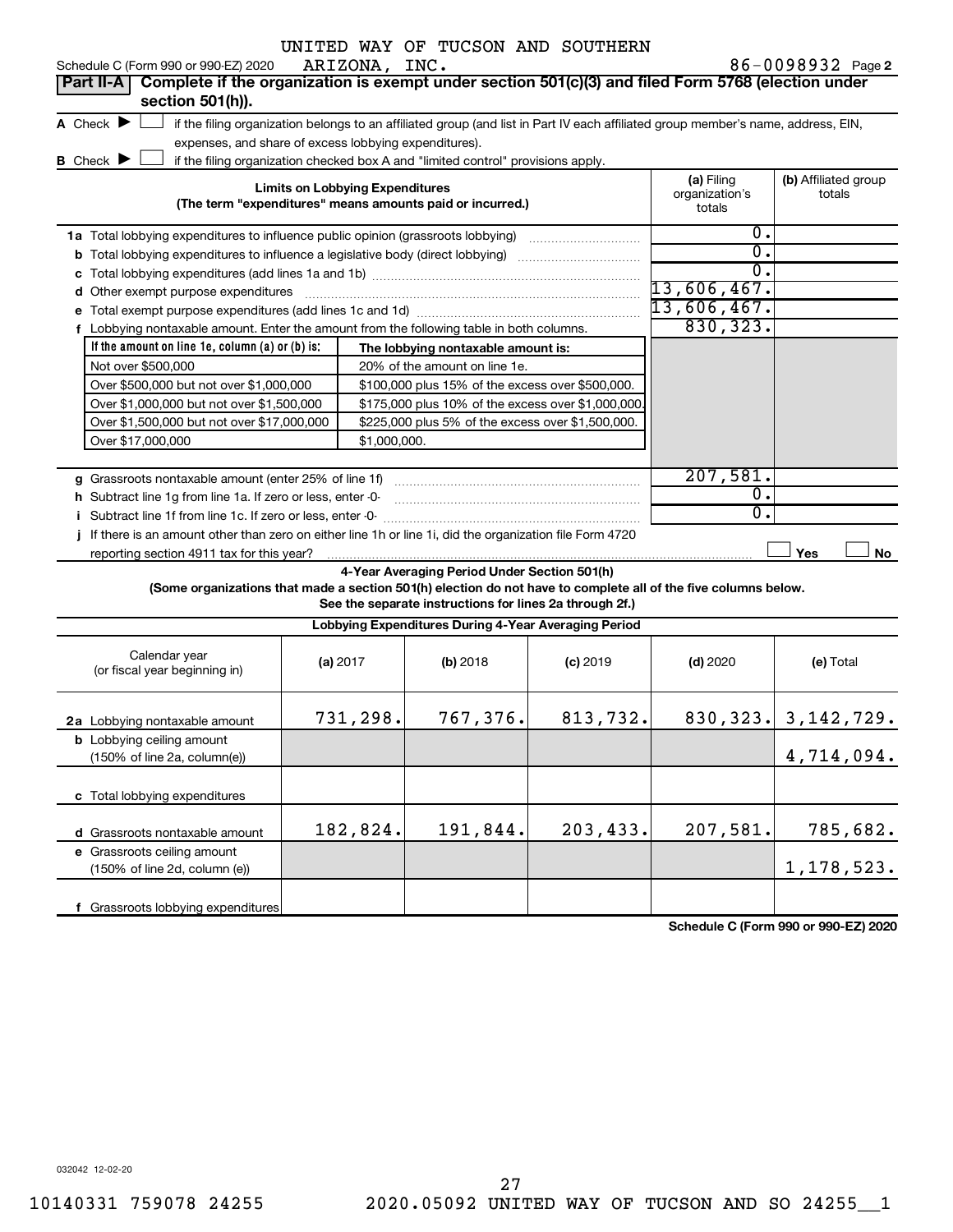UNITED WAY OF TUCSON AND SOUTHERN

Schedule C (Form 990 or 990-EZ) 2020 ARIZONA, INC. 86-0098932 Page 2

**Part II-A** **Complete if the organization is exempt under section 501(c)(3) and filed Form 5768 (election under section 501(h)).**

A Check ▶ ☐ if the filing organization belongs to an affiliated group (and list in Part IV each affiliated group member's name, address, EIN, expenses, and share of excess lobbying expenditures).

B Check ▶ ☐ if the filing organization checked box A and "limited control" provisions apply.

| Limits on Lobbying Expenditures (The term "expenditures" means amounts paid or incurred.) | (a) Filing organization's totals | (b) Affiliated group totals |
|---|---|---|
| **1a** Total lobbying expenditures to influence public opinion (grassroots lobbying) | 0. | |
| **b** Total lobbying expenditures to influence a legislative body (direct lobbying) | 0. | |
| **c** Total lobbying expenditures (add lines 1a and 1b) | 0. | |
| **d** Other exempt purpose expenditures | 13,606,467. | |
| **e** Total exempt purpose expenditures (add lines 1c and 1d) | 13,606,467. | |
| **f** Lobbying nontaxable amount. Enter the amount from the following table in both columns. | 830,323. | |

| If the amount on line 1e, column (a) or (b) is: | The lobbying nontaxable amount is: |
|---|---|
| Not over $500,000 | 20% of the amount on line 1e. |
| Over $500,000 but not over $1,000,000 | $100,000 plus 15% of the excess over $500,000. |
| Over $1,000,000 but not over $1,500,000 | $175,000 plus 10% of the excess over $1,000,000. |
| Over $1,500,000 but not over $17,000,000 | $225,000 plus 5% of the excess over $1,500,000. |
| Over $17,000,000 | $1,000,000. |

| | (a) Filing organization's totals | (b) Affiliated group totals |
|---|---|---|
| **g** Grassroots nontaxable amount (enter 25% of line 1f) | 207,581. | |
| **h** Subtract line 1g from line 1a. If zero or less, enter -0- | 0. | |
| **i** Subtract line 1f from line 1c. If zero or less, enter -0- | 0. | |
| **j** If there is an amount other than zero on either line 1h or line 1i, did the organization file Form 4720 reporting section 4911 tax for this year? | ☐ Yes | ☐ No |

**4-Year Averaging Period Under Section 501(h)**

**(Some organizations that made a section 501(h) election do not have to complete all of the five columns below. See the separate instructions for lines 2a through 2f.)**

| Lobbying Expenditures During 4-Year Averaging Period | | | | | |
|---|---|---|---|---|---|
| Calendar year (or fiscal year beginning in) | (a) 2017 | (b) 2018 | (c) 2019 | (d) 2020 | (e) Total |
| **2a** Lobbying nontaxable amount | 731,298. | 767,376. | 813,732. | 830,323. | 3,142,729. |
| **b** Lobbying ceiling amount (150% of line 2a, column(e)) | | | | | 4,714,094. |
| **c** Total lobbying expenditures | | | | | |
| **d** Grassroots nontaxable amount | 182,824. | 191,844. | 203,433. | 207,581. | 785,682. |
| **e** Grassroots ceiling amount (150% of line 2d, column (e)) | | | | | 1,178,523. |
| **f** Grassroots lobbying expenditures | | | | | |

**Schedule C (Form 990 or 990-EZ) 2020**

032042 12-02-20

10140331 759078 24255 2020.05092 UNITED WAY OF TUCSON AND SO 24255__1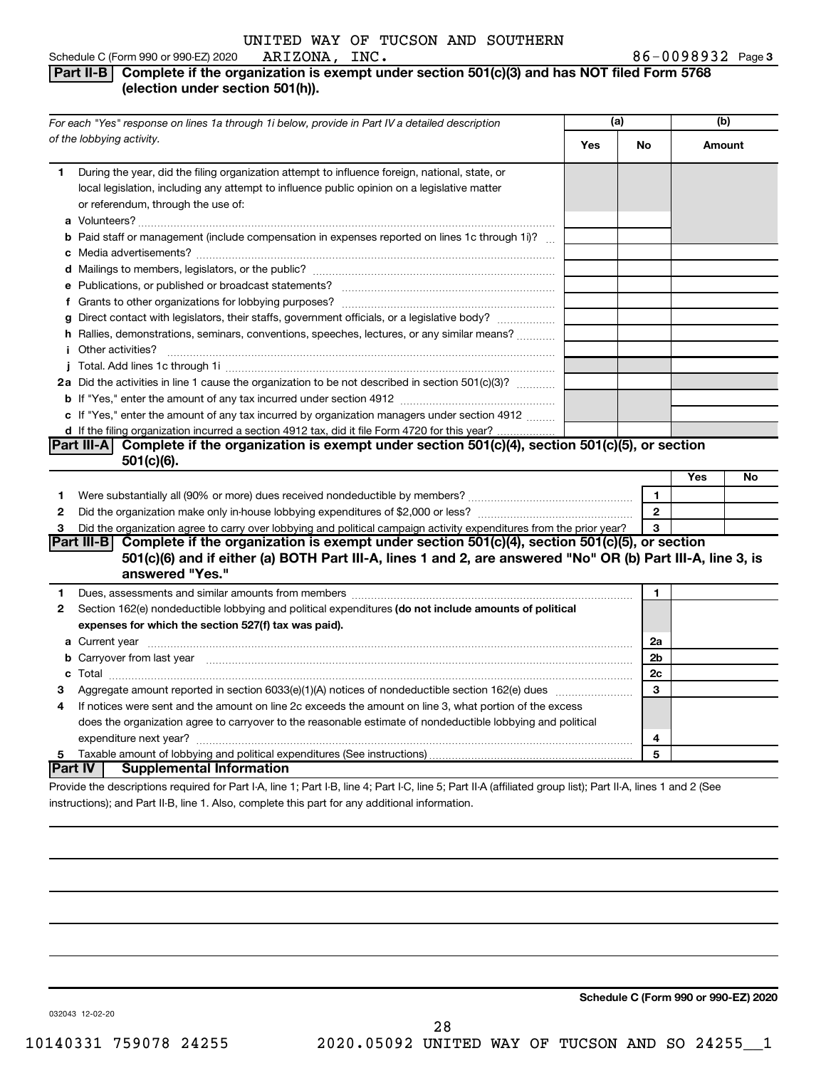UNITED WAY OF TUCSON AND SOUTHERN
Schedule C (Form 990 or 990-EZ) 2020 ARIZONA, INC. 86-0098932 Page 3

**Part II-B** **Complete if the organization is exempt under section 501(c)(3) and has NOT filed Form 5768 (election under section 501(h)).**

| For each "Yes" response on lines 1a through 1i below, provide in Part IV a detailed description of the lobbying activity. | (a) Yes | (a) No | (b) Amount |
|---|---|---|---|
| **1** During the year, did the filing organization attempt to influence foreign, national, state, or local legislation, including any attempt to influence public opinion on a legislative matter or referendum, through the use of: | | | |
| **a** Volunteers? | | | |
| **b** Paid staff or management (include compensation in expenses reported on lines 1c through 1i)? | | | |
| **c** Media advertisements? | | | |
| **d** Mailings to members, legislators, or the public? | | | |
| **e** Publications, or published or broadcast statements? | | | |
| **f** Grants to other organizations for lobbying purposes? | | | |
| **g** Direct contact with legislators, their staffs, government officials, or a legislative body? | | | |
| **h** Rallies, demonstrations, seminars, conventions, speeches, lectures, or any similar means? | | | |
| **i** Other activities? | | | |
| **j** Total. Add lines 1c through 1i | | | |
| **2a** Did the activities in line 1 cause the organization to be not described in section 501(c)(3)? | | | |
| **b** If "Yes," enter the amount of any tax incurred under section 4912 | | | |
| **c** If "Yes," enter the amount of any tax incurred by organization managers under section 4912 | | | |
| **d** If the filing organization incurred a section 4912 tax, did it file Form 4720 for this year? | | | |

**Part III-A** **Complete if the organization is exempt under section 501(c)(4), section 501(c)(5), or section 501(c)(6).**

| | | Yes | No |
|---|---|---|---|
| **1** Were substantially all (90% or more) dues received nondeductible by members? | 1 | | |
| **2** Did the organization make only in-house lobbying expenditures of $2,000 or less? | 2 | | |
| **3** Did the organization agree to carry over lobbying and political campaign activity expenditures from the prior year? | 3 | | |

**Part III-B** **Complete if the organization is exempt under section 501(c)(4), section 501(c)(5), or section 501(c)(6) and if either (a) BOTH Part III-A, lines 1 and 2, are answered "No" OR (b) Part III-A, line 3, is answered "Yes."**

| | | |
|---|---|---|
| **1** Dues, assessments and similar amounts from members | 1 | |
| **2** Section 162(e) nondeductible lobbying and political expenditures **(do not include amounts of political expenses for which the section 527(f) tax was paid).** | | |
| **a** Current year | 2a | |
| **b** Carryover from last year | 2b | |
| **c** Total | 2c | |
| **3** Aggregate amount reported in section 6033(e)(1)(A) notices of nondeductible section 162(e) dues | 3 | |
| **4** If notices were sent and the amount on line 2c exceeds the amount on line 3, what portion of the excess does the organization agree to carryover to the reasonable estimate of nondeductible lobbying and political expenditure next year? | 4 | |
| **5** Taxable amount of lobbying and political expenditures (See instructions) | 5 | |

**Part IV** **Supplemental Information**

Provide the descriptions required for Part I-A, line 1; Part I-B, line 4; Part I-C, line 5; Part II-A (affiliated group list); Part II-A, lines 1 and 2 (See instructions); and Part II-B, line 1. Also, complete this part for any additional information.

**Schedule C (Form 990 or 990-EZ) 2020**

032043 12-02-20

10140331 759078 24255 2020.05092 UNITED WAY OF TUCSON AND SO 24255__1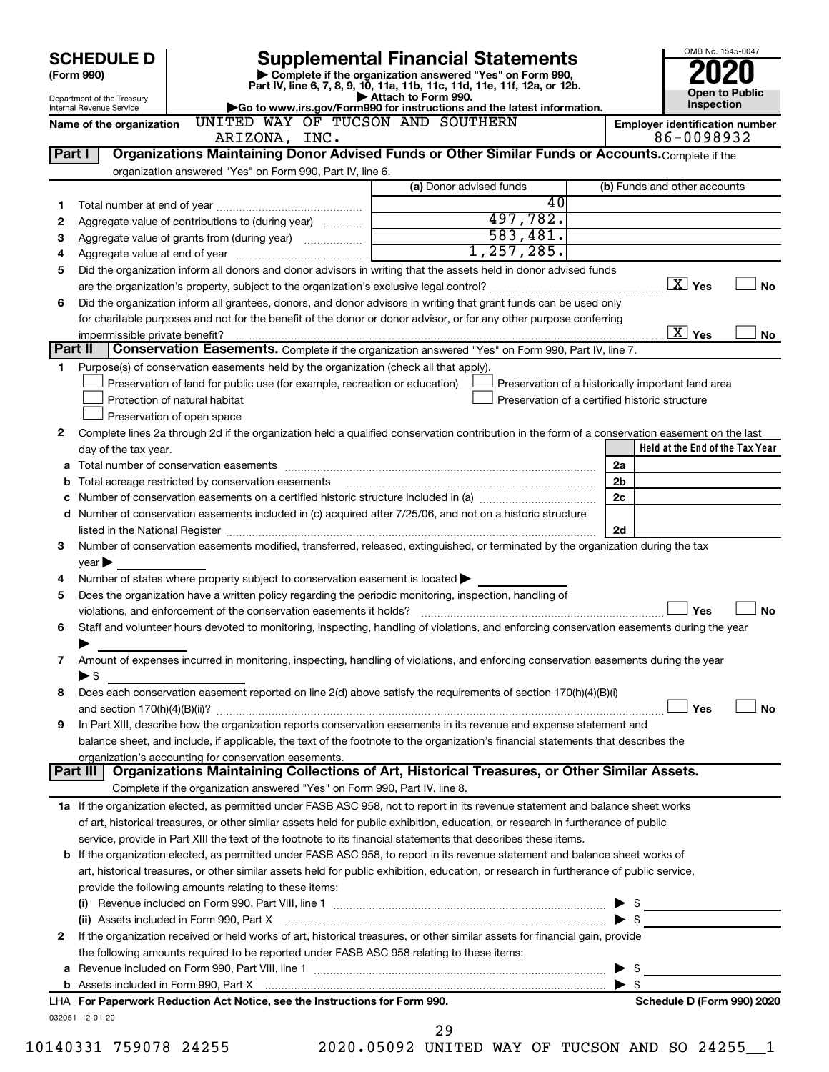# SCHEDULE D (Form 990)

Department of the Treasury
Internal Revenue Service

## Supplemental Financial Statements

▶ Complete if the organization answered "Yes" on Form 990, Part IV, line 6, 7, 8, 9, 10, 11a, 11b, 11c, 11d, 11e, 11f, 12a, or 12b.
▶ Attach to Form 990.
▶Go to www.irs.gov/Form990 for instructions and the latest information.

OMB No. 1545-0047

**2020**

**Open to Public Inspection**

Name of the organization: UNITED WAY OF TUCSON AND SOUTHERN ARIZONA, INC.

Employer identification number: 86-0098932

**Part I — Organizations Maintaining Donor Advised Funds or Other Similar Funds or Accounts.** Complete if the organization answered "Yes" on Form 990, Part IV, line 6.

| | | (a) Donor advised funds | (b) Funds and other accounts |
|---|---|---|---|
| 1 | Total number at end of year | 40 | |
| 2 | Aggregate value of contributions to (during year) | 497,782. | |
| 3 | Aggregate value of grants from (during year) | 583,481. | |
| 4 | Aggregate value at end of year | 1,257,285. | |

5 Did the organization inform all donors and donor advisors in writing that the assets held in donor advised funds are the organization's property, subject to the organization's exclusive legal control? [X] Yes [ ] No

6 Did the organization inform all grantees, donors, and donor advisors in writing that grant funds can be used only for charitable purposes and not for the benefit of the donor or donor advisor, or for any other purpose conferring impermissible private benefit? [X] Yes [ ] No

**Part II — Conservation Easements.** Complete if the organization answered "Yes" on Form 990, Part IV, line 7.

1 Purpose(s) of conservation easements held by the organization (check all that apply).

- [ ] Preservation of land for public use (for example, recreation or education)
- [ ] Protection of natural habitat
- [ ] Preservation of open space
- [ ] Preservation of a historically important land area
- [ ] Preservation of a certified historic structure

2 Complete lines 2a through 2d if the organization held a qualified conservation contribution in the form of a conservation easement on the last day of the tax year.

| | | | Held at the End of the Tax Year |
|---|---|---|---|
| a | Total number of conservation easements | 2a | |
| b | Total acreage restricted by conservation easements | 2b | |
| c | Number of conservation easements on a certified historic structure included in (a) | 2c | |
| d | Number of conservation easements included in (c) acquired after 7/25/06, and not on a historic structure listed in the National Register | 2d | |

3 Number of conservation easements modified, transferred, released, extinguished, or terminated by the organization during the tax year ▶

4 Number of states where property subject to conservation easement is located ▶

5 Does the organization have a written policy regarding the periodic monitoring, inspection, handling of violations, and enforcement of the conservation easements it holds? [ ] Yes [ ] No

6 Staff and volunteer hours devoted to monitoring, inspecting, handling of violations, and enforcing conservation easements during the year ▶

7 Amount of expenses incurred in monitoring, inspecting, handling of violations, and enforcing conservation easements during the year ▶ $

8 Does each conservation easement reported on line 2(d) above satisfy the requirements of section 170(h)(4)(B)(i) and section 170(h)(4)(B)(ii)? [ ] Yes [ ] No

9 In Part XIII, describe how the organization reports conservation easements in its revenue and expense statement and balance sheet, and include, if applicable, the text of the footnote to the organization's financial statements that describes the organization's accounting for conservation easements.

**Part III — Organizations Maintaining Collections of Art, Historical Treasures, or Other Similar Assets.** Complete if the organization answered "Yes" on Form 990, Part IV, line 8.

1a If the organization elected, as permitted under FASB ASC 958, not to report in its revenue statement and balance sheet works of art, historical treasures, or other similar assets held for public exhibition, education, or research in furtherance of public service, provide in Part XIII the text of the footnote to its financial statements that describes these items.

b If the organization elected, as permitted under FASB ASC 958, to report in its revenue statement and balance sheet works of art, historical treasures, or other similar assets held for public exhibition, education, or research in furtherance of public service, provide the following amounts relating to these items:

(i) Revenue included on Form 990, Part VIII, line 1 ▶ $

(ii) Assets included in Form 990, Part X ▶ $

2 If the organization received or held works of art, historical treasures, or other similar assets for financial gain, provide the following amounts required to be reported under FASB ASC 958 relating to these items:

a Revenue included on Form 990, Part VIII, line 1 ▶ $

b Assets included in Form 990, Part X ▶ $

LHA For Paperwork Reduction Act Notice, see the Instructions for Form 990. Schedule D (Form 990) 2020

032051 12-01-20

10140331 759078 24255 2020.05092 UNITED WAY OF TUCSON AND SO 24255__1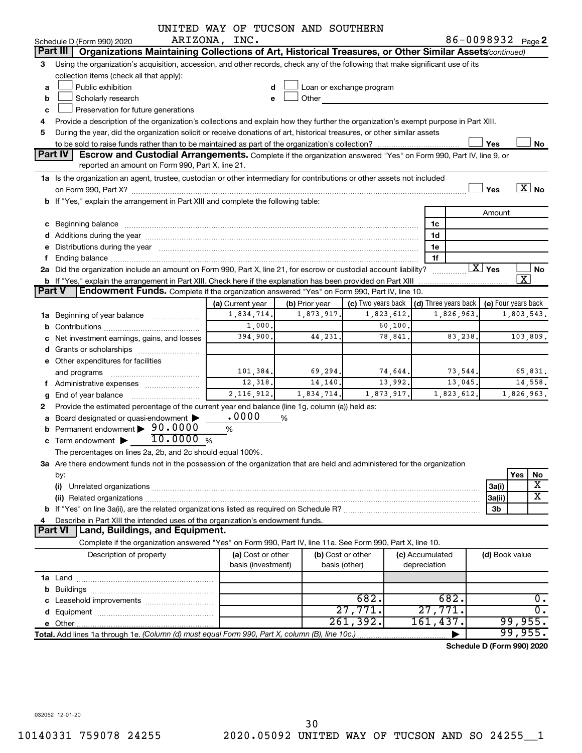UNITED WAY OF TUCSON AND SOUTHERN ARIZONA, INC. 86-0098932

Schedule D (Form 990) 2020

## Part III Organizations Maintaining Collections of Art, Historical Treasures, or Other Similar Assets (continued)

3 Using the organization's acquisition, accession, and other records, check any of the following that make significant use of its collection items (check all that apply):

- a ☐ Public exhibition
- b ☐ Scholarly research
- c ☐ Preservation for future generations
- d ☐ Loan or exchange program
- e ☐ Other

4 Provide a description of the organization's collections and explain how they further the organization's exempt purpose in Part XIII.

5 During the year, did the organization solicit or receive donations of art, historical treasures, or other similar assets to be sold to raise funds rather than to be maintained as part of the organization's collection? ☐ Yes ☐ No

## Part IV Escrow and Custodial Arrangements.

Complete if the organization answered "Yes" on Form 990, Part IV, line 9, or reported an amount on Form 990, Part X, line 21.

1a Is the organization an agent, trustee, custodian or other intermediary for contributions or other assets not included on Form 990, Part X? ☐ Yes ☒ No

b If "Yes," explain the arrangement in Part XIII and complete the following table:

| | | Amount |
|---|---|---|
| c Beginning balance | 1c | |
| d Additions during the year | 1d | |
| e Distributions during the year | 1e | |
| f Ending balance | 1f | |

2a Did the organization include an amount on Form 990, Part X, line 21, for escrow or custodial account liability? ☒ Yes ☐ No

b If "Yes," explain the arrangement in Part XIII. Check here if the explanation has been provided on Part XIII ☒

## Part V Endowment Funds.

Complete if the organization answered "Yes" on Form 990, Part IV, line 10.

| | (a) Current year | (b) Prior year | (c) Two years back | (d) Three years back | (e) Four years back |
|---|---|---|---|---|---|
| 1a Beginning of year balance | 1,834,714. | 1,873,917. | 1,823,612. | 1,826,963. | 1,803,543. |
| b Contributions | 1,000. | | 60,100. | | |
| c Net investment earnings, gains, and losses | 394,900. | 44,231. | 78,841. | 83,238. | 103,809. |
| d Grants or scholarships | | | | | |
| e Other expenditures for facilities and programs | 101,384. | 69,294. | 74,644. | 73,544. | 65,831. |
| f Administrative expenses | 12,318. | 14,140. | 13,992. | 13,045. | 14,558. |
| g End of year balance | 2,116,912. | 1,834,714. | 1,873,917. | 1,823,612. | 1,826,963. |

2 Provide the estimated percentage of the current year end balance (line 1g, column (a)) held as:

- a Board designated or quasi-endowment ▶ .0000 %
- b Permanent endowment ▶ 90.0000 %
- c Term endowment ▶ 10.0000 %

The percentages on lines 2a, 2b, and 2c should equal 100%.

3a Are there endowment funds not in the possession of the organization that are held and administered for the organization by:

| | | Yes | No |
|---|---|---|---|
| (i) Unrelated organizations | 3a(i) | | X |
| (ii) Related organizations | 3a(ii) | | X |
| b If "Yes" on line 3a(ii), are the related organizations listed as required on Schedule R? | 3b | | |

4 Describe in Part XIII the intended uses of the organization's endowment funds.

## Part VI Land, Buildings, and Equipment.

Complete if the organization answered "Yes" on Form 990, Part IV, line 11a. See Form 990, Part X, line 10.

| Description of property | (a) Cost or other basis (investment) | (b) Cost or other basis (other) | (c) Accumulated depreciation | (d) Book value |
|---|---|---|---|---|
| 1a Land | | | | |
| b Buildings | | | | |
| c Leasehold improvements | | 682. | 682. | 0. |
| d Equipment | | 27,771. | 27,771. | 0. |
| e Other | | 261,392. | 161,437. | 99,955. |
| Total. Add lines 1a through 1e. (Column (d) must equal Form 990, Part X, column (B), line 10c.) | | | | 99,955. |

Schedule D (Form 990) 2020

032052 12-01-20

10140331 759078 24255 2020.05092 UNITED WAY OF TUCSON AND SO 24255__1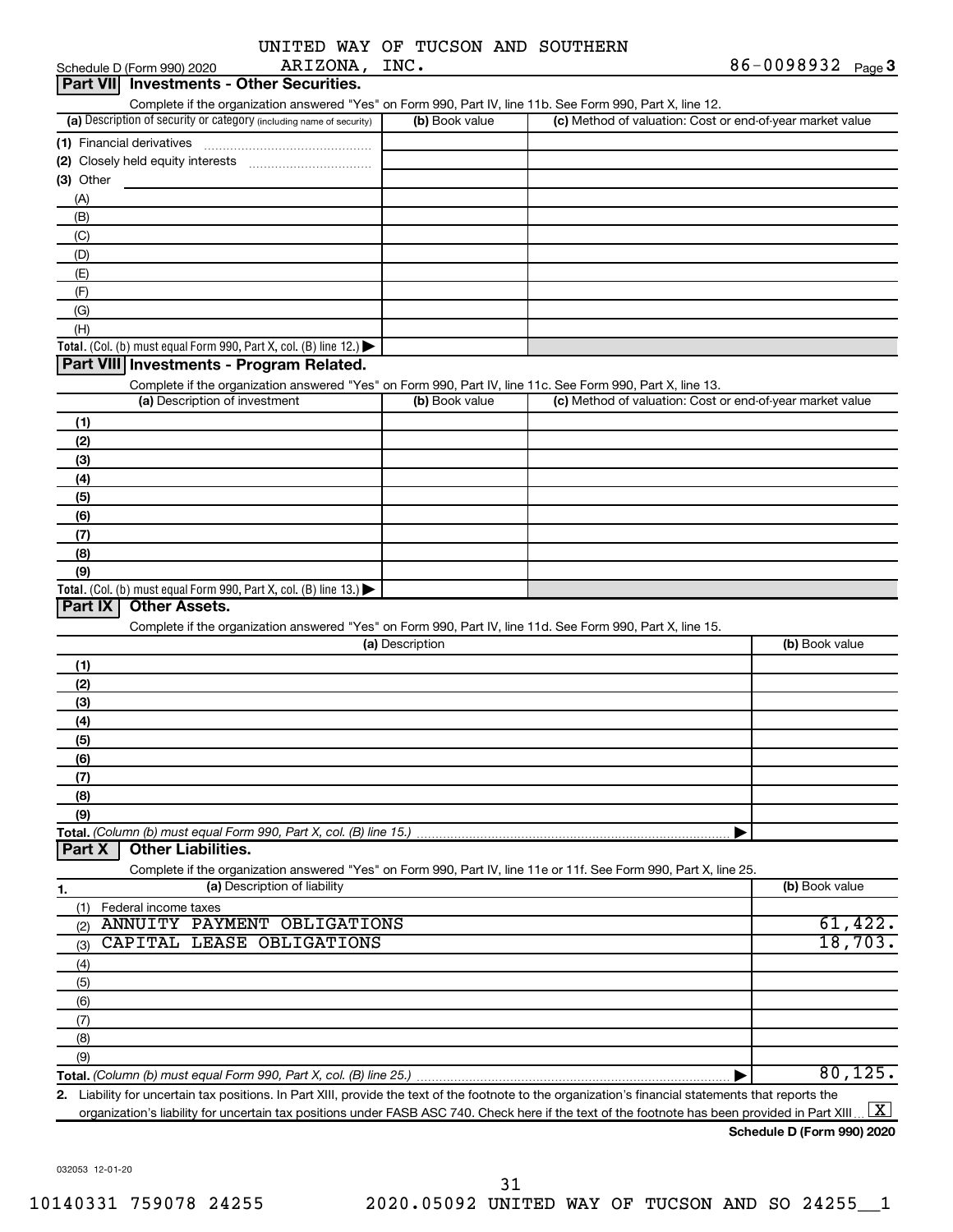Schedule D (Form 990) 2020 UNITED WAY OF TUCSON AND SOUTHERN ARIZONA, INC. 86-0098932 Page 3

## Part VII Investments - Other Securities.

Complete if the organization answered "Yes" on Form 990, Part IV, line 11b. See Form 990, Part X, line 12.

| (a) Description of security or category (including name of security) | (b) Book value | (c) Method of valuation: Cost or end-of-year market value |
|---|---|---|
| (1) Financial derivatives | | |
| (2) Closely held equity interests | | |
| (3) Other | | |
| (A) | | |
| (B) | | |
| (C) | | |
| (D) | | |
| (E) | | |
| (F) | | |
| (G) | | |
| (H) | | |
| **Total.** (Col. (b) must equal Form 990, Part X, col. (B) line 12.) | | |

## Part VIII Investments - Program Related.

Complete if the organization answered "Yes" on Form 990, Part IV, line 11c. See Form 990, Part X, line 13.

| (a) Description of investment | (b) Book value | (c) Method of valuation: Cost or end-of-year market value |
|---|---|---|
| (1) | | |
| (2) | | |
| (3) | | |
| (4) | | |
| (5) | | |
| (6) | | |
| (7) | | |
| (8) | | |
| (9) | | |
| **Total.** (Col. (b) must equal Form 990, Part X, col. (B) line 13.) | | |

## Part IX Other Assets.

Complete if the organization answered "Yes" on Form 990, Part IV, line 11d. See Form 990, Part X, line 15.

| (a) Description | (b) Book value |
|---|---|
| (1) | |
| (2) | |
| (3) | |
| (4) | |
| (5) | |
| (6) | |
| (7) | |
| (8) | |
| (9) | |
| **Total.** *(Column (b) must equal Form 990, Part X, col. (B) line 15.)* | |

## Part X Other Liabilities.

Complete if the organization answered "Yes" on Form 990, Part IV, line 11e or 11f. See Form 990, Part X, line 25.

| 1. (a) Description of liability | (b) Book value |
|---|---|
| (1) Federal income taxes | |
| (2) ANNUITY PAYMENT OBLIGATIONS | 61,422. |
| (3) CAPITAL LEASE OBLIGATIONS | 18,703. |
| (4) | |
| (5) | |
| (6) | |
| (7) | |
| (8) | |
| (9) | |
| **Total.** *(Column (b) must equal Form 990, Part X, col. (B) line 25.)* | 80,125. |

2. Liability for uncertain tax positions. In Part XIII, provide the text of the footnote to the organization's financial statements that reports the organization's liability for uncertain tax positions under FASB ASC 740. Check here if the text of the footnote has been provided in Part XIII [X]

**Schedule D (Form 990) 2020**

032053 12-01-20

10140331 759078 24255 2020.05092 UNITED WAY OF TUCSON AND SO 24255__1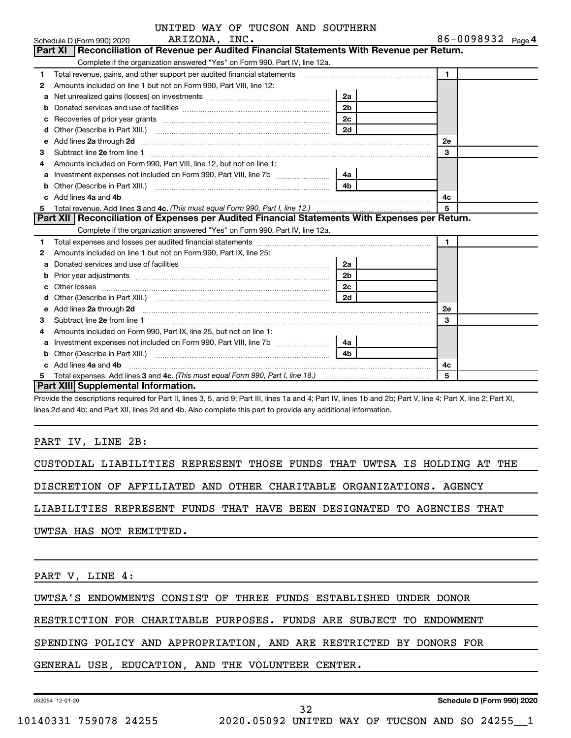UNITED WAY OF TUCSON AND SOUTHERN ARIZONA, INC.

Schedule D (Form 990) 2020 — 86-0098932 Page 4

## Part XI Reconciliation of Revenue per Audited Financial Statements With Revenue per Return.

Complete if the organization answered "Yes" on Form 990, Part IV, line 12a.

| | | | | | |
|---|---|---|---|---|---|
| 1 | Total revenue, gains, and other support per audited financial statements | | | 1 | |
| 2 | Amounts included on line 1 but not on Form 990, Part VIII, line 12: | | | | |
| a | Net unrealized gains (losses) on investments | 2a | | | |
| b | Donated services and use of facilities | 2b | | | |
| c | Recoveries of prior year grants | 2c | | | |
| d | Other (Describe in Part XIII.) | 2d | | | |
| e | Add lines 2a through 2d | | | 2e | |
| 3 | Subtract line 2e from line 1 | | | 3 | |
| 4 | Amounts included on Form 990, Part VIII, line 12, but not on line 1: | | | | |
| a | Investment expenses not included on Form 990, Part VIII, line 7b | 4a | | | |
| b | Other (Describe in Part XIII.) | 4b | | | |
| c | Add lines 4a and 4b | | | 4c | |
| 5 | Total revenue. Add lines 3 and 4c. *(This must equal Form 990, Part I, line 12.)* | | | 5 | |

## Part XII Reconciliation of Expenses per Audited Financial Statements With Expenses per Return.

Complete if the organization answered "Yes" on Form 990, Part IV, line 12a.

| | | | | | |
|---|---|---|---|---|---|
| 1 | Total expenses and losses per audited financial statements | | | 1 | |
| 2 | Amounts included on line 1 but not on Form 990, Part IX, line 25: | | | | |
| a | Donated services and use of facilities | 2a | | | |
| b | Prior year adjustments | 2b | | | |
| c | Other losses | 2c | | | |
| d | Other (Describe in Part XIII.) | 2d | | | |
| e | Add lines 2a through 2d | | | 2e | |
| 3 | Subtract line 2e from line 1 | | | 3 | |
| 4 | Amounts included on Form 990, Part IX, line 25, but not on line 1: | | | | |
| a | Investment expenses not included on Form 990, Part VIII, line 7b | 4a | | | |
| b | Other (Describe in Part XIII.) | 4b | | | |
| c | Add lines 4a and 4b | | | 4c | |
| 5 | Total expenses. Add lines 3 and 4c. *(This must equal Form 990, Part I, line 18.)* | | | 5 | |

## Part XIII Supplemental Information.

Provide the descriptions required for Part II, lines 3, 5, and 9; Part III, lines 1a and 4; Part IV, lines 1b and 2b; Part V, line 4; Part X, line 2; Part XI, lines 2d and 4b; and Part XII, lines 2d and 4b. Also complete this part to provide any additional information.

PART IV, LINE 2B:

CUSTODIAL LIABILITIES REPRESENT THOSE FUNDS THAT UWTSA IS HOLDING AT THE DISCRETION OF AFFILIATED AND OTHER CHARITABLE ORGANIZATIONS. AGENCY LIABILITIES REPRESENT FUNDS THAT HAVE BEEN DESIGNATED TO AGENCIES THAT UWTSA HAS NOT REMITTED.

PART V, LINE 4:

UWTSA'S ENDOWMENTS CONSIST OF THREE FUNDS ESTABLISHED UNDER DONOR RESTRICTION FOR CHARITABLE PURPOSES. FUNDS ARE SUBJECT TO ENDOWMENT SPENDING POLICY AND APPROPRIATION, AND ARE RESTRICTED BY DONORS FOR GENERAL USE, EDUCATION, AND THE VOLUNTEER CENTER.

032054 12-01-20 — Schedule D (Form 990) 2020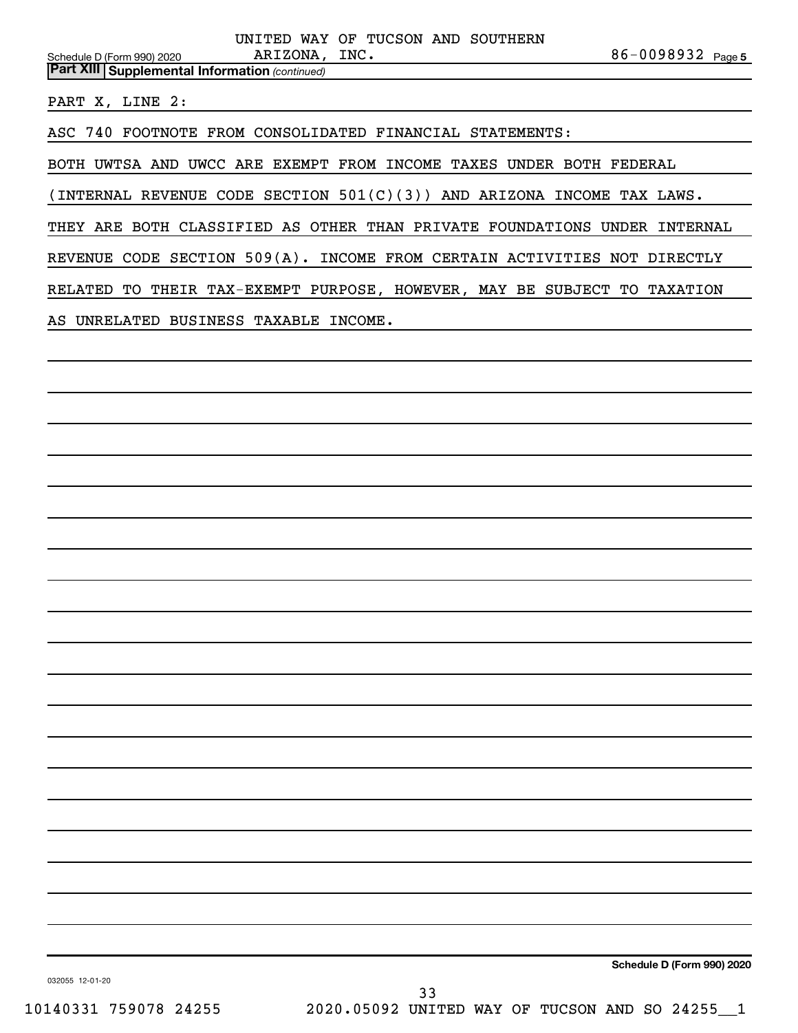**Part XIII Supplemental Information** *(continued)*

PART X, LINE 2:

ASC 740 FOOTNOTE FROM CONSOLIDATED FINANCIAL STATEMENTS:

BOTH UWTSA AND UWCC ARE EXEMPT FROM INCOME TAXES UNDER BOTH FEDERAL (INTERNAL REVENUE CODE SECTION 501(C)(3)) AND ARIZONA INCOME TAX LAWS. THEY ARE BOTH CLASSIFIED AS OTHER THAN PRIVATE FOUNDATIONS UNDER INTERNAL REVENUE CODE SECTION 509(A). INCOME FROM CERTAIN ACTIVITIES NOT DIRECTLY RELATED TO THEIR TAX-EXEMPT PURPOSE, HOWEVER, MAY BE SUBJECT TO TAXATION AS UNRELATED BUSINESS TAXABLE INCOME.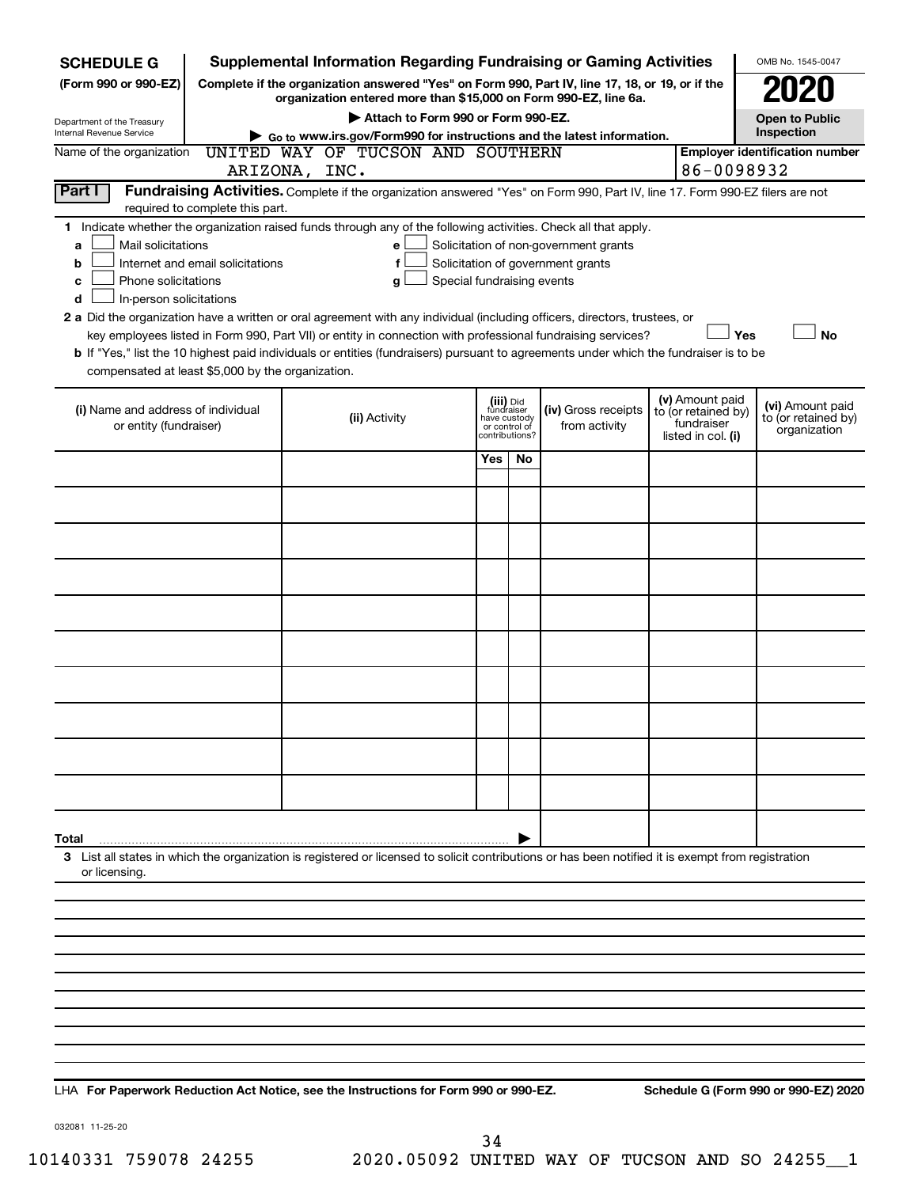**SCHEDULE G** (Form 990 or 990-EZ)

Department of the Treasury
Internal Revenue Service

# Supplemental Information Regarding Fundraising or Gaming Activities

**Complete if the organization answered "Yes" on Form 990, Part IV, line 17, 18, or 19, or if the organization entered more than $15,000 on Form 990-EZ, line 6a.**

**▶ Attach to Form 990 or Form 990-EZ.**

**▶ Go to www.irs.gov/Form990 for instructions and the latest information.**

OMB No. 1545-0047

**2020**

**Open to Public Inspection**

Name of the organization: UNITED WAY OF TUCSON AND SOUTHERN ARIZONA, INC.

Employer identification number: 86-0098932

**Part I** **Fundraising Activities.** Complete if the organization answered "Yes" on Form 990, Part IV, line 17. Form 990-EZ filers are not required to complete this part.

1 Indicate whether the organization raised funds through any of the following activities. Check all that apply.

- a ☐ Mail solicitations
- b ☐ Internet and email solicitations
- c ☐ Phone solicitations
- d ☐ In-person solicitations
- e ☐ Solicitation of non-government grants
- f ☐ Solicitation of government grants
- g ☐ Special fundraising events

2 a Did the organization have a written or oral agreement with any individual (including officers, directors, trustees, or key employees listed in Form 990, Part VII) or entity in connection with professional fundraising services? ☐ Yes ☐ No

b If "Yes," list the 10 highest paid individuals or entities (fundraisers) pursuant to agreements under which the fundraiser is to be compensated at least $5,000 by the organization.

| (i) Name and address of individual or entity (fundraiser) | (ii) Activity | (iii) Did fundraiser have custody or control of contributions? Yes | No | (iv) Gross receipts from activity | (v) Amount paid to (or retained by) fundraiser listed in col. (i) | (vi) Amount paid to (or retained by) organization |
|---|---|---|---|---|---|---|
| | | | | | | |
| | | | | | | |
| | | | | | | |
| | | | | | | |
| | | | | | | |
| | | | | | | |
| | | | | | | |
| | | | | | | |
| | | | | | | |
| | | | | | | |
| **Total** ▶ | | | | | | |

3 List all states in which the organization is registered or licensed to solicit contributions or has been notified it is exempt from registration or licensing.

LHA **For Paperwork Reduction Act Notice, see the Instructions for Form 990 or 990-EZ.** **Schedule G (Form 990 or 990-EZ) 2020**

032081 11-25-20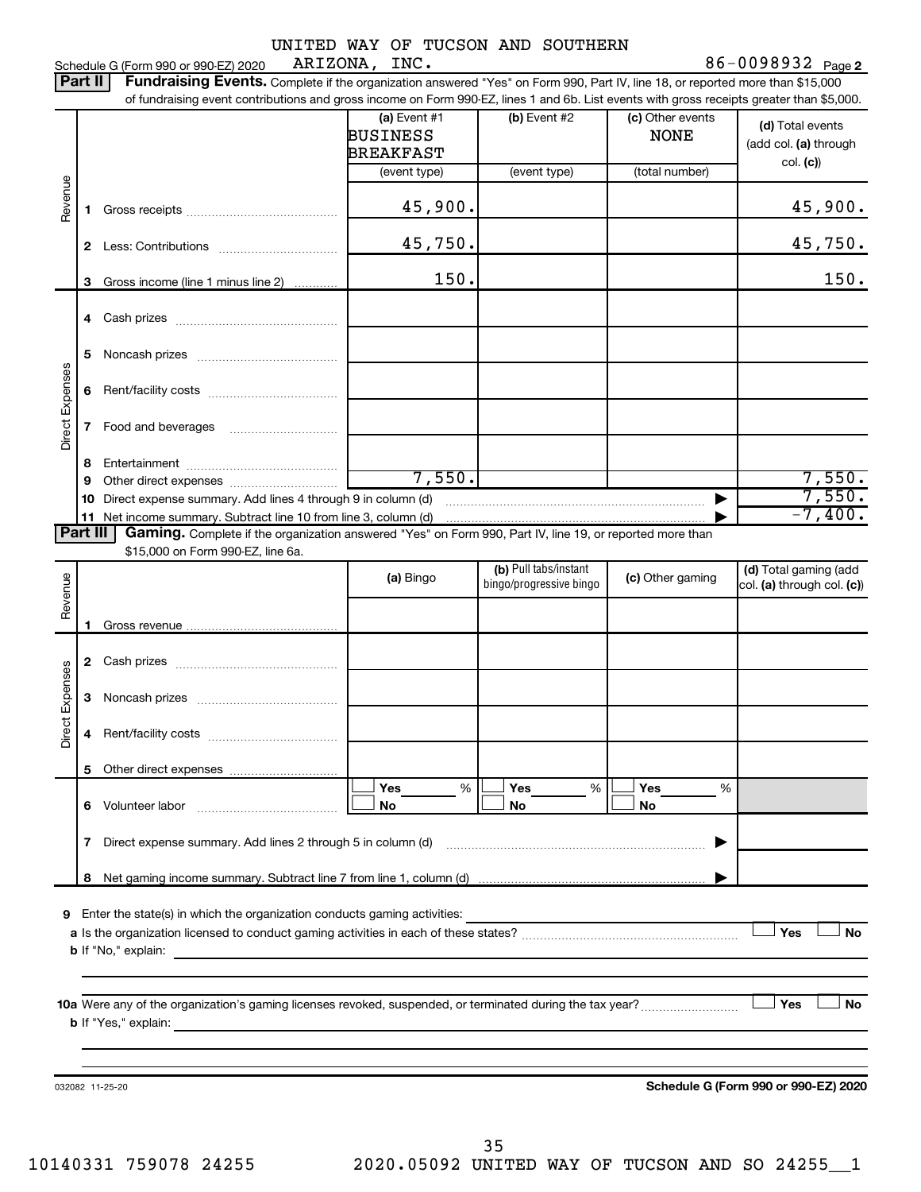Schedule G (Form 990 or 990-EZ) 2020 UNITED WAY OF TUCSON AND SOUTHERN ARIZONA, INC. 86-0098932 Page 2

**Part II Fundraising Events.** Complete if the organization answered "Yes" on Form 990, Part IV, line 18, or reported more than $15,000 of fundraising event contributions and gross income on Form 990-EZ, lines 1 and 6b. List events with gross receipts greater than $5,000.

| | | (a) Event #1 BUSINESS BREAKFAST (event type) | (b) Event #2 (event type) | (c) Other events NONE (total number) | (d) Total events (add col. (a) through col. (c)) |
|---|---|---|---|---|---|
| Revenue | 1 Gross receipts | 45,900. | | | 45,900. |
| | 2 Less: Contributions | 45,750. | | | 45,750. |
| | 3 Gross income (line 1 minus line 2) | 150. | | | 150. |
| Direct Expenses | 4 Cash prizes | | | | |
| | 5 Noncash prizes | | | | |
| | 6 Rent/facility costs | | | | |
| | 7 Food and beverages | | | | |
| | 8 Entertainment | | | | |
| | 9 Other direct expenses | 7,550. | | | 7,550. |
| | 10 Direct expense summary. Add lines 4 through 9 in column (d) | | | ▶ | 7,550. |
| | 11 Net income summary. Subtract line 10 from line 3, column (d) | | | ▶ | -7,400. |

**Part III Gaming.** Complete if the organization answered "Yes" on Form 990, Part IV, line 19, or reported more than $15,000 on Form 990-EZ, line 6a.

| | | (a) Bingo | (b) Pull tabs/instant bingo/progressive bingo | (c) Other gaming | (d) Total gaming (add col. (a) through col. (c)) |
|---|---|---|---|---|---|
| Revenue | 1 Gross revenue | | | | |
| Direct Expenses | 2 Cash prizes | | | | |
| | 3 Noncash prizes | | | | |
| | 4 Rent/facility costs | | | | |
| | 5 Other direct expenses | | | | |
| | 6 Volunteer labor | ☐ Yes ___ % ☐ No | ☐ Yes ___ % ☐ No | ☐ Yes ___ % ☐ No | |
| | 7 Direct expense summary. Add lines 2 through 5 in column (d) | | | ▶ | |
| | 8 Net gaming income summary. Subtract line 7 from line 1, column (d) | | | ▶ | |

9 Enter the state(s) in which the organization conducts gaming activities: ____________________

a Is the organization licensed to conduct gaming activities in each of these states? ☐ Yes ☐ No

b If "No," explain: ____________________

10a Were any of the organization's gaming licenses revoked, suspended, or terminated during the tax year? ☐ Yes ☐ No

b If "Yes," explain: ____________________

032082 11-25-20 **Schedule G (Form 990 or 990-EZ) 2020**

10140331 759078 24255 2020.05092 UNITED WAY OF TUCSON AND SO 24255__1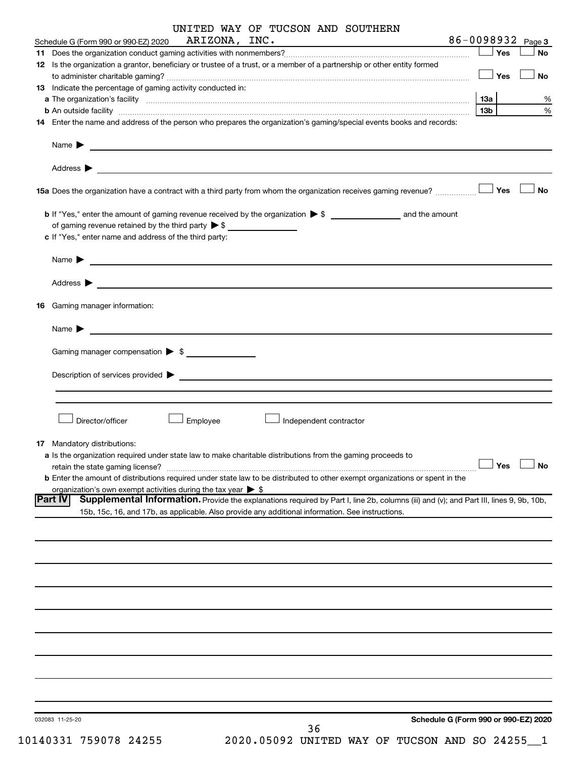UNITED WAY OF TUCSON AND SOUTHERN ARIZONA, INC. 86-0098932

Schedule G (Form 990 or 990-EZ) 2020 Page 3

**11** Does the organization conduct gaming activities with nonmembers? ☐ Yes ☐ No

**12** Is the organization a grantor, beneficiary or trustee of a trust, or a member of a partnership or other entity formed to administer charitable gaming? ☐ Yes ☐ No

**13** Indicate the percentage of gaming activity conducted in:

**a** The organization's facility **13a** %

**b** An outside facility **13b** %

**14** Enter the name and address of the person who prepares the organization's gaming/special events books and records:

Name ▶

Address ▶

**15a** Does the organization have a contract with a third party from whom the organization receives gaming revenue? ☐ Yes ☐ No

**b** If "Yes," enter the amount of gaming revenue received by the organization ▶ $ ________ and the amount of gaming revenue retained by the third party ▶ $ ________

**c** If "Yes," enter name and address of the third party:

Name ▶

Address ▶

**16** Gaming manager information:

Name ▶

Gaming manager compensation ▶ $

Description of services provided ▶

☐ Director/officer ☐ Employee ☐ Independent contractor

**17** Mandatory distributions:

**a** Is the organization required under state law to make charitable distributions from the gaming proceeds to retain the state gaming license? ☐ Yes ☐ No

**b** Enter the amount of distributions required under state law to be distributed to other exempt organizations or spent in the organization's own exempt activities during the tax year ▶ $

## Part IV Supplemental Information.

Provide the explanations required by Part I, line 2b, columns (iii) and (v); and Part III, lines 9, 9b, 10b, 15b, 15c, 16, and 17b, as applicable. Also provide any additional information. See instructions.

032083 11-25-20

Schedule G (Form 990 or 990-EZ) 2020

10140331 759078 24255 2020.05092 UNITED WAY OF TUCSON AND SO 24255__1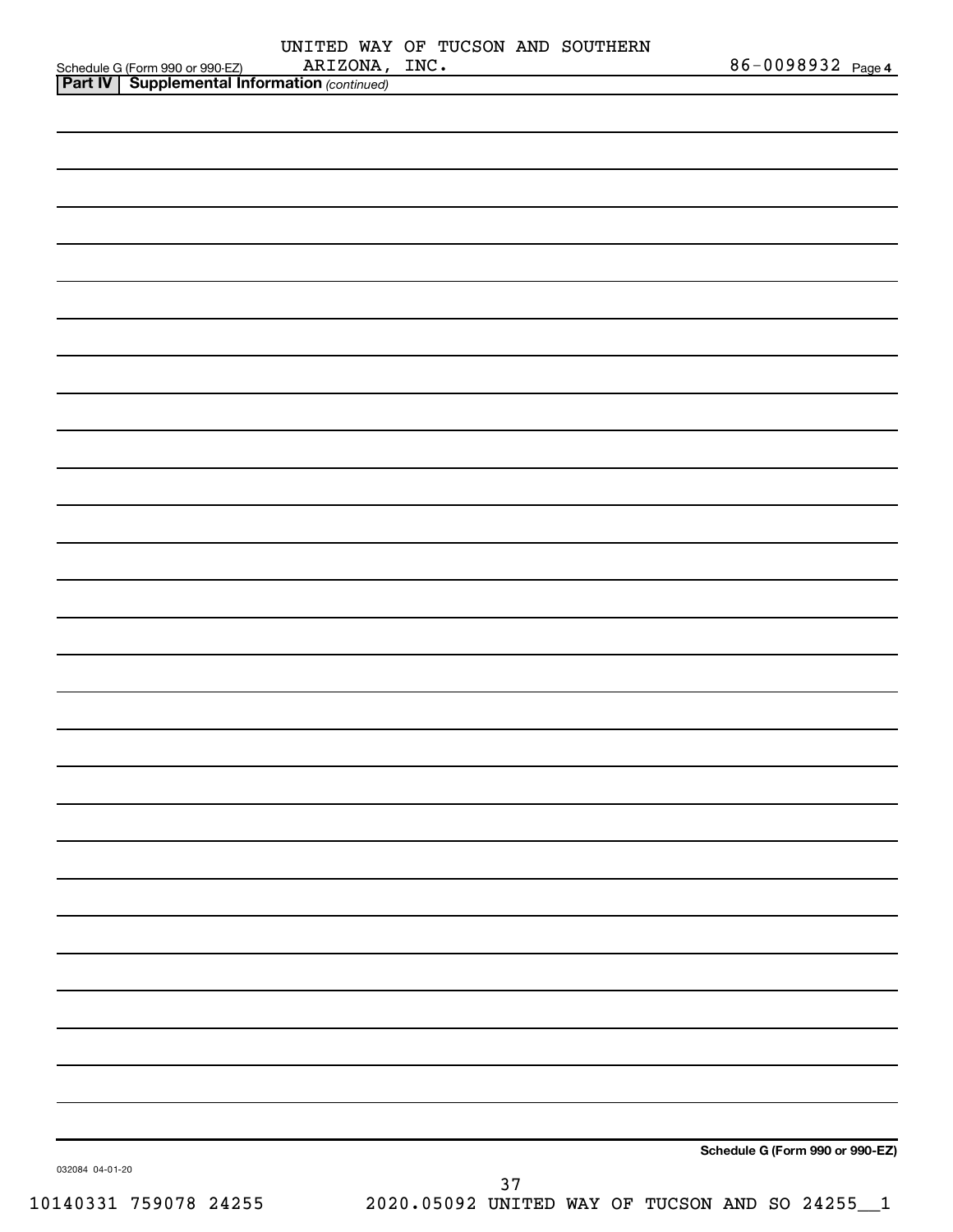UNITED WAY OF TUCSON AND SOUTHERN ARIZONA, INC.

86-0098932

**Part IV | Supplemental Information** *(continued)*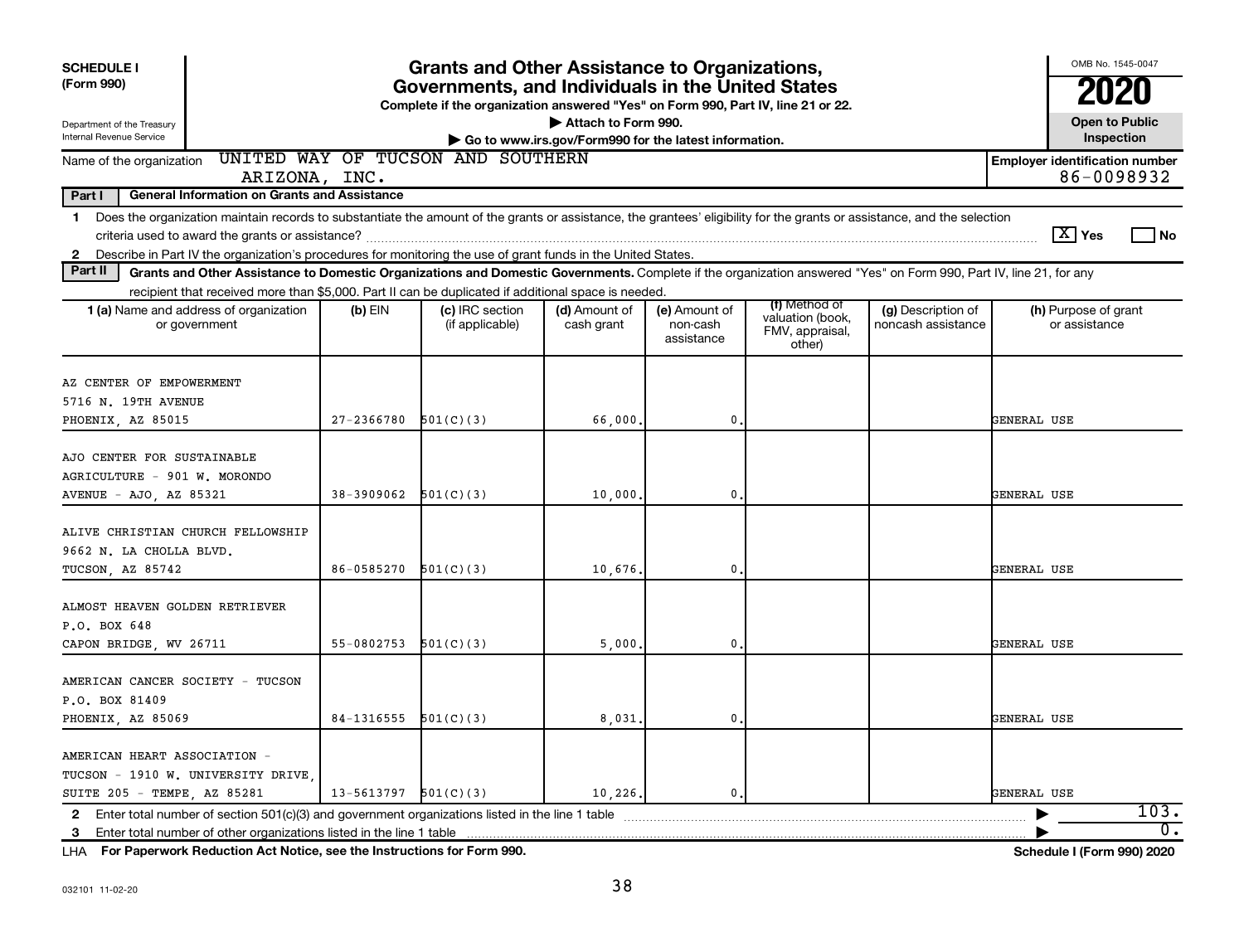**SCHEDULE I**
**(Form 990)**

Department of the Treasury
Internal Revenue Service

# Grants and Other Assistance to Organizations, Governments, and Individuals in the United States

**Complete if the organization answered "Yes" on Form 990, Part IV, line 21 or 22.**
**▶ Attach to Form 990.**
**▶ Go to www.irs.gov/Form990 for the latest information.**

OMB No. 1545-0047
**2020**
**Open to Public Inspection**

Name of the organization: UNITED WAY OF TUCSON AND SOUTHERN ARIZONA, INC.

**Employer identification number** 86-0098932

**Part I — General Information on Grants and Assistance**

1 Does the organization maintain records to substantiate the amount of the grants or assistance, the grantees' eligibility for the grants or assistance, and the selection criteria used to award the grants or assistance? [X] Yes [ ] No

2 Describe in Part IV the organization's procedures for monitoring the use of grant funds in the United States.

**Part II — Grants and Other Assistance to Domestic Organizations and Domestic Governments.** Complete if the organization answered "Yes" on Form 990, Part IV, line 21, for any recipient that received more than $5,000. Part II can be duplicated if additional space is needed.

| 1 (a) Name and address of organization or government | (b) EIN | (c) IRC section (if applicable) | (d) Amount of cash grant | (e) Amount of non-cash assistance | (f) Method of valuation (book, FMV, appraisal, other) | (g) Description of noncash assistance | (h) Purpose of grant or assistance |
|---|---|---|---|---|---|---|---|
| AZ CENTER OF EMPOWERMENT 5716 N. 19TH AVENUE PHOENIX, AZ 85015 | 27-2366780 | 501(C)(3) | 66,000. | 0. | | | GENERAL USE |
| AJO CENTER FOR SUSTAINABLE AGRICULTURE - 901 W. MORONDO AVENUE - AJO, AZ 85321 | 38-3909062 | 501(C)(3) | 10,000. | 0. | | | GENERAL USE |
| ALIVE CHRISTIAN CHURCH FELLOWSHIP 9662 N. LA CHOLLA BLVD. TUCSON, AZ 85742 | 86-0585270 | 501(C)(3) | 10,676. | 0. | | | GENERAL USE |
| ALMOST HEAVEN GOLDEN RETRIEVER P.O. BOX 648 CAPON BRIDGE, WV 26711 | 55-0802753 | 501(C)(3) | 5,000. | 0. | | | GENERAL USE |
| AMERICAN CANCER SOCIETY - TUCSON P.O. BOX 81409 PHOENIX, AZ 85069 | 84-1316555 | 501(C)(3) | 8,031. | 0. | | | GENERAL USE |
| AMERICAN HEART ASSOCIATION - TUCSON - 1910 W. UNIVERSITY DRIVE, SUITE 205 - TEMPE, AZ 85281 | 13-5613797 | 501(C)(3) | 10,226. | 0. | | | GENERAL USE |

2 Enter total number of section 501(c)(3) and government organizations listed in the line 1 table ▶ 103.

3 Enter total number of other organizations listed in the line 1 table ▶ 0.

LHA **For Paperwork Reduction Act Notice, see the Instructions for Form 990.** **Schedule I (Form 990) 2020**

032101 11-02-20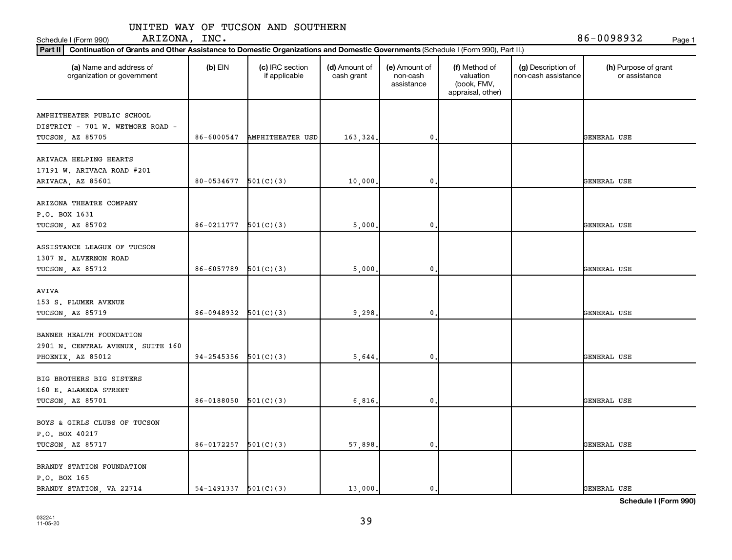UNITED WAY OF TUCSON AND SOUTHERN ARIZONA, INC.

Schedule I (Form 990) 86-0098932

**Part II** **Continuation of Grants and Other Assistance to Domestic Organizations and Domestic Governments** (Schedule I (Form 990), Part II.)

| (a) Name and address of organization or government | (b) EIN | (c) IRC section if applicable | (d) Amount of cash grant | (e) Amount of non-cash assistance | (f) Method of valuation (book, FMV, appraisal, other) | (g) Description of non-cash assistance | (h) Purpose of grant or assistance |
|---|---|---|---|---|---|---|---|
| AMPHITHEATER PUBLIC SCHOOL DISTRICT - 701 W. WETMORE ROAD - TUCSON, AZ 85705 | 86-6000547 | AMPHITHEATER USD | 163,324. | 0. | | | GENERAL USE |
| ARIVACA HELPING HEARTS 17191 W. ARIVACA ROAD #201 ARIVACA, AZ 85601 | 80-0534677 | 501(C)(3) | 10,000. | 0. | | | GENERAL USE |
| ARIZONA THEATRE COMPANY P.O. BOX 1631 TUCSON, AZ 85702 | 86-0211777 | 501(C)(3) | 5,000. | 0. | | | GENERAL USE |
| ASSISTANCE LEAGUE OF TUCSON 1307 N. ALVERNON ROAD TUCSON, AZ 85712 | 86-6057789 | 501(C)(3) | 5,000. | 0. | | | GENERAL USE |
| AVIVA 153 S. PLUMER AVENUE TUCSON, AZ 85719 | 86-0948932 | 501(C)(3) | 9,298. | 0. | | | GENERAL USE |
| BANNER HEALTH FOUNDATION 2901 N. CENTRAL AVENUE, SUITE 160 PHOENIX, AZ 85012 | 94-2545356 | 501(C)(3) | 5,644. | 0. | | | GENERAL USE |
| BIG BROTHERS BIG SISTERS 160 E. ALAMEDA STREET TUCSON, AZ 85701 | 86-0188050 | 501(C)(3) | 6,816. | 0. | | | GENERAL USE |
| BOYS & GIRLS CLUBS OF TUCSON P.O. BOX 40217 TUCSON, AZ 85717 | 86-0172257 | 501(C)(3) | 57,898. | 0. | | | GENERAL USE |
| BRANDY STATION FOUNDATION P.O. BOX 165 BRANDY STATION, VA 22714 | 54-1491337 | 501(C)(3) | 13,000. | 0. | | | GENERAL USE |

**Schedule I (Form 990)**

032241 11-05-20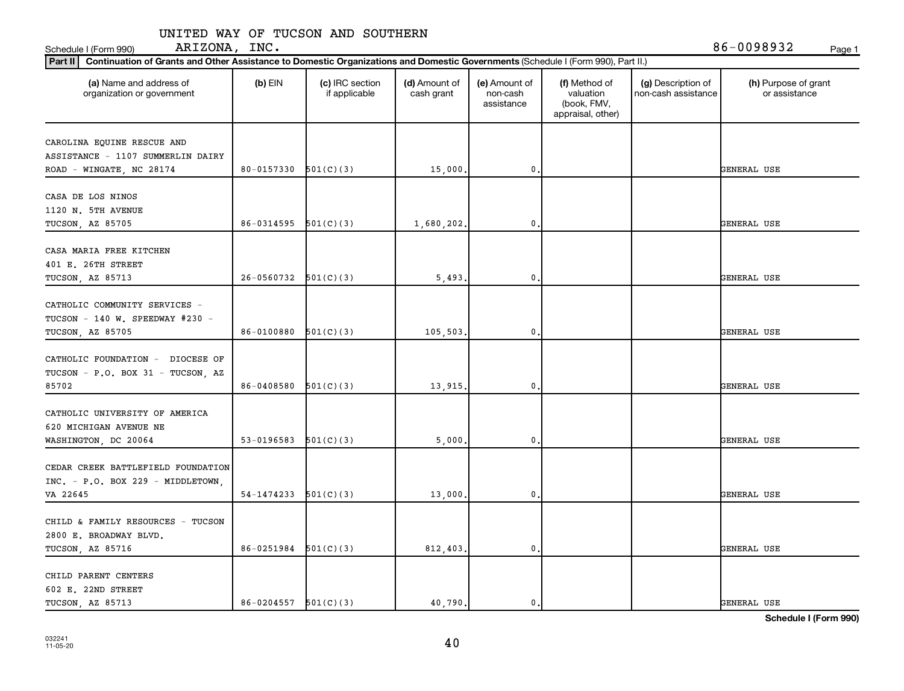UNITED WAY OF TUCSON AND SOUTHERN ARIZONA, INC. — 86-0098932

Schedule I (Form 990)

**Part II | Continuation of Grants and Other Assistance to Domestic Organizations and Domestic Governments** (Schedule I (Form 990), Part II.)

| (a) Name and address of organization or government | (b) EIN | (c) IRC section if applicable | (d) Amount of cash grant | (e) Amount of non-cash assistance | (f) Method of valuation (book, FMV, appraisal, other) | (g) Description of non-cash assistance | (h) Purpose of grant or assistance |
|---|---|---|---|---|---|---|---|
| CAROLINA EQUINE RESCUE AND ASSISTANCE - 1107 SUMMERLIN DAIRY ROAD - WINGATE, NC 28174 | 80-0157330 | 501(C)(3) | 15,000. | 0. | | | GENERAL USE |
| CASA DE LOS NINOS 1120 N. 5TH AVENUE TUCSON, AZ 85705 | 86-0314595 | 501(C)(3) | 1,680,202. | 0. | | | GENERAL USE |
| CASA MARIA FREE KITCHEN 401 E. 26TH STREET TUCSON, AZ 85713 | 26-0560732 | 501(C)(3) | 5,493. | 0. | | | GENERAL USE |
| CATHOLIC COMMUNITY SERVICES - TUCSON - 140 W. SPEEDWAY #230 - TUCSON, AZ 85705 | 86-0100880 | 501(C)(3) | 105,503. | 0. | | | GENERAL USE |
| CATHOLIC FOUNDATION - DIOCESE OF TUCSON - P.O. BOX 31 - TUCSON, AZ 85702 | 86-0408580 | 501(C)(3) | 13,915. | 0. | | | GENERAL USE |
| CATHOLIC UNIVERSITY OF AMERICA 620 MICHIGAN AVENUE NE WASHINGTON, DC 20064 | 53-0196583 | 501(C)(3) | 5,000. | 0. | | | GENERAL USE |
| CEDAR CREEK BATTLEFIELD FOUNDATION INC. - P.O. BOX 229 - MIDDLETOWN, VA 22645 | 54-1474233 | 501(C)(3) | 13,000. | 0. | | | GENERAL USE |
| CHILD & FAMILY RESOURCES - TUCSON 2800 E. BROADWAY BLVD. TUCSON, AZ 85716 | 86-0251984 | 501(C)(3) | 812,403. | 0. | | | GENERAL USE |
| CHILD PARENT CENTERS 602 E. 22ND STREET TUCSON, AZ 85713 | 86-0204557 | 501(C)(3) | 40,790. | 0. | | | GENERAL USE |

**Schedule I (Form 990)**

032241 11-05-20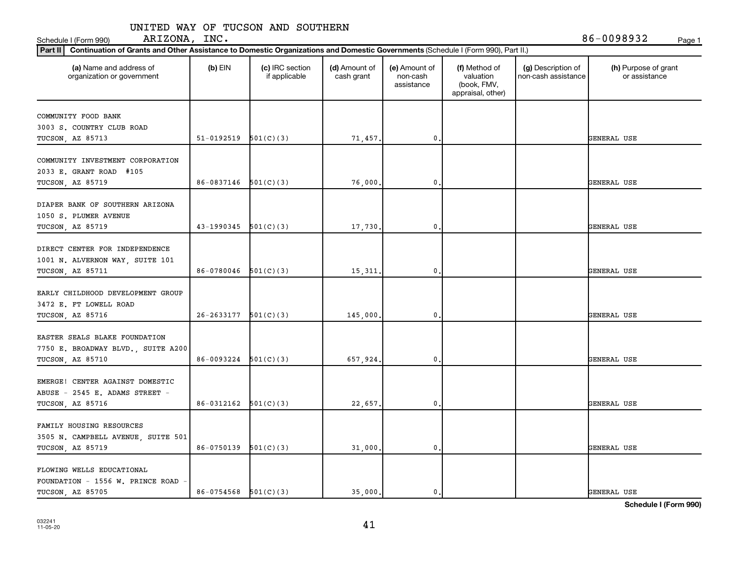UNITED WAY OF TUCSON AND SOUTHERN ARIZONA, INC. 86-0098932

Schedule I (Form 990)

**Part II | Continuation of Grants and Other Assistance to Domestic Organizations and Domestic Governments** (Schedule I (Form 990), Part II.)

| (a) Name and address of organization or government | (b) EIN | (c) IRC section if applicable | (d) Amount of cash grant | (e) Amount of non-cash assistance | (f) Method of valuation (book, FMV, appraisal, other) | (g) Description of non-cash assistance | (h) Purpose of grant or assistance |
|---|---|---|---|---|---|---|---|
| COMMUNITY FOOD BANK 3003 S. COUNTRY CLUB ROAD TUCSON, AZ 85713 | 51-0192519 | 501(C)(3) | 71,457. | 0. | | | GENERAL USE |
| COMMUNITY INVESTMENT CORPORATION 2033 E. GRANT ROAD #105 TUCSON, AZ 85719 | 86-0837146 | 501(C)(3) | 76,000. | 0. | | | GENERAL USE |
| DIAPER BANK OF SOUTHERN ARIZONA 1050 S. PLUMER AVENUE TUCSON, AZ 85719 | 43-1990345 | 501(C)(3) | 17,730. | 0. | | | GENERAL USE |
| DIRECT CENTER FOR INDEPENDENCE 1001 N. ALVERNON WAY, SUITE 101 TUCSON, AZ 85711 | 86-0780046 | 501(C)(3) | 15,311. | 0. | | | GENERAL USE |
| EARLY CHILDHOOD DEVELOPMENT GROUP 3472 E. FT LOWELL ROAD TUCSON, AZ 85716 | 26-2633177 | 501(C)(3) | 145,000. | 0. | | | GENERAL USE |
| EASTER SEALS BLAKE FOUNDATION 7750 E. BROADWAY BLVD., SUITE A200 TUCSON, AZ 85710 | 86-0093224 | 501(C)(3) | 657,924. | 0. | | | GENERAL USE |
| EMERGE! CENTER AGAINST DOMESTIC ABUSE - 2545 E. ADAMS STREET - TUCSON, AZ 85716 | 86-0312162 | 501(C)(3) | 22,657. | 0. | | | GENERAL USE |
| FAMILY HOUSING RESOURCES 3505 N. CAMPBELL AVENUE, SUITE 501 TUCSON, AZ 85719 | 86-0750139 | 501(C)(3) | 31,000. | 0. | | | GENERAL USE |
| FLOWING WELLS EDUCATIONAL FOUNDATION - 1556 W. PRINCE ROAD - TUCSON, AZ 85705 | 86-0754568 | 501(C)(3) | 35,000. | 0. | | | GENERAL USE |

032241 11-05-20

**Schedule I (Form 990)**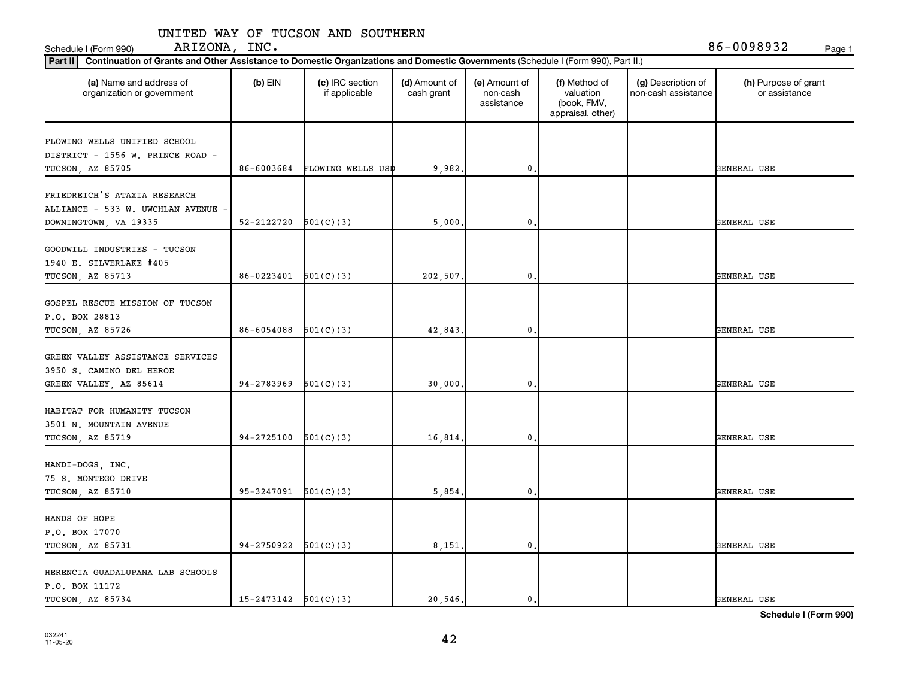UNITED WAY OF TUCSON AND SOUTHERN ARIZONA, INC. 86-0098932

Schedule I (Form 990)

**Part II** **Continuation of Grants and Other Assistance to Domestic Organizations and Domestic Governments** (Schedule I (Form 990), Part II.)

| (a) Name and address of organization or government | (b) EIN | (c) IRC section if applicable | (d) Amount of cash grant | (e) Amount of non-cash assistance | (f) Method of valuation (book, FMV, appraisal, other) | (g) Description of non-cash assistance | (h) Purpose of grant or assistance |
|---|---|---|---|---|---|---|---|
| FLOWING WELLS UNIFIED SCHOOL DISTRICT - 1556 W. PRINCE ROAD - TUCSON, AZ 85705 | 86-6003684 | FLOWING WELLS USD | 9,982. | 0. | | | GENERAL USE |
| FRIEDREICH'S ATAXIA RESEARCH ALLIANCE - 533 W. UWCHLAN AVENUE - DOWNINGTOWN, VA 19335 | 52-2122720 | 501(C)(3) | 5,000. | 0. | | | GENERAL USE |
| GOODWILL INDUSTRIES - TUCSON 1940 E. SILVERLAKE #405 TUCSON, AZ 85713 | 86-0223401 | 501(C)(3) | 202,507. | 0. | | | GENERAL USE |
| GOSPEL RESCUE MISSION OF TUCSON P.O. BOX 28813 TUCSON, AZ 85726 | 86-6054088 | 501(C)(3) | 42,843. | 0. | | | GENERAL USE |
| GREEN VALLEY ASSISTANCE SERVICES 3950 S. CAMINO DEL HEROE GREEN VALLEY, AZ 85614 | 94-2783969 | 501(C)(3) | 30,000. | 0. | | | GENERAL USE |
| HABITAT FOR HUMANITY TUCSON 3501 N. MOUNTAIN AVENUE TUCSON, AZ 85719 | 94-2725100 | 501(C)(3) | 16,814. | 0. | | | GENERAL USE |
| HANDI-DOGS, INC. 75 S. MONTEGO DRIVE TUCSON, AZ 85710 | 95-3247091 | 501(C)(3) | 5,854. | 0. | | | GENERAL USE |
| HANDS OF HOPE P.O. BOX 17070 TUCSON, AZ 85731 | 94-2750922 | 501(C)(3) | 8,151. | 0. | | | GENERAL USE |
| HERENCIA GUADALUPANA LAB SCHOOLS P.O. BOX 11172 TUCSON, AZ 85734 | 15-2473142 | 501(C)(3) | 20,546. | 0. | | | GENERAL USE |

**Schedule I (Form 990)**

032241
11-05-20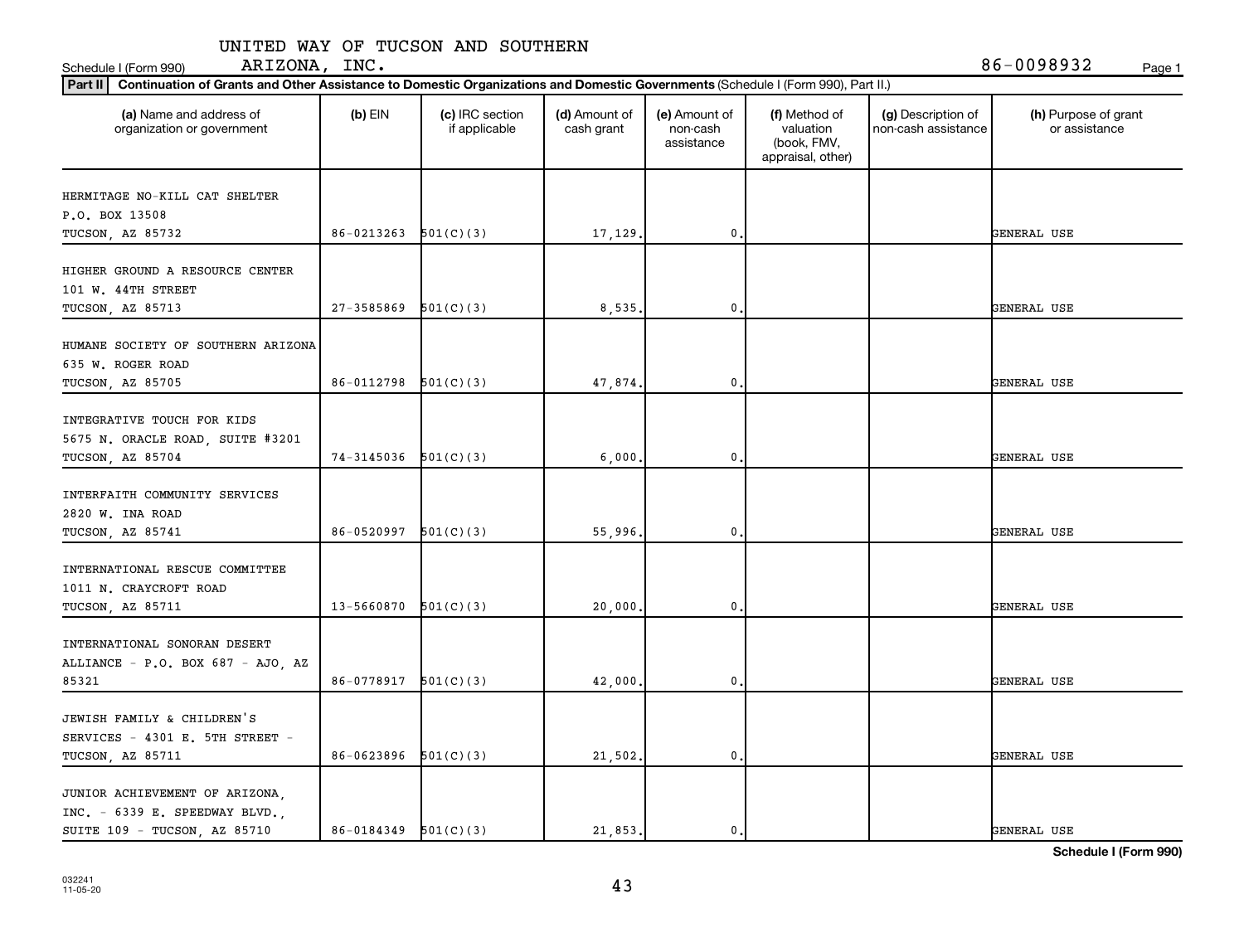UNITED WAY OF TUCSON AND SOUTHERN ARIZONA, INC. 86-0098932

Schedule I (Form 990)

**Part II** **Continuation of Grants and Other Assistance to Domestic Organizations and Domestic Governments** (Schedule I (Form 990), Part II.)

| (a) Name and address of organization or government | (b) EIN | (c) IRC section if applicable | (d) Amount of cash grant | (e) Amount of non-cash assistance | (f) Method of valuation (book, FMV, appraisal, other) | (g) Description of non-cash assistance | (h) Purpose of grant or assistance |
|---|---|---|---|---|---|---|---|
| HERMITAGE NO-KILL CAT SHELTER<br>P.O. BOX 13508<br>TUCSON, AZ 85732 | 86-0213263 | 501(C)(3) | 17,129. | 0. | | | GENERAL USE |
| HIGHER GROUND A RESOURCE CENTER<br>101 W. 44TH STREET<br>TUCSON, AZ 85713 | 27-3585869 | 501(C)(3) | 8,535. | 0. | | | GENERAL USE |
| HUMANE SOCIETY OF SOUTHERN ARIZONA<br>635 W. ROGER ROAD<br>TUCSON, AZ 85705 | 86-0112798 | 501(C)(3) | 47,874. | 0. | | | GENERAL USE |
| INTEGRATIVE TOUCH FOR KIDS<br>5675 N. ORACLE ROAD, SUITE #3201<br>TUCSON, AZ 85704 | 74-3145036 | 501(C)(3) | 6,000. | 0. | | | GENERAL USE |
| INTERFAITH COMMUNITY SERVICES<br>2820 W. INA ROAD<br>TUCSON, AZ 85741 | 86-0520997 | 501(C)(3) | 55,996. | 0. | | | GENERAL USE |
| INTERNATIONAL RESCUE COMMITTEE<br>1011 N. CRAYCROFT ROAD<br>TUCSON, AZ 85711 | 13-5660870 | 501(C)(3) | 20,000. | 0. | | | GENERAL USE |
| INTERNATIONAL SONORAN DESERT<br>ALLIANCE - P.O. BOX 687 - AJO, AZ<br>85321 | 86-0778917 | 501(C)(3) | 42,000. | 0. | | | GENERAL USE |
| JEWISH FAMILY & CHILDREN'S<br>SERVICES - 4301 E. 5TH STREET -<br>TUCSON, AZ 85711 | 86-0623896 | 501(C)(3) | 21,502. | 0. | | | GENERAL USE |
| JUNIOR ACHIEVEMENT OF ARIZONA,<br>INC. - 6339 E. SPEEDWAY BLVD.,<br>SUITE 109 - TUCSON, AZ 85710 | 86-0184349 | 501(C)(3) | 21,853. | 0. | | | GENERAL USE |

**Schedule I (Form 990)**

032241
11-05-20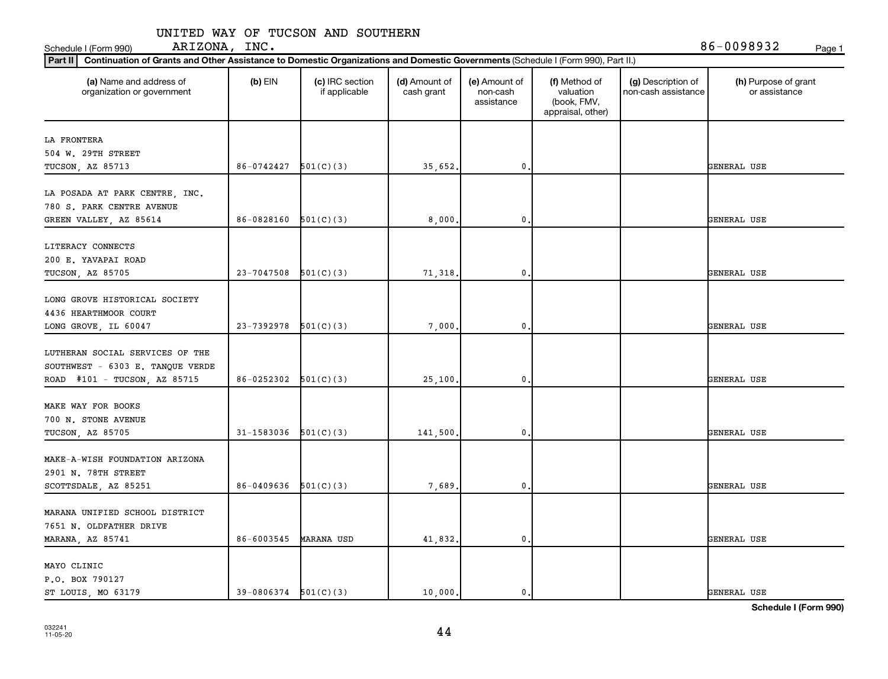UNITED WAY OF TUCSON AND SOUTHERN ARIZONA, INC.

Schedule I (Form 990) 86-0098932

**Part II** Continuation of Grants and Other Assistance to Domestic Organizations and Domestic Governments (Schedule I (Form 990), Part II.)

| (a) Name and address of organization or government | (b) EIN | (c) IRC section if applicable | (d) Amount of cash grant | (e) Amount of non-cash assistance | (f) Method of valuation (book, FMV, appraisal, other) | (g) Description of non-cash assistance | (h) Purpose of grant or assistance |
|---|---|---|---|---|---|---|---|
| LA FRONTERA 504 W. 29TH STREET TUCSON, AZ 85713 | 86-0742427 | 501(C)(3) | 35,652. | 0. | | | GENERAL USE |
| LA POSADA AT PARK CENTRE, INC. 780 S. PARK CENTRE AVENUE GREEN VALLEY, AZ 85614 | 86-0828160 | 501(C)(3) | 8,000. | 0. | | | GENERAL USE |
| LITERACY CONNECTS 200 E. YAVAPAI ROAD TUCSON, AZ 85705 | 23-7047508 | 501(C)(3) | 71,318. | 0. | | | GENERAL USE |
| LONG GROVE HISTORICAL SOCIETY 4436 HEARTHMOOR COURT LONG GROVE, IL 60047 | 23-7392978 | 501(C)(3) | 7,000. | 0. | | | GENERAL USE |
| LUTHERAN SOCIAL SERVICES OF THE SOUTHWEST - 6303 E. TANQUE VERDE ROAD #101 - TUCSON, AZ 85715 | 86-0252302 | 501(C)(3) | 25,100. | 0. | | | GENERAL USE |
| MAKE WAY FOR BOOKS 700 N. STONE AVENUE TUCSON, AZ 85705 | 31-1583036 | 501(C)(3) | 141,500. | 0. | | | GENERAL USE |
| MAKE-A-WISH FOUNDATION ARIZONA 2901 N. 78TH STREET SCOTTSDALE, AZ 85251 | 86-0409636 | 501(C)(3) | 7,689. | 0. | | | GENERAL USE |
| MARANA UNIFIED SCHOOL DISTRICT 7651 N. OLDFATHER DRIVE MARANA, AZ 85741 | 86-6003545 | MARANA USD | 41,832. | 0. | | | GENERAL USE |
| MAYO CLINIC P.O. BOX 790127 ST LOUIS, MO 63179 | 39-0806374 | 501(C)(3) | 10,000. | 0. | | | GENERAL USE |

**Schedule I (Form 990)**

032241 11-05-20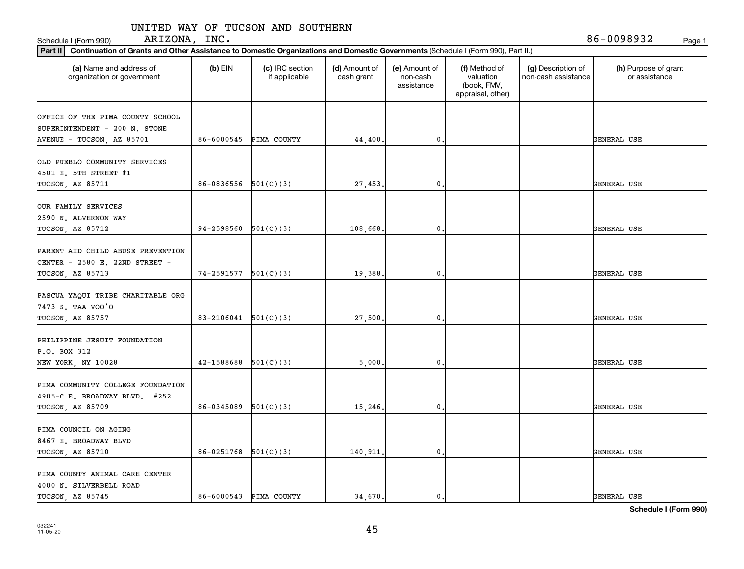UNITED WAY OF TUCSON AND SOUTHERN ARIZONA, INC.

Schedule I (Form 990) 86-0098932

**Part II** **Continuation of Grants and Other Assistance to Domestic Organizations and Domestic Governments** (Schedule I (Form 990), Part II.)

| (a) Name and address of organization or government | (b) EIN | (c) IRC section if applicable | (d) Amount of cash grant | (e) Amount of non-cash assistance | (f) Method of valuation (book, FMV, appraisal, other) | (g) Description of non-cash assistance | (h) Purpose of grant or assistance |
|---|---|---|---|---|---|---|---|
| OFFICE OF THE PIMA COUNTY SCHOOL SUPERINTENDENT - 200 N. STONE AVENUE - TUCSON, AZ 85701 | 86-6000545 | PIMA COUNTY | 44,400. | 0. | | | GENERAL USE |
| OLD PUEBLO COMMUNITY SERVICES 4501 E. 5TH STREET #1 TUCSON, AZ 85711 | 86-0836556 | 501(C)(3) | 27,453. | 0. | | | GENERAL USE |
| OUR FAMILY SERVICES 2590 N. ALVERNON WAY TUCSON, AZ 85712 | 94-2598560 | 501(C)(3) | 108,668. | 0. | | | GENERAL USE |
| PARENT AID CHILD ABUSE PREVENTION CENTER - 2580 E. 22ND STREET - TUCSON, AZ 85713 | 74-2591577 | 501(C)(3) | 19,388. | 0. | | | GENERAL USE |
| PASCUA YAQUI TRIBE CHARITABLE ORG 7473 S. TAA VOO'O TUCSON, AZ 85757 | 83-2106041 | 501(C)(3) | 27,500. | 0. | | | GENERAL USE |
| PHILIPPINE JESUIT FOUNDATION P.O. BOX 312 NEW YORK, NY 10028 | 42-1588688 | 501(C)(3) | 5,000. | 0. | | | GENERAL USE |
| PIMA COMMUNITY COLLEGE FOUNDATION 4905-C E. BROADWAY BLVD. #252 TUCSON, AZ 85709 | 86-0345089 | 501(C)(3) | 15,246. | 0. | | | GENERAL USE |
| PIMA COUNCIL ON AGING 8467 E. BROADWAY BLVD TUCSON, AZ 85710 | 86-0251768 | 501(C)(3) | 140,911. | 0. | | | GENERAL USE |
| PIMA COUNTY ANIMAL CARE CENTER 4000 N. SILVERBELL ROAD TUCSON, AZ 85745 | 86-6000543 | PIMA COUNTY | 34,670. | 0. | | | GENERAL USE |

**Schedule I (Form 990)**

032241 11-05-20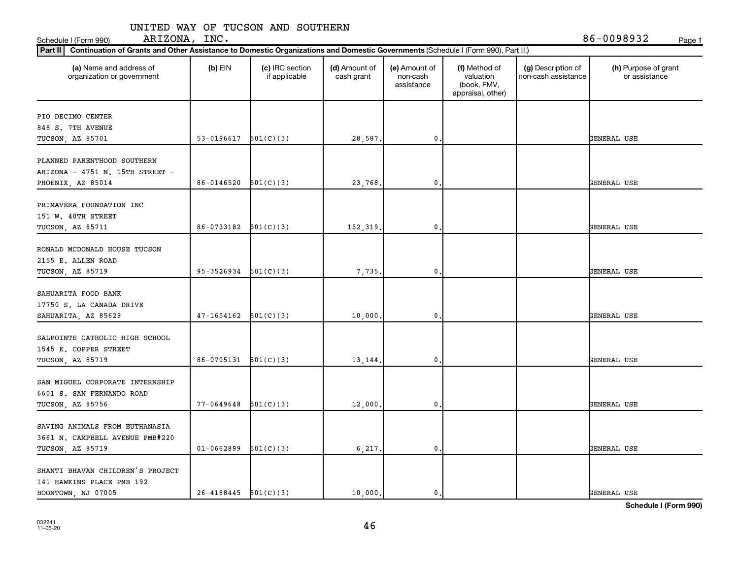UNITED WAY OF TUCSON AND SOUTHERN ARIZONA, INC.

Schedule I (Form 990) 86-0098932

**Part II** Continuation of Grants and Other Assistance to Domestic Organizations and Domestic Governments (Schedule I (Form 990), Part II.)

| (a) Name and address of organization or government | (b) EIN | (c) IRC section if applicable | (d) Amount of cash grant | (e) Amount of non-cash assistance | (f) Method of valuation (book, FMV, appraisal, other) | (g) Description of non-cash assistance | (h) Purpose of grant or assistance |
|---|---|---|---|---|---|---|---|
| PIO DECIMO CENTER<br>848 S. 7TH AVENUE<br>TUCSON, AZ 85701 | 53-0196617 | 501(C)(3) | 28,587. | 0. | | | GENERAL USE |
| PLANNED PARENTHOOD SOUTHERN ARIZONA - 4751 N. 15TH STREET -<br>PHOENIX, AZ 85014 | 86-0146520 | 501(C)(3) | 23,768. | 0. | | | GENERAL USE |
| PRIMAVERA FOUNDATION INC<br>151 W. 40TH STREET<br>TUCSON, AZ 85711 | 86-0733182 | 501(C)(3) | 152,319. | 0. | | | GENERAL USE |
| RONALD MCDONALD HOUSE TUCSON<br>2155 E. ALLEN ROAD<br>TUCSON, AZ 85719 | 95-3526934 | 501(C)(3) | 7,735. | 0. | | | GENERAL USE |
| SAHUARITA FOOD BANK<br>17750 S. LA CANADA DRIVE<br>SAHUARITA, AZ 85629 | 47-1654162 | 501(C)(3) | 10,000. | 0. | | | GENERAL USE |
| SALPOINTE CATHOLIC HIGH SCHOOL<br>1545 E. COPPER STREET<br>TUCSON, AZ 85719 | 86-0705131 | 501(C)(3) | 13,144. | 0. | | | GENERAL USE |
| SAN MIGUEL CORPORATE INTERNSHIP<br>6601 S. SAN FERNANDO ROAD<br>TUCSON, AZ 85756 | 77-0649648 | 501(C)(3) | 12,000. | 0. | | | GENERAL USE |
| SAVING ANIMALS FROM EUTHANASIA<br>3661 N. CAMPBELL AVENUE PMB#220<br>TUCSON, AZ 85719 | 01-0662899 | 501(C)(3) | 6,217. | 0. | | | GENERAL USE |
| SHANTI BHAVAN CHILDREN'S PROJECT<br>141 HAWKINS PLACE PMB 192<br>BOONTOWN, NJ 07005 | 26-4188445 | 501(C)(3) | 10,000. | 0. | | | GENERAL USE |

**Schedule I (Form 990)**

032241 11-05-20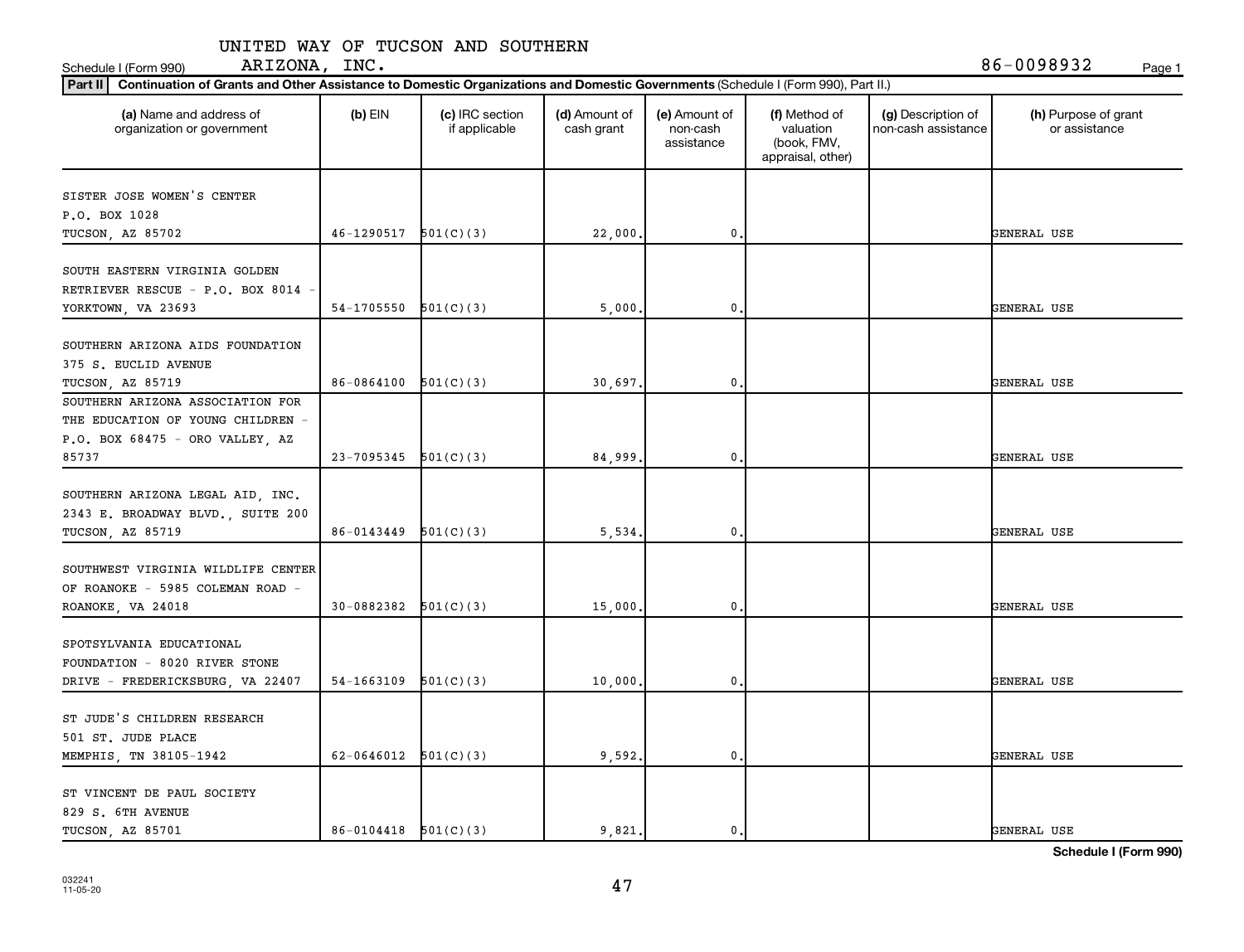UNITED WAY OF TUCSON AND SOUTHERN ARIZONA, INC.

Schedule I (Form 990) 86-0098932

**Part II** **Continuation of Grants and Other Assistance to Domestic Organizations and Domestic Governments** (Schedule I (Form 990), Part II.)

| (a) Name and address of organization or government | (b) EIN | (c) IRC section if applicable | (d) Amount of cash grant | (e) Amount of non-cash assistance | (f) Method of valuation (book, FMV, appraisal, other) | (g) Description of non-cash assistance | (h) Purpose of grant or assistance |
|---|---|---|---|---|---|---|---|
| SISTER JOSE WOMEN'S CENTER P.O. BOX 1028 TUCSON, AZ 85702 | 46-1290517 | 501(C)(3) | 22,000. | 0. | | | GENERAL USE |
| SOUTH EASTERN VIRGINIA GOLDEN RETRIEVER RESCUE - P.O. BOX 8014 - YORKTOWN, VA 23693 | 54-1705550 | 501(C)(3) | 5,000. | 0. | | | GENERAL USE |
| SOUTHERN ARIZONA AIDS FOUNDATION 375 S. EUCLID AVENUE TUCSON, AZ 85719 | 86-0864100 | 501(C)(3) | 30,697. | 0. | | | GENERAL USE |
| SOUTHERN ARIZONA ASSOCIATION FOR THE EDUCATION OF YOUNG CHILDREN - P.O. BOX 68475 - ORO VALLEY, AZ 85737 | 23-7095345 | 501(C)(3) | 84,999. | 0. | | | GENERAL USE |
| SOUTHERN ARIZONA LEGAL AID, INC. 2343 E. BROADWAY BLVD., SUITE 200 TUCSON, AZ 85719 | 86-0143449 | 501(C)(3) | 5,534. | 0. | | | GENERAL USE |
| SOUTHWEST VIRGINIA WILDLIFE CENTER OF ROANOKE - 5985 COLEMAN ROAD - ROANOKE, VA 24018 | 30-0882382 | 501(C)(3) | 15,000. | 0. | | | GENERAL USE |
| SPOTSYLVANIA EDUCATIONAL FOUNDATION - 8020 RIVER STONE DRIVE - FREDERICKSBURG, VA 22407 | 54-1663109 | 501(C)(3) | 10,000. | 0. | | | GENERAL USE |
| ST JUDE'S CHILDREN RESEARCH 501 ST. JUDE PLACE MEMPHIS, TN 38105-1942 | 62-0646012 | 501(C)(3) | 9,592. | 0. | | | GENERAL USE |
| ST VINCENT DE PAUL SOCIETY 829 S. 6TH AVENUE TUCSON, AZ 85701 | 86-0104418 | 501(C)(3) | 9,821. | 0. | | | GENERAL USE |

Schedule I (Form 990)

032241 11-05-20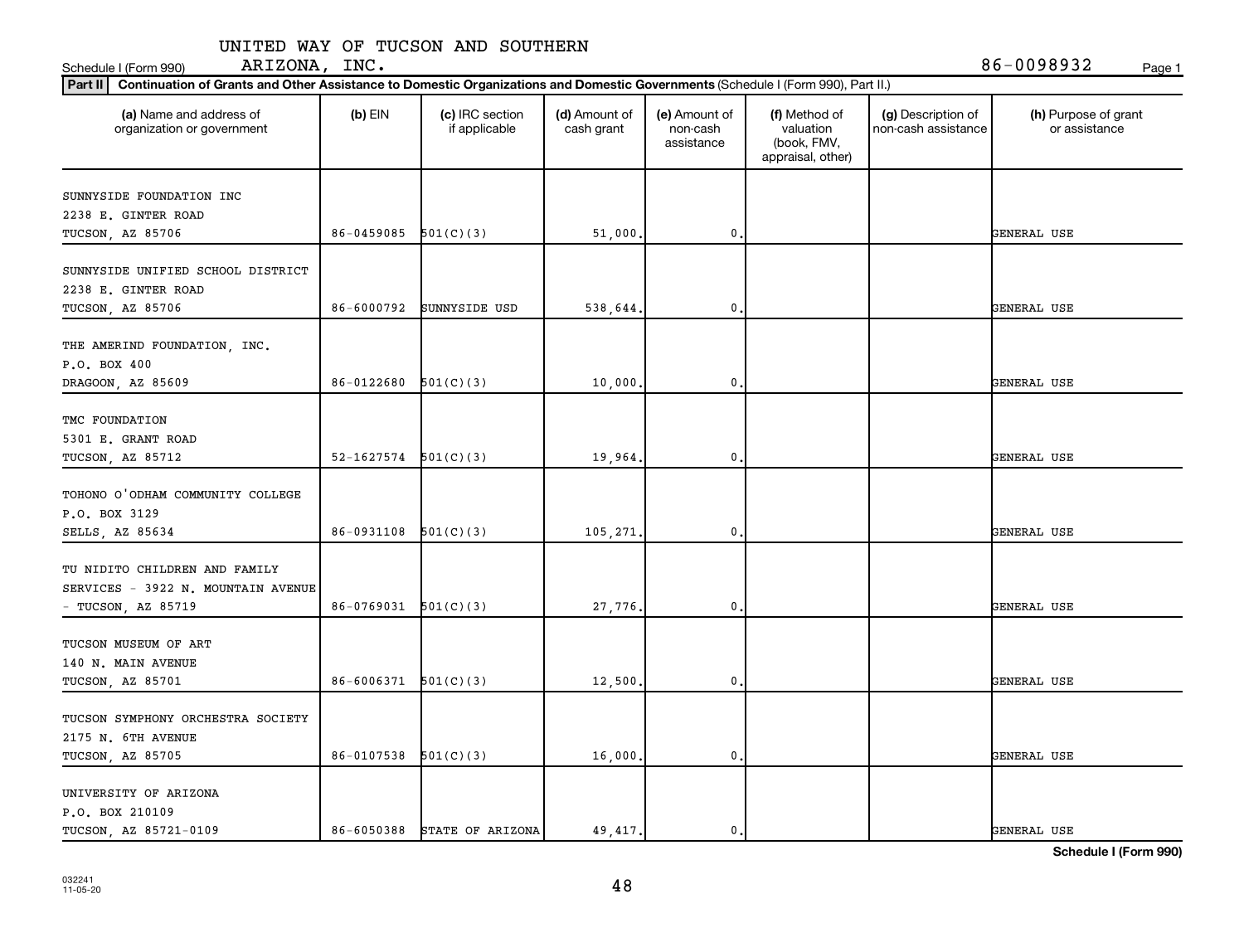UNITED WAY OF TUCSON AND SOUTHERN ARIZONA, INC.

Schedule I (Form 990) 86-0098932

**Part II** **Continuation of Grants and Other Assistance to Domestic Organizations and Domestic Governments** (Schedule I (Form 990), Part II.)

| (a) Name and address of organization or government | (b) EIN | (c) IRC section if applicable | (d) Amount of cash grant | (e) Amount of non-cash assistance | (f) Method of valuation (book, FMV, appraisal, other) | (g) Description of non-cash assistance | (h) Purpose of grant or assistance |
|---|---|---|---|---|---|---|---|
| SUNNYSIDE FOUNDATION INC<br>2238 E. GINTER ROAD<br>TUCSON, AZ 85706 | 86-0459085 | 501(C)(3) | 51,000. | 0. | | | GENERAL USE |
| SUNNYSIDE UNIFIED SCHOOL DISTRICT<br>2238 E. GINTER ROAD<br>TUCSON, AZ 85706 | 86-6000792 | SUNNYSIDE USD | 538,644. | 0. | | | GENERAL USE |
| THE AMERIND FOUNDATION, INC.<br>P.O. BOX 400<br>DRAGOON, AZ 85609 | 86-0122680 | 501(C)(3) | 10,000. | 0. | | | GENERAL USE |
| TMC FOUNDATION<br>5301 E. GRANT ROAD<br>TUCSON, AZ 85712 | 52-1627574 | 501(C)(3) | 19,964. | 0. | | | GENERAL USE |
| TOHONO O'ODHAM COMMUNITY COLLEGE<br>P.O. BOX 3129<br>SELLS, AZ 85634 | 86-0931108 | 501(C)(3) | 105,271. | 0. | | | GENERAL USE |
| TU NIDITO CHILDREN AND FAMILY SERVICES - 3922 N. MOUNTAIN AVENUE - TUCSON, AZ 85719 | 86-0769031 | 501(C)(3) | 27,776. | 0. | | | GENERAL USE |
| TUCSON MUSEUM OF ART<br>140 N. MAIN AVENUE<br>TUCSON, AZ 85701 | 86-6006371 | 501(C)(3) | 12,500. | 0. | | | GENERAL USE |
| TUCSON SYMPHONY ORCHESTRA SOCIETY<br>2175 N. 6TH AVENUE<br>TUCSON, AZ 85705 | 86-0107538 | 501(C)(3) | 16,000. | 0. | | | GENERAL USE |
| UNIVERSITY OF ARIZONA<br>P.O. BOX 210109<br>TUCSON, AZ 85721-0109 | 86-6050388 | STATE OF ARIZONA | 49,417. | 0. | | | GENERAL USE |

**Schedule I (Form 990)**

032241 11-05-20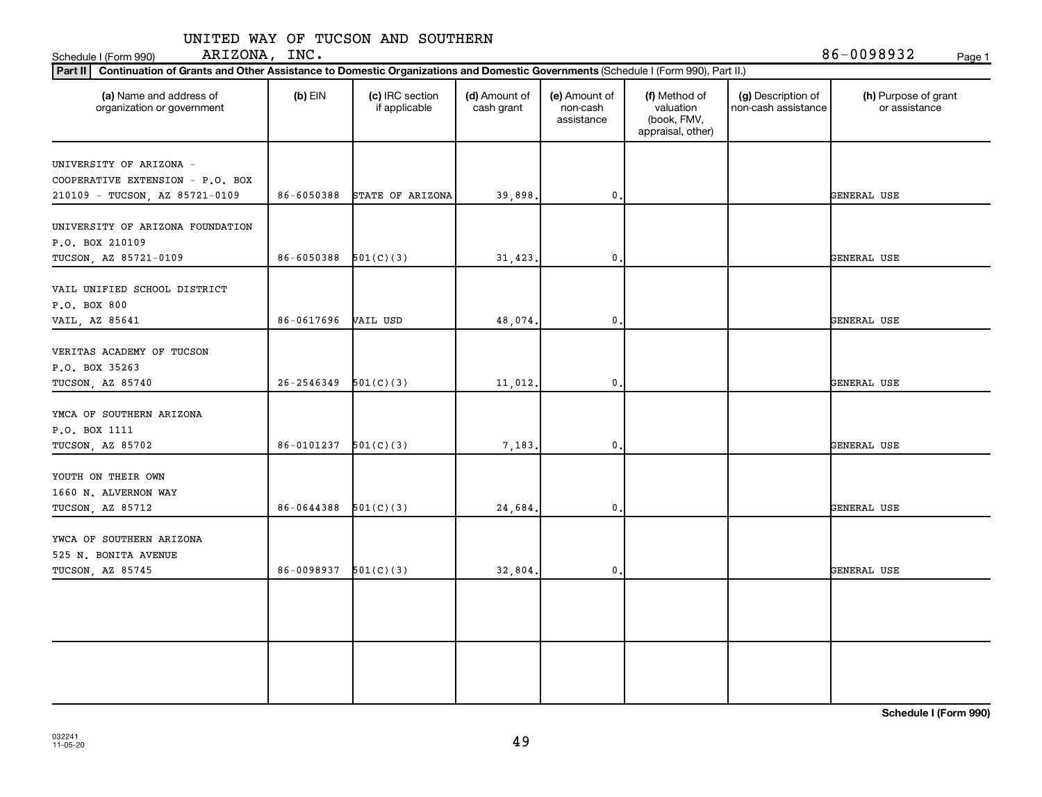Schedule I (Form 990) UNITED WAY OF TUCSON AND SOUTHERN ARIZONA, INC. 86-0098932

**Part II** **Continuation of Grants and Other Assistance to Domestic Organizations and Domestic Governments** (Schedule I (Form 990), Part II.)

| (a) Name and address of organization or government | (b) EIN | (c) IRC section if applicable | (d) Amount of cash grant | (e) Amount of non-cash assistance | (f) Method of valuation (book, FMV, appraisal, other) | (g) Description of non-cash assistance | (h) Purpose of grant or assistance |
|---|---|---|---|---|---|---|---|
| UNIVERSITY OF ARIZONA - COOPERATIVE EXTENSION - P.O. BOX 210109 - TUCSON, AZ 85721-0109 | 86-6050388 | STATE OF ARIZONA | 39,898. | 0. | | | GENERAL USE |
| UNIVERSITY OF ARIZONA FOUNDATION P.O. BOX 210109 TUCSON, AZ 85721-0109 | 86-6050388 | 501(C)(3) | 31,423. | 0. | | | GENERAL USE |
| VAIL UNIFIED SCHOOL DISTRICT P.O. BOX 800 VAIL, AZ 85641 | 86-0617696 | VAIL USD | 48,074. | 0. | | | GENERAL USE |
| VERITAS ACADEMY OF TUCSON P.O. BOX 35263 TUCSON, AZ 85740 | 26-2546349 | 501(C)(3) | 11,012. | 0. | | | GENERAL USE |
| YMCA OF SOUTHERN ARIZONA P.O. BOX 1111 TUCSON, AZ 85702 | 86-0101237 | 501(C)(3) | 7,183. | 0. | | | GENERAL USE |
| YOUTH ON THEIR OWN 1660 N. ALVERNON WAY TUCSON, AZ 85712 | 86-0644388 | 501(C)(3) | 24,684. | 0. | | | GENERAL USE |
| YWCA OF SOUTHERN ARIZONA 525 N. BONITA AVENUE TUCSON, AZ 85745 | 86-0098937 | 501(C)(3) | 32,804. | 0. | | | GENERAL USE |
| | | | | | | | |
| | | | | | | | |

032241 11-05-20

**Schedule I (Form 990)**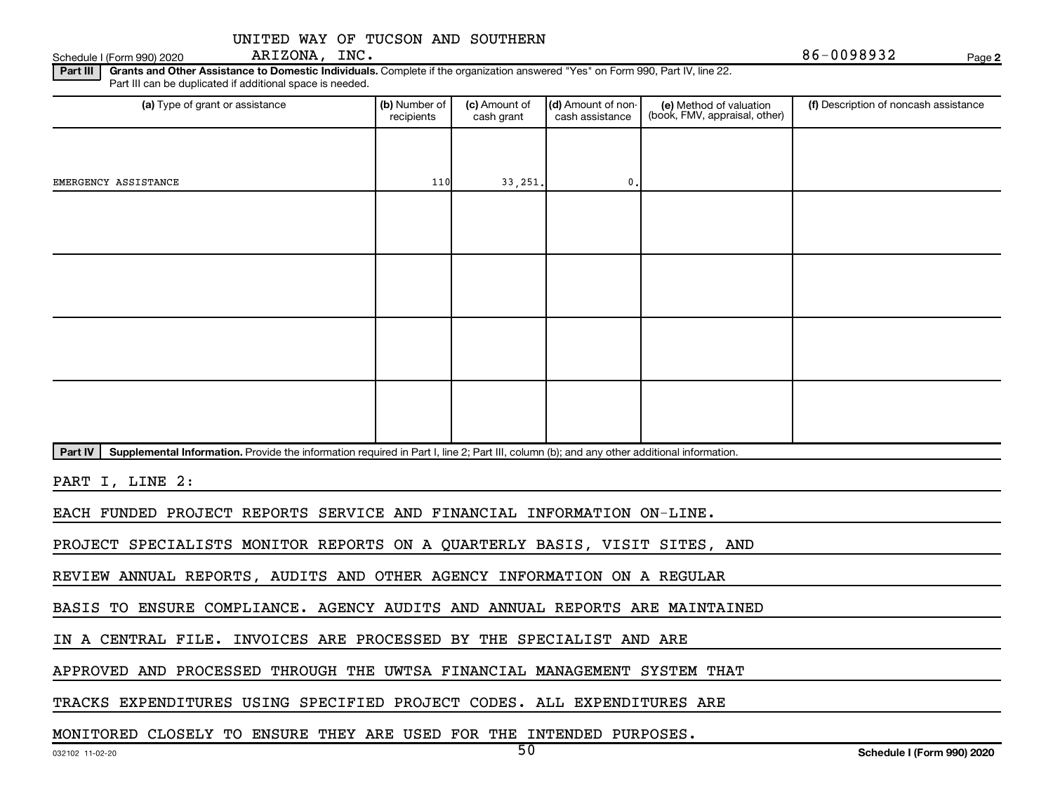UNITED WAY OF TUCSON AND SOUTHERN ARIZONA, INC.

86-0098932

**Part III** **Grants and Other Assistance to Domestic Individuals.** Complete if the organization answered "Yes" on Form 990, Part IV, line 22. Part III can be duplicated if additional space is needed.

| (a) Type of grant or assistance | (b) Number of recipients | (c) Amount of cash grant | (d) Amount of non-cash assistance | (e) Method of valuation (book, FMV, appraisal, other) | (f) Description of noncash assistance |
|---|---|---|---|---|---|
| EMERGENCY ASSISTANCE | 110 | 33,251. | 0. | | |
| | | | | | |
| | | | | | |
| | | | | | |
| | | | | | |

**Part IV** **Supplemental Information.** Provide the information required in Part I, line 2; Part III, column (b); and any other additional information.

PART I, LINE 2:

EACH FUNDED PROJECT REPORTS SERVICE AND FINANCIAL INFORMATION ON-LINE. PROJECT SPECIALISTS MONITOR REPORTS ON A QUARTERLY BASIS, VISIT SITES, AND REVIEW ANNUAL REPORTS, AUDITS AND OTHER AGENCY INFORMATION ON A REGULAR BASIS TO ENSURE COMPLIANCE. AGENCY AUDITS AND ANNUAL REPORTS ARE MAINTAINED IN A CENTRAL FILE. INVOICES ARE PROCESSED BY THE SPECIALIST AND ARE APPROVED AND PROCESSED THROUGH THE UWTSA FINANCIAL MANAGEMENT SYSTEM THAT TRACKS EXPENDITURES USING SPECIFIED PROJECT CODES. ALL EXPENDITURES ARE MONITORED CLOSELY TO ENSURE THEY ARE USED FOR THE INTENDED PURPOSES.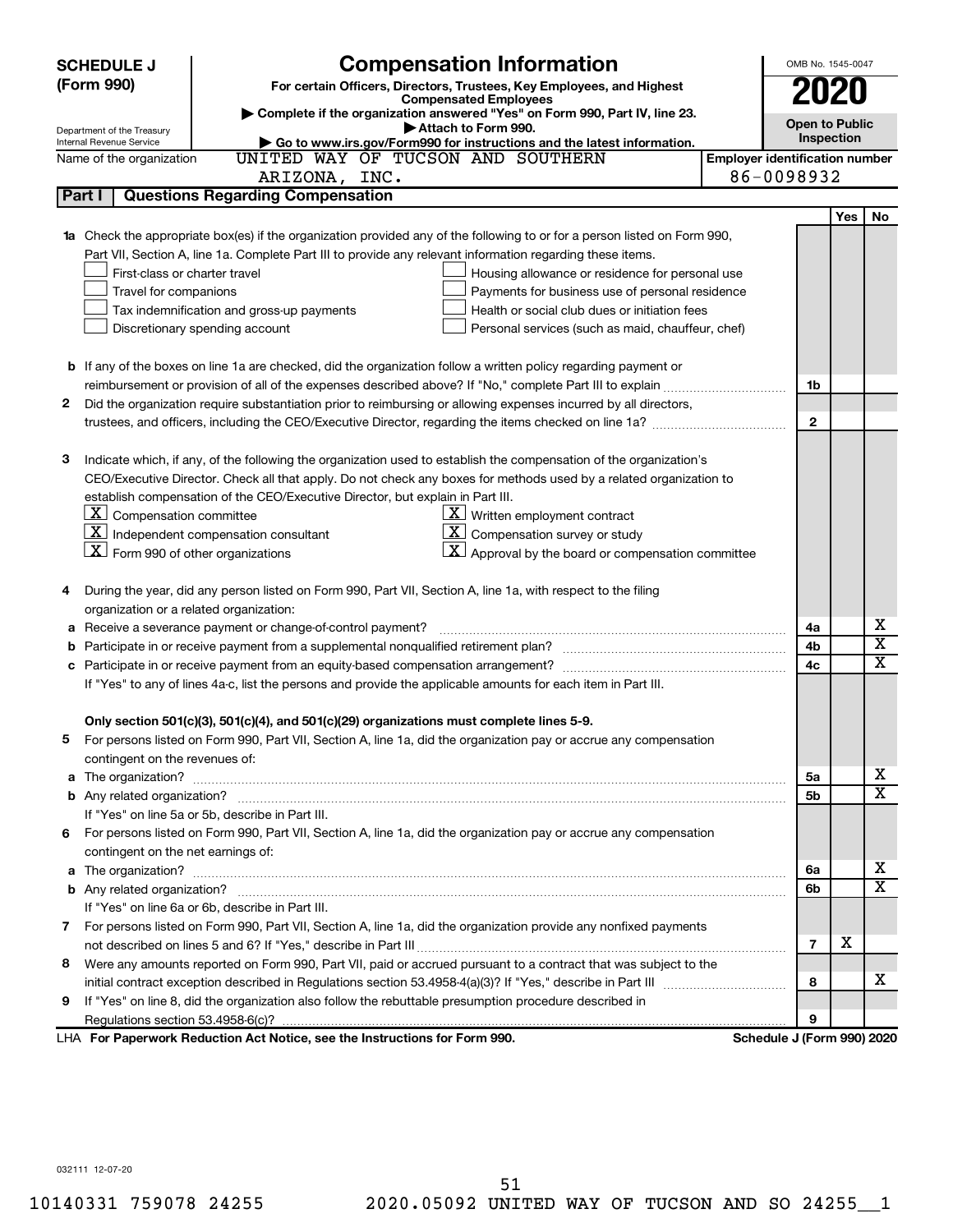**SCHEDULE J (Form 990)**

Department of the Treasury
Internal Revenue Service

# Compensation Information

**For certain Officers, Directors, Trustees, Key Employees, and Highest Compensated Employees**

▶ Complete if the organization answered "Yes" on Form 990, Part IV, line 23.
▶ Attach to Form 990.
▶ Go to www.irs.gov/Form990 for instructions and the latest information.

OMB No. 1545-0047

**2020**

**Open to Public Inspection**

Name of the organization: UNITED WAY OF TUCSON AND SOUTHERN ARIZONA, INC.

Employer identification number: 86-0098932

## Part I Questions Regarding Compensation

| | | | Yes | No |
|---|---|---|---|---|
| **1a** | Check the appropriate box(es) if the organization provided any of the following to or for a person listed on Form 990, Part VII, Section A, line 1a. Complete Part III to provide any relevant information regarding these items.<br>☐ First-class or charter travel ☐ Housing allowance or residence for personal use<br>☐ Travel for companions ☐ Payments for business use of personal residence<br>☐ Tax indemnification and gross-up payments ☐ Health or social club dues or initiation fees<br>☐ Discretionary spending account ☐ Personal services (such as maid, chauffeur, chef) | | | |
| **b** | If any of the boxes on line 1a are checked, did the organization follow a written policy regarding payment or reimbursement or provision of all of the expenses described above? If "No," complete Part III to explain | 1b | | |
| **2** | Did the organization require substantiation prior to reimbursing or allowing expenses incurred by all directors, trustees, and officers, including the CEO/Executive Director, regarding the items checked on line 1a? | 2 | | |
| **3** | Indicate which, if any, of the following the organization used to establish the compensation of the organization's CEO/Executive Director. Check all that apply. Do not check any boxes for methods used by a related organization to establish compensation of the CEO/Executive Director, but explain in Part III.<br>☒ Compensation committee ☒ Written employment contract<br>☒ Independent compensation consultant ☒ Compensation survey or study<br>☒ Form 990 of other organizations ☒ Approval by the board or compensation committee | | | |
| **4** | During the year, did any person listed on Form 990, Part VII, Section A, line 1a, with respect to the filing organization or a related organization: | | | |
| **a** | Receive a severance payment or change-of-control payment? | 4a | | X |
| **b** | Participate in or receive payment from a supplemental nonqualified retirement plan? | 4b | | X |
| **c** | Participate in or receive payment from an equity-based compensation arrangement? | 4c | | X |
| | If "Yes" to any of lines 4a-c, list the persons and provide the applicable amounts for each item in Part III. | | | |
| | **Only section 501(c)(3), 501(c)(4), and 501(c)(29) organizations must complete lines 5-9.** | | | |
| **5** | For persons listed on Form 990, Part VII, Section A, line 1a, did the organization pay or accrue any compensation contingent on the revenues of: | | | |
| **a** | The organization? | 5a | | X |
| **b** | Any related organization? | 5b | | X |
| | If "Yes" on line 5a or 5b, describe in Part III. | | | |
| **6** | For persons listed on Form 990, Part VII, Section A, line 1a, did the organization pay or accrue any compensation contingent on the net earnings of: | | | |
| **a** | The organization? | 6a | | X |
| **b** | Any related organization? | 6b | | X |
| | If "Yes" on line 6a or 6b, describe in Part III. | | | |
| **7** | For persons listed on Form 990, Part VII, Section A, line 1a, did the organization provide any nonfixed payments not described on lines 5 and 6? If "Yes," describe in Part III | 7 | X | |
| **8** | Were any amounts reported on Form 990, Part VII, paid or accrued pursuant to a contract that was subject to the initial contract exception described in Regulations section 53.4958-4(a)(3)? If "Yes," describe in Part III | 8 | | X |
| **9** | If "Yes" on line 8, did the organization also follow the rebuttable presumption procedure described in Regulations section 53.4958-6(c)? | 9 | | |

LHA **For Paperwork Reduction Act Notice, see the Instructions for Form 990.** **Schedule J (Form 990) 2020**

032111 12-07-20

10140331 759078 24255 2020.05092 UNITED WAY OF TUCSON AND SO 24255__1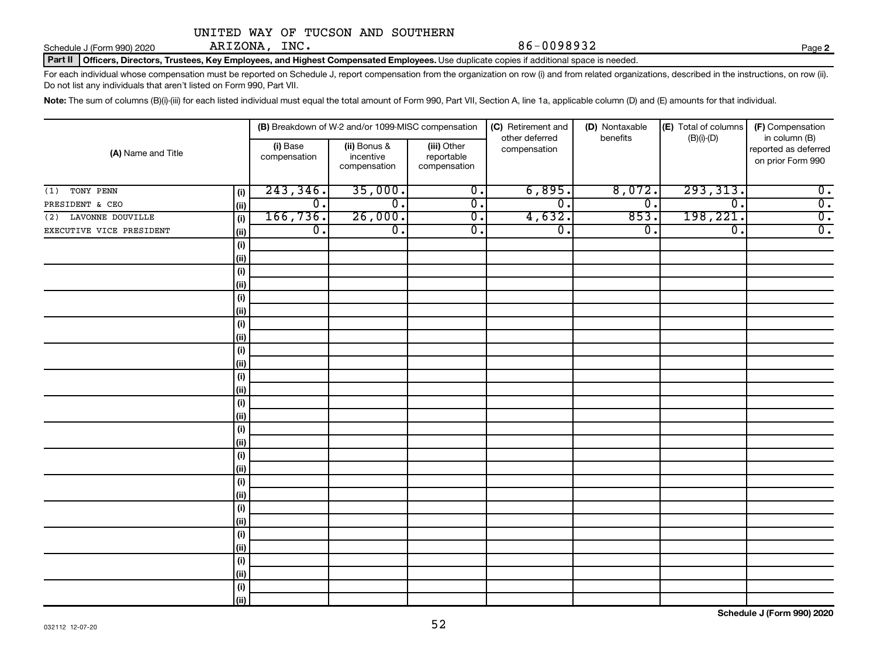UNITED WAY OF TUCSON AND SOUTHERN ARIZONA, INC. 86-0098932

Schedule J (Form 990) 2020

**Part II** **Officers, Directors, Trustees, Key Employees, and Highest Compensated Employees.** Use duplicate copies if additional space is needed.

For each individual whose compensation must be reported on Schedule J, report compensation from the organization on row (i) and from related organizations, described in the instructions, on row (ii). Do not list any individuals that aren't listed on Form 990, Part VII.

**Note:** The sum of columns (B)(i)-(iii) for each listed individual must equal the total amount of Form 990, Part VII, Section A, line 1a, applicable column (D) and (E) amounts for that individual.

| (A) Name and Title | | (B) Breakdown of W-2 and/or 1099-MISC compensation | | | (C) Retirement and other deferred compensation | (D) Nontaxable benefits | (E) Total of columns (B)(i)-(D) | (F) Compensation in column (B) reported as deferred on prior Form 990 |
|---|---|---|---|---|---|---|---|---|
| | | (i) Base compensation | (ii) Bonus & incentive compensation | (iii) Other reportable compensation | | | | |
| (1) TONY PENN | (i) | 243,346. | 35,000. | 0. | 6,895. | 8,072. | 293,313. | 0. |
| PRESIDENT & CEO | (ii) | 0. | 0. | 0. | 0. | 0. | 0. | 0. |
| (2) LAVONNE DOUVILLE | (i) | 166,736. | 26,000. | 0. | 4,632. | 853. | 198,221. | 0. |
| EXECUTIVE VICE PRESIDENT | (ii) | 0. | 0. | 0. | 0. | 0. | 0. | 0. |
| | (i) | | | | | | | |
| | (ii) | | | | | | | |
| | (i) | | | | | | | |
| | (ii) | | | | | | | |
| | (i) | | | | | | | |
| | (ii) | | | | | | | |
| | (i) | | | | | | | |
| | (ii) | | | | | | | |
| | (i) | | | | | | | |
| | (ii) | | | | | | | |
| | (i) | | | | | | | |
| | (ii) | | | | | | | |
| | (i) | | | | | | | |
| | (ii) | | | | | | | |
| | (i) | | | | | | | |
| | (ii) | | | | | | | |
| | (i) | | | | | | | |
| | (ii) | | | | | | | |
| | (i) | | | | | | | |
| | (ii) | | | | | | | |
| | (i) | | | | | | | |
| | (ii) | | | | | | | |
| | (i) | | | | | | | |
| | (ii) | | | | | | | |
| | (i) | | | | | | | |
| | (ii) | | | | | | | |
| | (i) | | | | | | | |
| | (ii) | | | | | | | |

032112 12-07-20

**Schedule J (Form 990) 2020**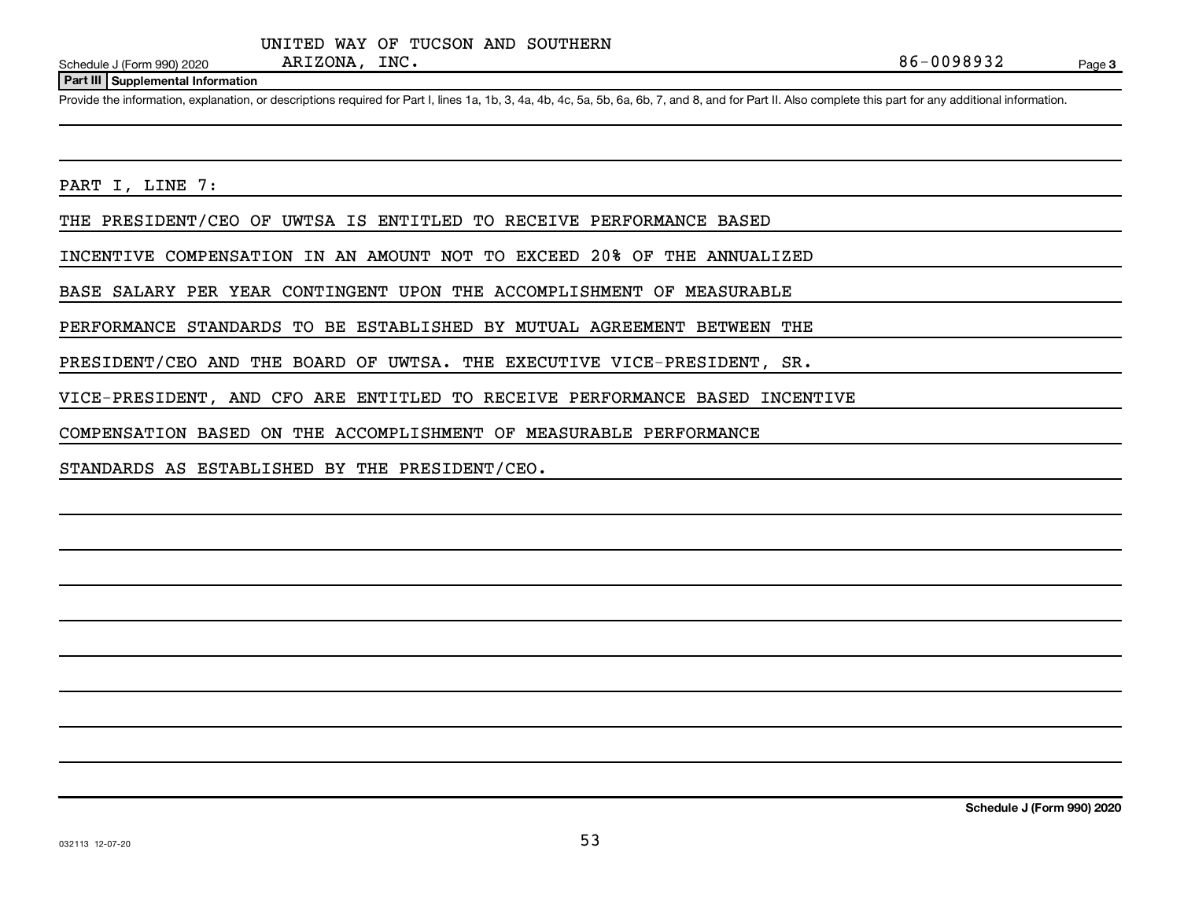UNITED WAY OF TUCSON AND SOUTHERN ARIZONA, INC. 86-0098932

Schedule J (Form 990) 2020

## Part III Supplemental Information

Provide the information, explanation, or descriptions required for Part I, lines 1a, 1b, 3, 4a, 4b, 4c, 5a, 5b, 6a, 6b, 7, and 8, and for Part II. Also complete this part for any additional information.

PART I, LINE 7:

THE PRESIDENT/CEO OF UWTSA IS ENTITLED TO RECEIVE PERFORMANCE BASED INCENTIVE COMPENSATION IN AN AMOUNT NOT TO EXCEED 20% OF THE ANNUALIZED BASE SALARY PER YEAR CONTINGENT UPON THE ACCOMPLISHMENT OF MEASURABLE PERFORMANCE STANDARDS TO BE ESTABLISHED BY MUTUAL AGREEMENT BETWEEN THE PRESIDENT/CEO AND THE BOARD OF UWTSA. THE EXECUTIVE VICE-PRESIDENT, SR. VICE-PRESIDENT, AND CFO ARE ENTITLED TO RECEIVE PERFORMANCE BASED INCENTIVE COMPENSATION BASED ON THE ACCOMPLISHMENT OF MEASURABLE PERFORMANCE STANDARDS AS ESTABLISHED BY THE PRESIDENT/CEO.

Schedule J (Form 990) 2020

032113 12-07-20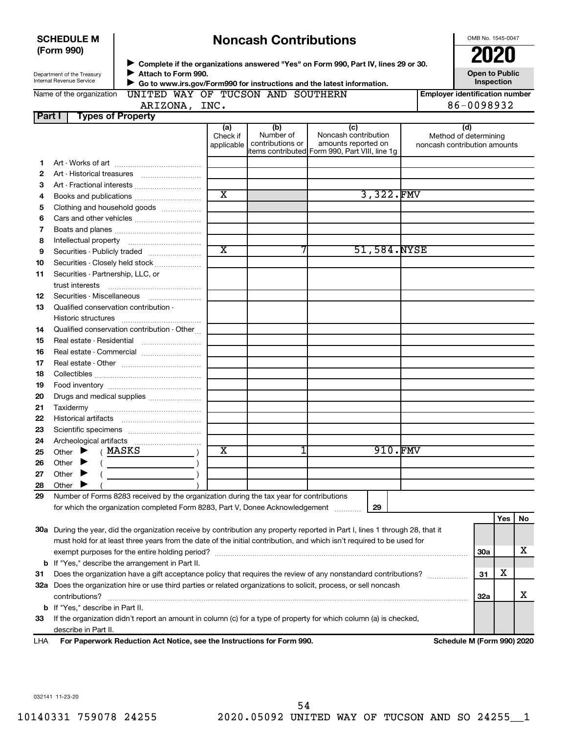**SCHEDULE M (Form 990)**

Department of the Treasury
Internal Revenue Service

# Noncash Contributions

▶ Complete if the organizations answered "Yes" on Form 990, Part IV, lines 29 or 30.
▶ Attach to Form 990.
▶ Go to www.irs.gov/Form990 for instructions and the latest information.

OMB No. 1545-0047

**2020**

**Open to Public Inspection**

Name of the organization: UNITED WAY OF TUCSON AND SOUTHERN ARIZONA, INC.

Employer identification number: 86-0098932

## Part I Types of Property

| | | (a) Check if applicable | (b) Number of contributions or items contributed | (c) Noncash contribution amounts reported on Form 990, Part VIII, line 1g | (d) Method of determining noncash contribution amounts |
|---|---|---|---|---|---|
| 1 | Art - Works of art | | | | |
| 2 | Art - Historical treasures | | | | |
| 3 | Art - Fractional interests | | | | |
| 4 | Books and publications | X | | 3,322. | FMV |
| 5 | Clothing and household goods | | | | |
| 6 | Cars and other vehicles | | | | |
| 7 | Boats and planes | | | | |
| 8 | Intellectual property | | | | |
| 9 | Securities - Publicly traded | X | 7 | 51,584. | NYSE |
| 10 | Securities - Closely held stock | | | | |
| 11 | Securities - Partnership, LLC, or trust interests | | | | |
| 12 | Securities - Miscellaneous | | | | |
| 13 | Qualified conservation contribution - Historic structures | | | | |
| 14 | Qualified conservation contribution - Other | | | | |
| 15 | Real estate - Residential | | | | |
| 16 | Real estate - Commercial | | | | |
| 17 | Real estate - Other | | | | |
| 18 | Collectibles | | | | |
| 19 | Food inventory | | | | |
| 20 | Drugs and medical supplies | | | | |
| 21 | Taxidermy | | | | |
| 22 | Historical artifacts | | | | |
| 23 | Scientific specimens | | | | |
| 24 | Archeological artifacts | | | | |
| 25 | Other ▶ ( MASKS ) | X | 1 | 910. | FMV |
| 26 | Other ▶ ( ) | | | | |
| 27 | Other ▶ ( ) | | | | |
| 28 | Other ▶ ( ) | | | | |

29 Number of Forms 8283 received by the organization during the tax year for contributions for which the organization completed Form 8283, Part V, Donee Acknowledgement ..... 29

| | | | Yes | No |
|---|---|---|---|---|
| 30a | During the year, did the organization receive by contribution any property reported in Part I, lines 1 through 28, that it must hold for at least three years from the date of the initial contribution, and which isn't required to be used for exempt purposes for the entire holding period? | 30a | | X |
| b | If "Yes," describe the arrangement in Part II. | | | |
| 31 | Does the organization have a gift acceptance policy that requires the review of any nonstandard contributions? | 31 | X | |
| 32a | Does the organization hire or use third parties or related organizations to solicit, process, or sell noncash contributions? | 32a | | X |
| b | If "Yes," describe in Part II. | | | |
| 33 | If the organization didn't report an amount in column (c) for a type of property for which column (a) is checked, describe in Part II. | | | |

LHA **For Paperwork Reduction Act Notice, see the Instructions for Form 990.** **Schedule M (Form 990) 2020**

032141 11-23-20

10140331 759078 24255 2020.05092 UNITED WAY OF TUCSON AND SO 24255__1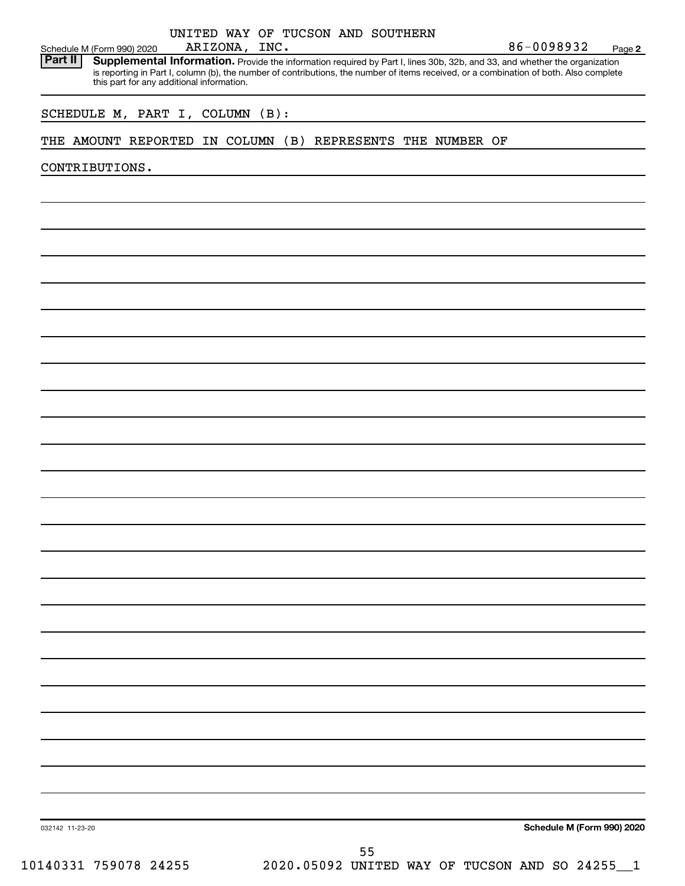UNITED WAY OF TUCSON AND SOUTHERN ARIZONA, INC. 86-0098932

Schedule M (Form 990) 2020 Page **2**

**Part II** **Supplemental Information.** Provide the information required by Part I, lines 30b, 32b, and 33, and whether the organization is reporting in Part I, column (b), the number of contributions, the number of items received, or a combination of both. Also complete this part for any additional information.

SCHEDULE M, PART I, COLUMN (B):

THE AMOUNT REPORTED IN COLUMN (B) REPRESENTS THE NUMBER OF CONTRIBUTIONS.

032142 11-23-20 **Schedule M (Form 990) 2020**

10140331 759078 24255 2020.05092 UNITED WAY OF TUCSON AND SO 24255__1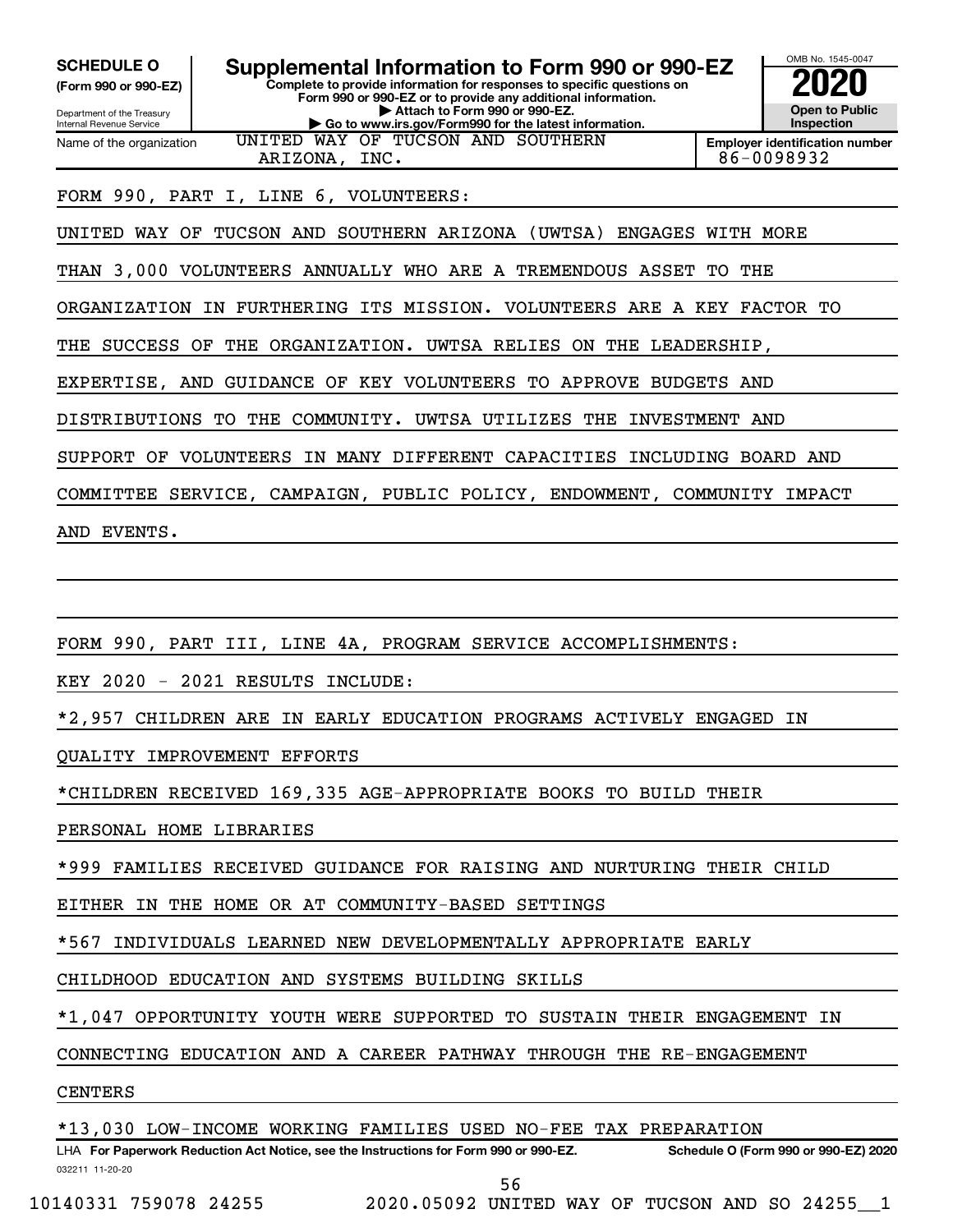**SCHEDULE O (Form 990 or 990-EZ)**

Department of the Treasury
Internal Revenue Service

# Supplemental Information to Form 990 or 990-EZ

**Complete to provide information for responses to specific questions on Form 990 or 990-EZ or to provide any additional information.**
**▶ Attach to Form 990 or 990-EZ.**
**▶ Go to www.irs.gov/Form990 for the latest information.**

OMB No. 1545-0047

**2020**

**Open to Public Inspection**

Name of the organization: UNITED WAY OF TUCSON AND SOUTHERN ARIZONA, INC.

**Employer identification number:** 86-0098932

FORM 990, PART I, LINE 6, VOLUNTEERS:

UNITED WAY OF TUCSON AND SOUTHERN ARIZONA (UWTSA) ENGAGES WITH MORE THAN 3,000 VOLUNTEERS ANNUALLY WHO ARE A TREMENDOUS ASSET TO THE ORGANIZATION IN FURTHERING ITS MISSION. VOLUNTEERS ARE A KEY FACTOR TO THE SUCCESS OF THE ORGANIZATION. UWTSA RELIES ON THE LEADERSHIP, EXPERTISE, AND GUIDANCE OF KEY VOLUNTEERS TO APPROVE BUDGETS AND DISTRIBUTIONS TO THE COMMUNITY. UWTSA UTILIZES THE INVESTMENT AND SUPPORT OF VOLUNTEERS IN MANY DIFFERENT CAPACITIES INCLUDING BOARD AND COMMITTEE SERVICE, CAMPAIGN, PUBLIC POLICY, ENDOWMENT, COMMUNITY IMPACT AND EVENTS.

FORM 990, PART III, LINE 4A, PROGRAM SERVICE ACCOMPLISHMENTS:

KEY 2020 - 2021 RESULTS INCLUDE:

*2,957 CHILDREN ARE IN EARLY EDUCATION PROGRAMS ACTIVELY ENGAGED IN QUALITY IMPROVEMENT EFFORTS

*CHILDREN RECEIVED 169,335 AGE-APPROPRIATE BOOKS TO BUILD THEIR PERSONAL HOME LIBRARIES

*999 FAMILIES RECEIVED GUIDANCE FOR RAISING AND NURTURING THEIR CHILD EITHER IN THE HOME OR AT COMMUNITY-BASED SETTINGS

*567 INDIVIDUALS LEARNED NEW DEVELOPMENTALLY APPROPRIATE EARLY CHILDHOOD EDUCATION AND SYSTEMS BUILDING SKILLS

*1,047 OPPORTUNITY YOUTH WERE SUPPORTED TO SUSTAIN THEIR ENGAGEMENT IN CONNECTING EDUCATION AND A CAREER PATHWAY THROUGH THE RE-ENGAGEMENT CENTERS

*13,030 LOW-INCOME WORKING FAMILIES USED NO-FEE TAX PREPARATION

LHA **For Paperwork Reduction Act Notice, see the Instructions for Form 990 or 990-EZ.** **Schedule O (Form 990 or 990-EZ) 2020**

032211 11-20-20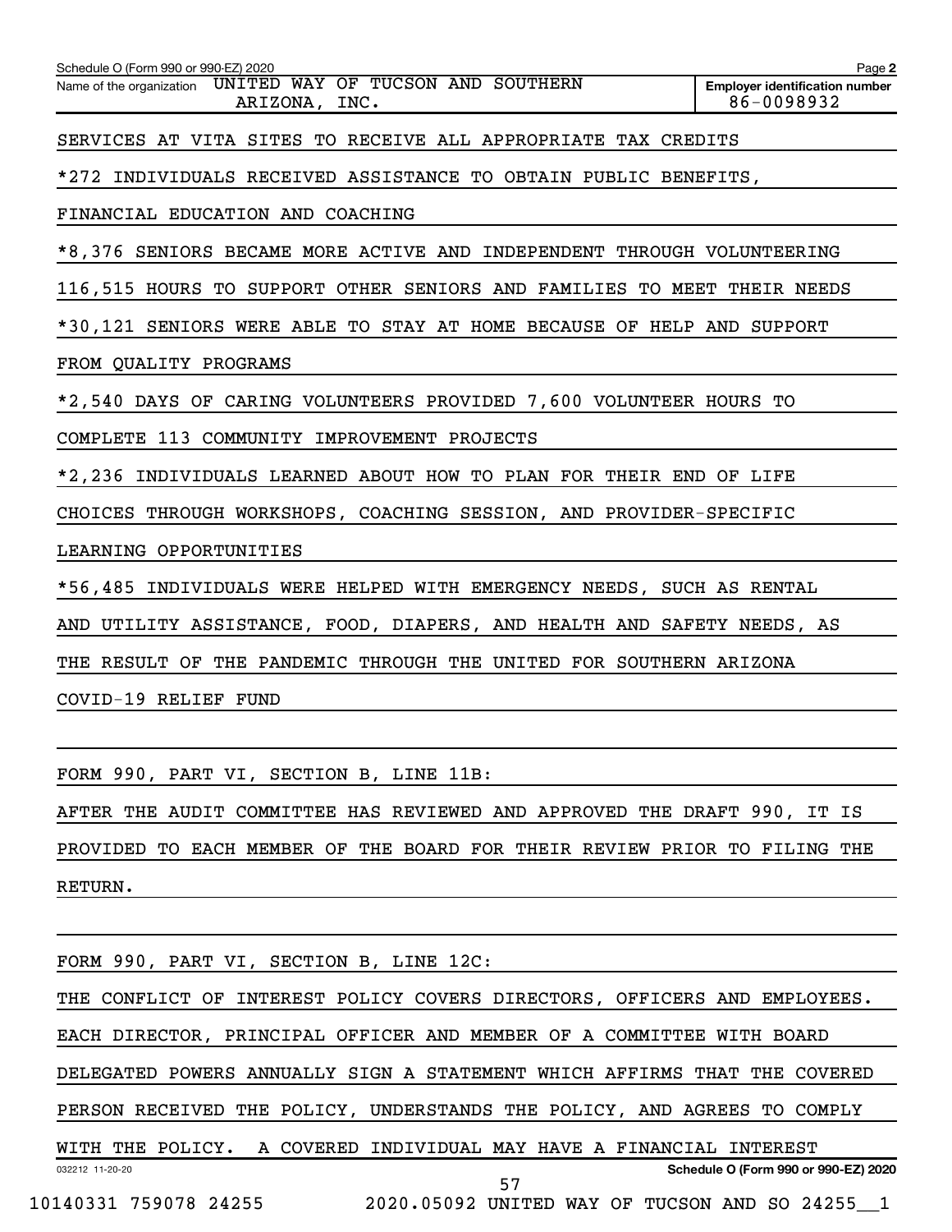SERVICES AT VITA SITES TO RECEIVE ALL APPROPRIATE TAX CREDITS

*272 INDIVIDUALS RECEIVED ASSISTANCE TO OBTAIN PUBLIC BENEFITS, FINANCIAL EDUCATION AND COACHING

*8,376 SENIORS BECAME MORE ACTIVE AND INDEPENDENT THROUGH VOLUNTEERING 116,515 HOURS TO SUPPORT OTHER SENIORS AND FAMILIES TO MEET THEIR NEEDS

*30,121 SENIORS WERE ABLE TO STAY AT HOME BECAUSE OF HELP AND SUPPORT FROM QUALITY PROGRAMS

*2,540 DAYS OF CARING VOLUNTEERS PROVIDED 7,600 VOLUNTEER HOURS TO COMPLETE 113 COMMUNITY IMPROVEMENT PROJECTS

*2,236 INDIVIDUALS LEARNED ABOUT HOW TO PLAN FOR THEIR END OF LIFE CHOICES THROUGH WORKSHOPS, COACHING SESSION, AND PROVIDER-SPECIFIC LEARNING OPPORTUNITIES

*56,485 INDIVIDUALS WERE HELPED WITH EMERGENCY NEEDS, SUCH AS RENTAL AND UTILITY ASSISTANCE, FOOD, DIAPERS, AND HEALTH AND SAFETY NEEDS, AS THE RESULT OF THE PANDEMIC THROUGH THE UNITED FOR SOUTHERN ARIZONA COVID-19 RELIEF FUND

FORM 990, PART VI, SECTION B, LINE 11B:

AFTER THE AUDIT COMMITTEE HAS REVIEWED AND APPROVED THE DRAFT 990, IT IS PROVIDED TO EACH MEMBER OF THE BOARD FOR THEIR REVIEW PRIOR TO FILING THE RETURN.

FORM 990, PART VI, SECTION B, LINE 12C:

THE CONFLICT OF INTEREST POLICY COVERS DIRECTORS, OFFICERS AND EMPLOYEES. EACH DIRECTOR, PRINCIPAL OFFICER AND MEMBER OF A COMMITTEE WITH BOARD DELEGATED POWERS ANNUALLY SIGN A STATEMENT WHICH AFFIRMS THAT THE COVERED PERSON RECEIVED THE POLICY, UNDERSTANDS THE POLICY, AND AGREES TO COMPLY WITH THE POLICY. A COVERED INDIVIDUAL MAY HAVE A FINANCIAL INTEREST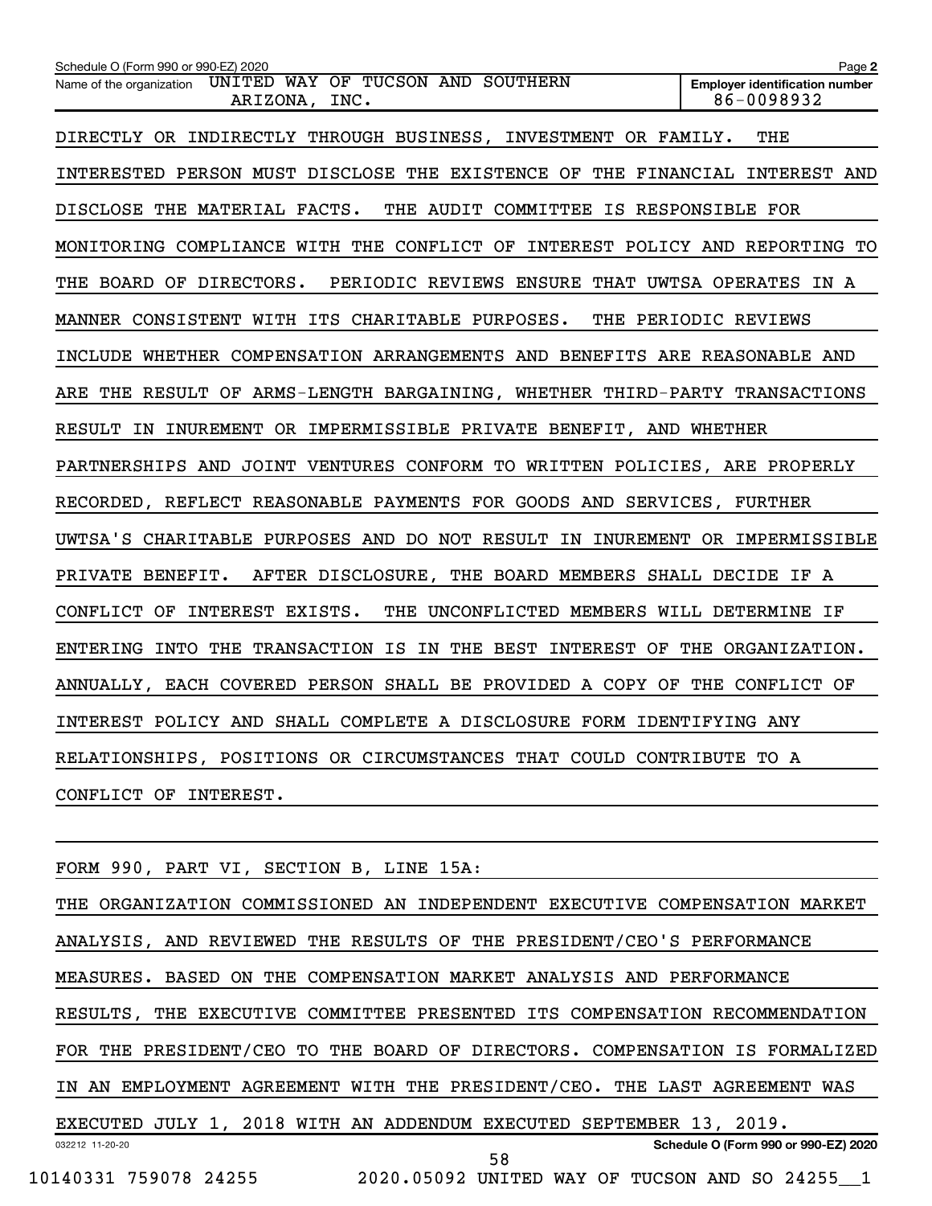Schedule O (Form 990 or 990-EZ) 2020 Page **2**

Name of the organization UNITED WAY OF TUCSON AND SOUTHERN ARIZONA, INC.

**Employer identification number** 86-0098932

DIRECTLY OR INDIRECTLY THROUGH BUSINESS, INVESTMENT OR FAMILY. THE INTERESTED PERSON MUST DISCLOSE THE EXISTENCE OF THE FINANCIAL INTEREST AND DISCLOSE THE MATERIAL FACTS. THE AUDIT COMMITTEE IS RESPONSIBLE FOR MONITORING COMPLIANCE WITH THE CONFLICT OF INTEREST POLICY AND REPORTING TO THE BOARD OF DIRECTORS. PERIODIC REVIEWS ENSURE THAT UWTSA OPERATES IN A MANNER CONSISTENT WITH ITS CHARITABLE PURPOSES. THE PERIODIC REVIEWS INCLUDE WHETHER COMPENSATION ARRANGEMENTS AND BENEFITS ARE REASONABLE AND ARE THE RESULT OF ARMS-LENGTH BARGAINING, WHETHER THIRD-PARTY TRANSACTIONS RESULT IN INUREMENT OR IMPERMISSIBLE PRIVATE BENEFIT, AND WHETHER PARTNERSHIPS AND JOINT VENTURES CONFORM TO WRITTEN POLICIES, ARE PROPERLY RECORDED, REFLECT REASONABLE PAYMENTS FOR GOODS AND SERVICES, FURTHER UWTSA'S CHARITABLE PURPOSES AND DO NOT RESULT IN INUREMENT OR IMPERMISSIBLE PRIVATE BENEFIT. AFTER DISCLOSURE, THE BOARD MEMBERS SHALL DECIDE IF A CONFLICT OF INTEREST EXISTS. THE UNCONFLICTED MEMBERS WILL DETERMINE IF ENTERING INTO THE TRANSACTION IS IN THE BEST INTEREST OF THE ORGANIZATION. ANNUALLY, EACH COVERED PERSON SHALL BE PROVIDED A COPY OF THE CONFLICT OF INTEREST POLICY AND SHALL COMPLETE A DISCLOSURE FORM IDENTIFYING ANY RELATIONSHIPS, POSITIONS OR CIRCUMSTANCES THAT COULD CONTRIBUTE TO A CONFLICT OF INTEREST.

FORM 990, PART VI, SECTION B, LINE 15A:

THE ORGANIZATION COMMISSIONED AN INDEPENDENT EXECUTIVE COMPENSATION MARKET ANALYSIS, AND REVIEWED THE RESULTS OF THE PRESIDENT/CEO'S PERFORMANCE MEASURES. BASED ON THE COMPENSATION MARKET ANALYSIS AND PERFORMANCE RESULTS, THE EXECUTIVE COMMITTEE PRESENTED ITS COMPENSATION RECOMMENDATION FOR THE PRESIDENT/CEO TO THE BOARD OF DIRECTORS. COMPENSATION IS FORMALIZED IN AN EMPLOYMENT AGREEMENT WITH THE PRESIDENT/CEO. THE LAST AGREEMENT WAS EXECUTED JULY 1, 2018 WITH AN ADDENDUM EXECUTED SEPTEMBER 13, 2019.

032212 11-20-20 **Schedule O (Form 990 or 990-EZ) 2020**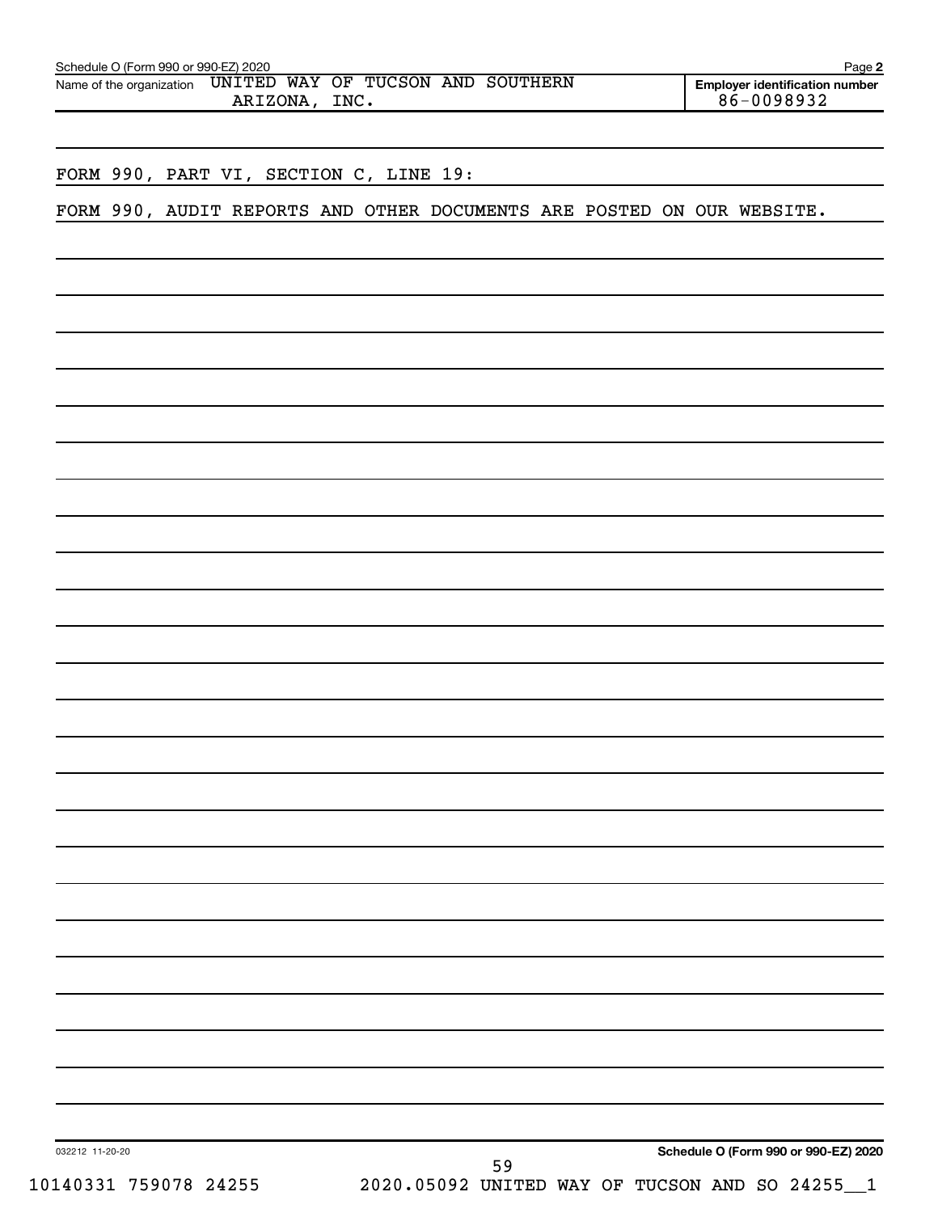Schedule O (Form 990 or 990-EZ) 2020

Name of the organization UNITED WAY OF TUCSON AND SOUTHERN ARIZONA, INC.

Employer identification number 86-0098932

FORM 990, PART VI, SECTION C, LINE 19:

FORM 990, AUDIT REPORTS AND OTHER DOCUMENTS ARE POSTED ON OUR WEBSITE.

032212 11-20-20

Schedule O (Form 990 or 990-EZ) 2020

10140331 759078 24255 2020.05092 UNITED WAY OF TUCSON AND SO 24255__1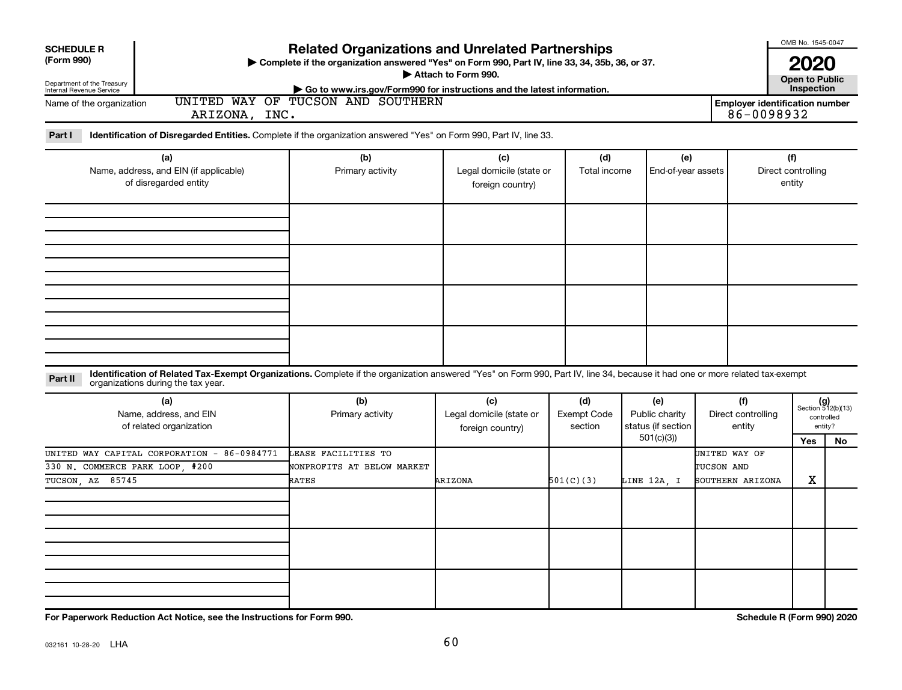**SCHEDULE R (Form 990)**

Department of the Treasury
Internal Revenue Service

# Related Organizations and Unrelated Partnerships

▶ Complete if the organization answered "Yes" on Form 990, Part IV, line 33, 34, 35b, 36, or 37.
▶ Attach to Form 990.
▶ Go to www.irs.gov/Form990 for instructions and the latest information.

OMB No. 1545-0047

**2020**

**Open to Public Inspection**

Name of the organization: UNITED WAY OF TUCSON AND SOUTHERN ARIZONA, INC.

**Employer identification number** 86-0098932

**Part I** **Identification of Disregarded Entities.** Complete if the organization answered "Yes" on Form 990, Part IV, line 33.

| (a) Name, address, and EIN (if applicable) of disregarded entity | (b) Primary activity | (c) Legal domicile (state or foreign country) | (d) Total income | (e) End-of-year assets | (f) Direct controlling entity |
|---|---|---|---|---|---|
| | | | | | |
| | | | | | |
| | | | | | |
| | | | | | |

**Part II** **Identification of Related Tax-Exempt Organizations.** Complete if the organization answered "Yes" on Form 990, Part IV, line 34, because it had one or more related tax-exempt organizations during the tax year.

| (a) Name, address, and EIN of related organization | (b) Primary activity | (c) Legal domicile (state or foreign country) | (d) Exempt Code section | (e) Public charity status (if section 501(c)(3)) | (f) Direct controlling entity | (g) Section 512(b)(13) controlled entity? Yes | No |
|---|---|---|---|---|---|---|---|
| UNITED WAY CAPITAL CORPORATION - 86-0984771 330 N. COMMERCE PARK LOOP, #200 TUCSON, AZ 85745 | LEASE FACILITIES TO NONPROFITS AT BELOW MARKET RATES | ARIZONA | 501(C)(3) | LINE 12A, I | UNITED WAY OF TUCSON AND SOUTHERN ARIZONA | X | |
| | | | | | | | |
| | | | | | | | |
| | | | | | | | |

**For Paperwork Reduction Act Notice, see the Instructions for Form 990.**

**Schedule R (Form 990) 2020**

032161 10-28-20 LHA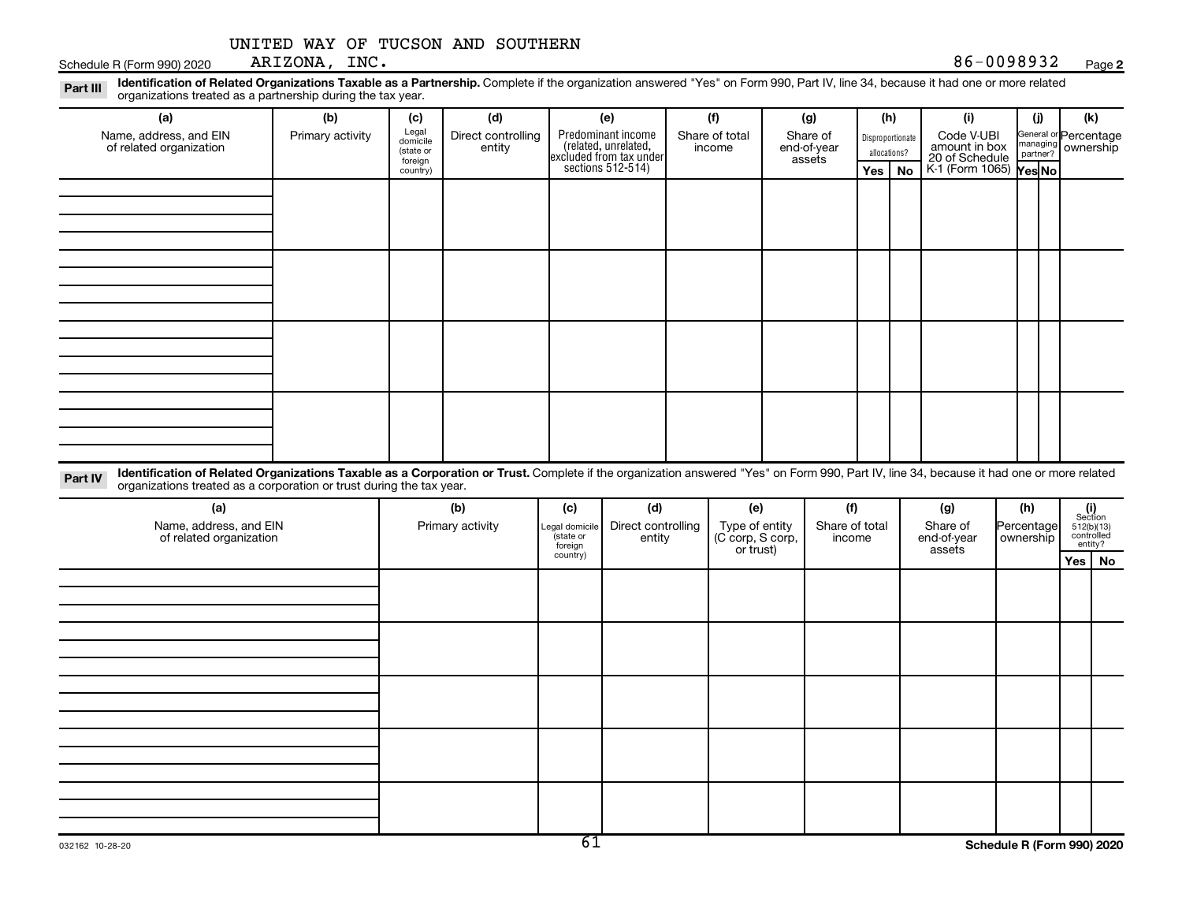UNITED WAY OF TUCSON AND SOUTHERN ARIZONA, INC.

Schedule R (Form 990) 2020 — 86-0098932 — Page **2**

**Part III** **Identification of Related Organizations Taxable as a Partnership.** Complete if the organization answered "Yes" on Form 990, Part IV, line 34, because it had one or more related organizations treated as a partnership during the tax year.

| (a) Name, address, and EIN of related organization | (b) Primary activity | (c) Legal domicile (state or foreign country) | (d) Direct controlling entity | (e) Predominant income (related, unrelated, excluded from tax under sections 512-514) | (f) Share of total income | (g) Share of end-of-year assets | (h) Disproportionate allocations? | | (i) Code V-UBI amount in box 20 of Schedule K-1 (Form 1065) | (j) General or managing partner? | | (k) Percentage ownership |
|---|---|---|---|---|---|---|---|---|---|---|---|---|
| | | | | | | | Yes | No | | Yes | No | |
| | | | | | | | | | | | | |
| | | | | | | | | | | | | |
| | | | | | | | | | | | | |
| | | | | | | | | | | | | |

**Part IV** **Identification of Related Organizations Taxable as a Corporation or Trust.** Complete if the organization answered "Yes" on Form 990, Part IV, line 34, because it had one or more related organizations treated as a corporation or trust during the tax year.

| (a) Name, address, and EIN of related organization | (b) Primary activity | (c) Legal domicile (state or foreign country) | (d) Direct controlling entity | (e) Type of entity (C corp, S corp, or trust) | (f) Share of total income | (g) Share of end-of-year assets | (h) Percentage ownership | (i) Section 512(b)(13) controlled entity? | |
|---|---|---|---|---|---|---|---|---|---|
| | | | | | | | | Yes | No |
| | | | | | | | | | |
| | | | | | | | | | |
| | | | | | | | | | |
| | | | | | | | | | |
| | | | | | | | | | |

032162 10-28-20

**Schedule R (Form 990) 2020**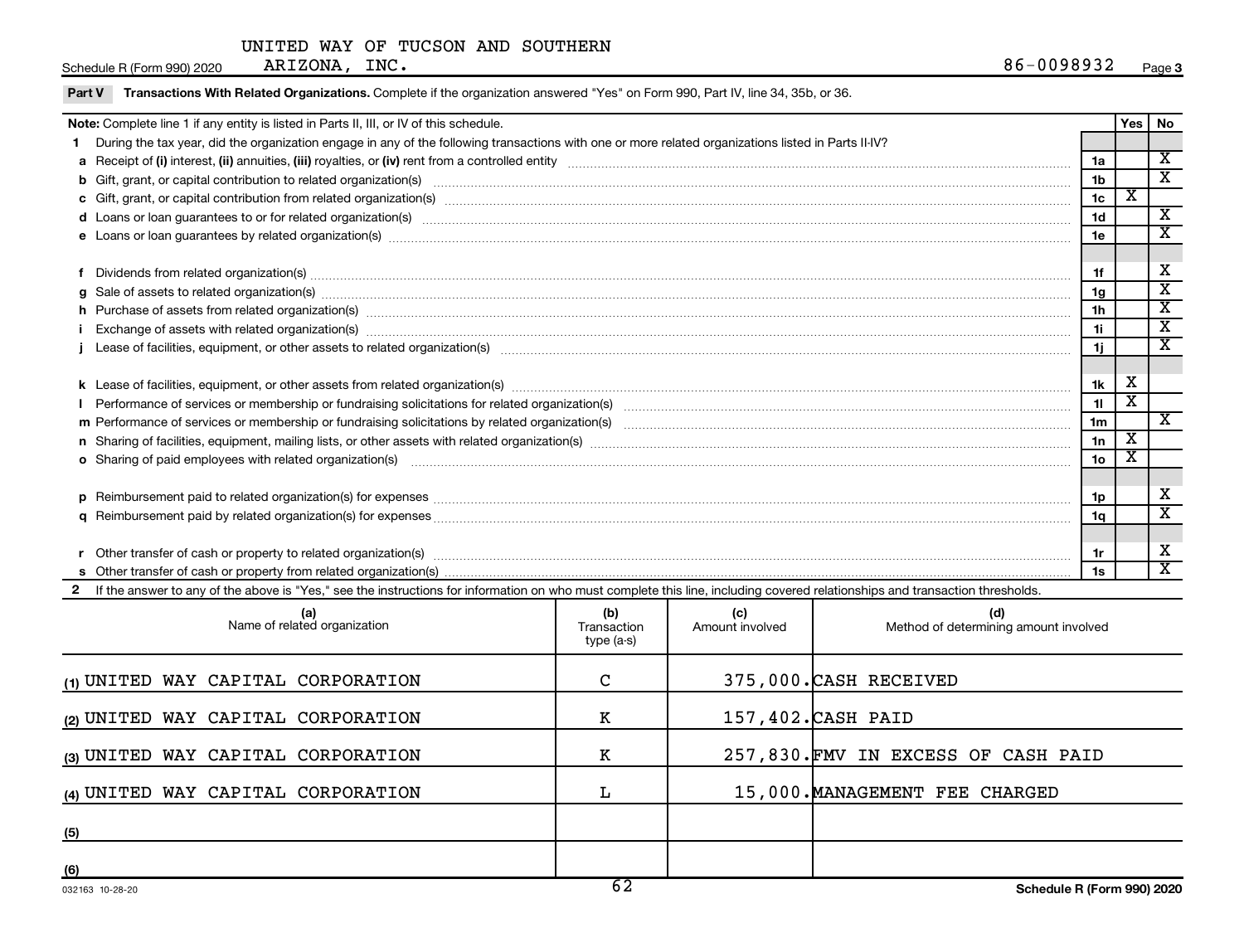UNITED WAY OF TUCSON AND SOUTHERN ARIZONA, INC.

Schedule R (Form 990) 2020 — 86-0098932 — Page 3

**Part V Transactions With Related Organizations.** Complete if the organization answered "Yes" on Form 990, Part IV, line 34, 35b, or 36.

| Note: Complete line 1 if any entity is listed in Parts II, III, or IV of this schedule. | | Yes | No |
|---|---|---|---|
| **1** During the tax year, did the organization engage in any of the following transactions with one or more related organizations listed in Parts II-IV? | | | |
| **a** Receipt of **(i)** interest, **(ii)** annuities, **(iii)** royalties, or **(iv)** rent from a controlled entity | 1a | | X |
| **b** Gift, grant, or capital contribution to related organization(s) | 1b | | X |
| **c** Gift, grant, or capital contribution from related organization(s) | 1c | X | |
| **d** Loans or loan guarantees to or for related organization(s) | 1d | | X |
| **e** Loans or loan guarantees by related organization(s) | 1e | | X |
| **f** Dividends from related organization(s) | 1f | | X |
| **g** Sale of assets to related organization(s) | 1g | | X |
| **h** Purchase of assets from related organization(s) | 1h | | X |
| **i** Exchange of assets with related organization(s) | 1i | | X |
| **j** Lease of facilities, equipment, or other assets to related organization(s) | 1j | | X |
| **k** Lease of facilities, equipment, or other assets from related organization(s) | 1k | X | |
| **l** Performance of services or membership or fundraising solicitations for related organization(s) | 1l | X | |
| **m** Performance of services or membership or fundraising solicitations by related organization(s) | 1m | | X |
| **n** Sharing of facilities, equipment, mailing lists, or other assets with related organization(s) | 1n | X | |
| **o** Sharing of paid employees with related organization(s) | 1o | X | |
| **p** Reimbursement paid to related organization(s) for expenses | 1p | | X |
| **q** Reimbursement paid by related organization(s) for expenses | 1q | | X |
| **r** Other transfer of cash or property to related organization(s) | 1r | | X |
| **s** Other transfer of cash or property from related organization(s) | 1s | | X |

**2** If the answer to any of the above is "Yes," see the instructions for information on who must complete this line, including covered relationships and transaction thresholds.

| | (a) Name of related organization | (b) Transaction type (a-s) | (c) Amount involved | (d) Method of determining amount involved |
|---|---|---|---|---|
| (1) | UNITED WAY CAPITAL CORPORATION | C | 375,000. | CASH RECEIVED |
| (2) | UNITED WAY CAPITAL CORPORATION | K | 157,402. | CASH PAID |
| (3) | UNITED WAY CAPITAL CORPORATION | K | 257,830. | FMV IN EXCESS OF CASH PAID |
| (4) | UNITED WAY CAPITAL CORPORATION | L | 15,000. | MANAGEMENT FEE CHARGED |
| (5) | | | | |
| (6) | | | | |

032163 10-28-20 — Schedule R (Form 990) 2020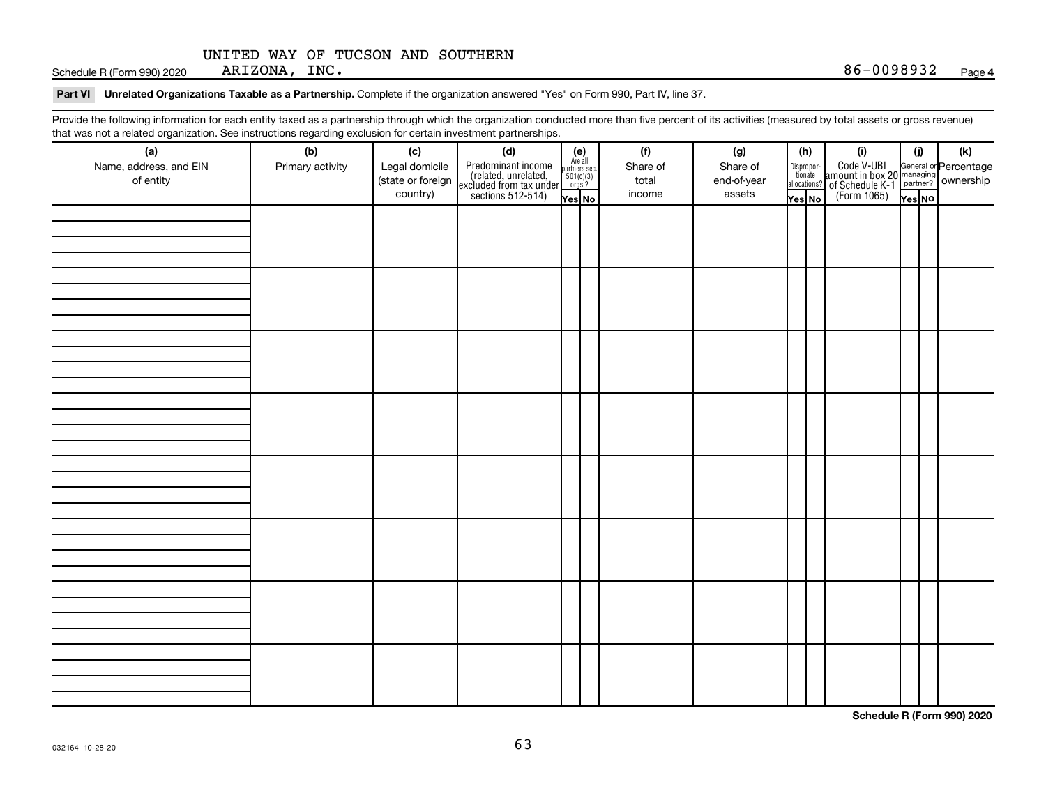Schedule R (Form 990) 2020 UNITED WAY OF TUCSON AND SOUTHERN ARIZONA, INC. 86-0098932 Page **4**

**Part VI Unrelated Organizations Taxable as a Partnership.** Complete if the organization answered "Yes" on Form 990, Part IV, line 37.

Provide the following information for each entity taxed as a partnership through which the organization conducted more than five percent of its activities (measured by total assets or gross revenue) that was not a related organization. See instructions regarding exclusion for certain investment partnerships.

| (a) Name, address, and EIN of entity | (b) Primary activity | (c) Legal domicile (state or foreign country) | (d) Predominant income (related, unrelated, excluded from tax under sections 512-514) | (e) Are all partners sec. 501(c)(3) orgs.? Yes | No | (f) Share of total income | (g) Share of end-of-year assets | (h) Disproportionate allocations? Yes | No | (i) Code V-UBI amount in box 20 of Schedule K-1 (Form 1065) | (j) General or managing partner? Yes | No | (k) Percentage ownership |
|---|---|---|---|---|---|---|---|---|---|---|---|---|---|
| | | | | | | | | | | | | | |
| | | | | | | | | | | | | | |
| | | | | | | | | | | | | | |
| | | | | | | | | | | | | | |
| | | | | | | | | | | | | | |
| | | | | | | | | | | | | | |
| | | | | | | | | | | | | | |
| | | | | | | | | | | | | | |

**Schedule R (Form 990) 2020**

032164 10-28-20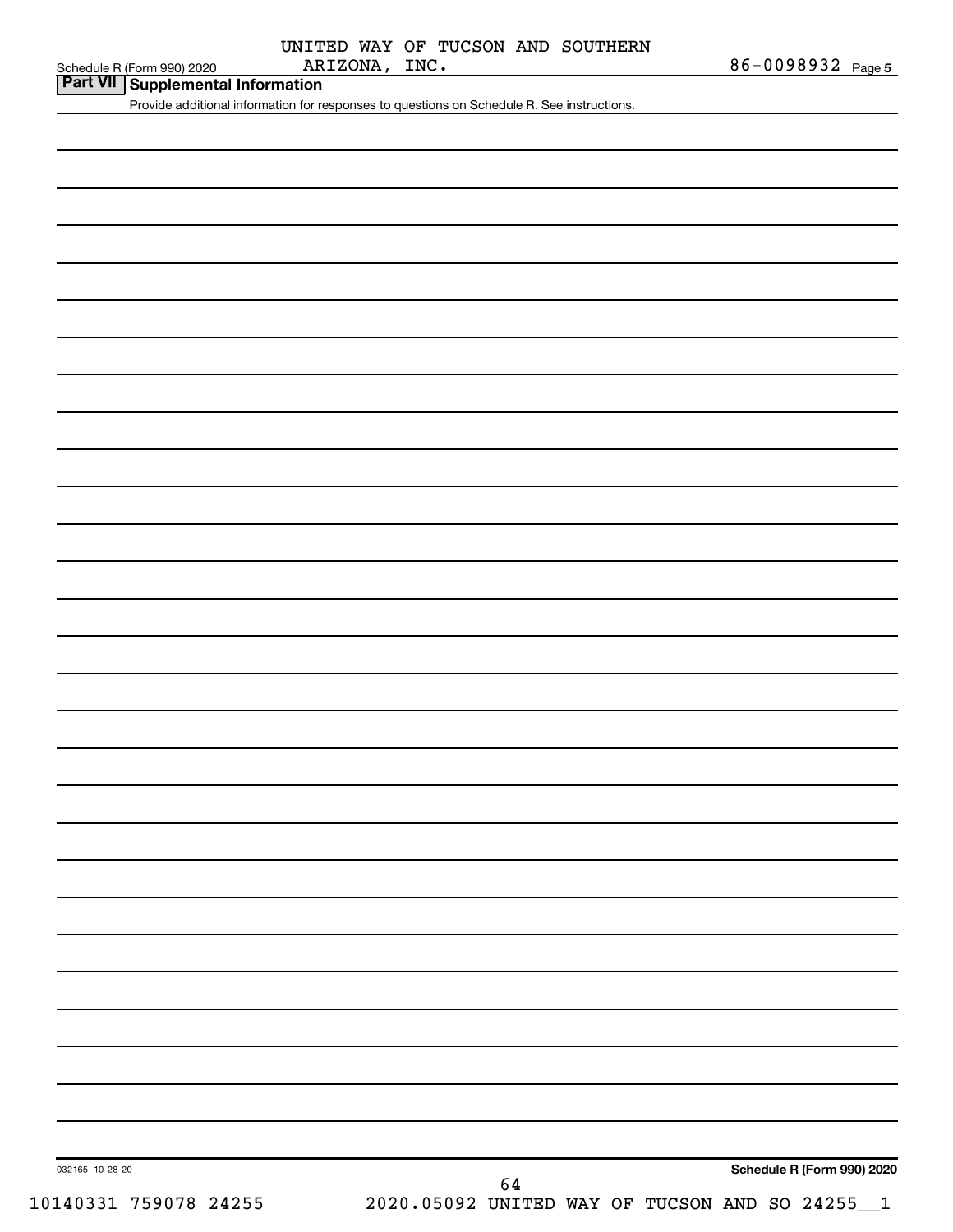Schedule R (Form 990) 2020 UNITED WAY OF TUCSON AND SOUTHERN ARIZONA, INC. 86-0098932 Page 5

**Part VII Supplemental Information**

Provide additional information for responses to questions on Schedule R. See instructions.

032165 10-28-20 **Schedule R (Form 990) 2020**

10140331 759078 24255 2020.05092 UNITED WAY OF TUCSON AND SO 24255__1